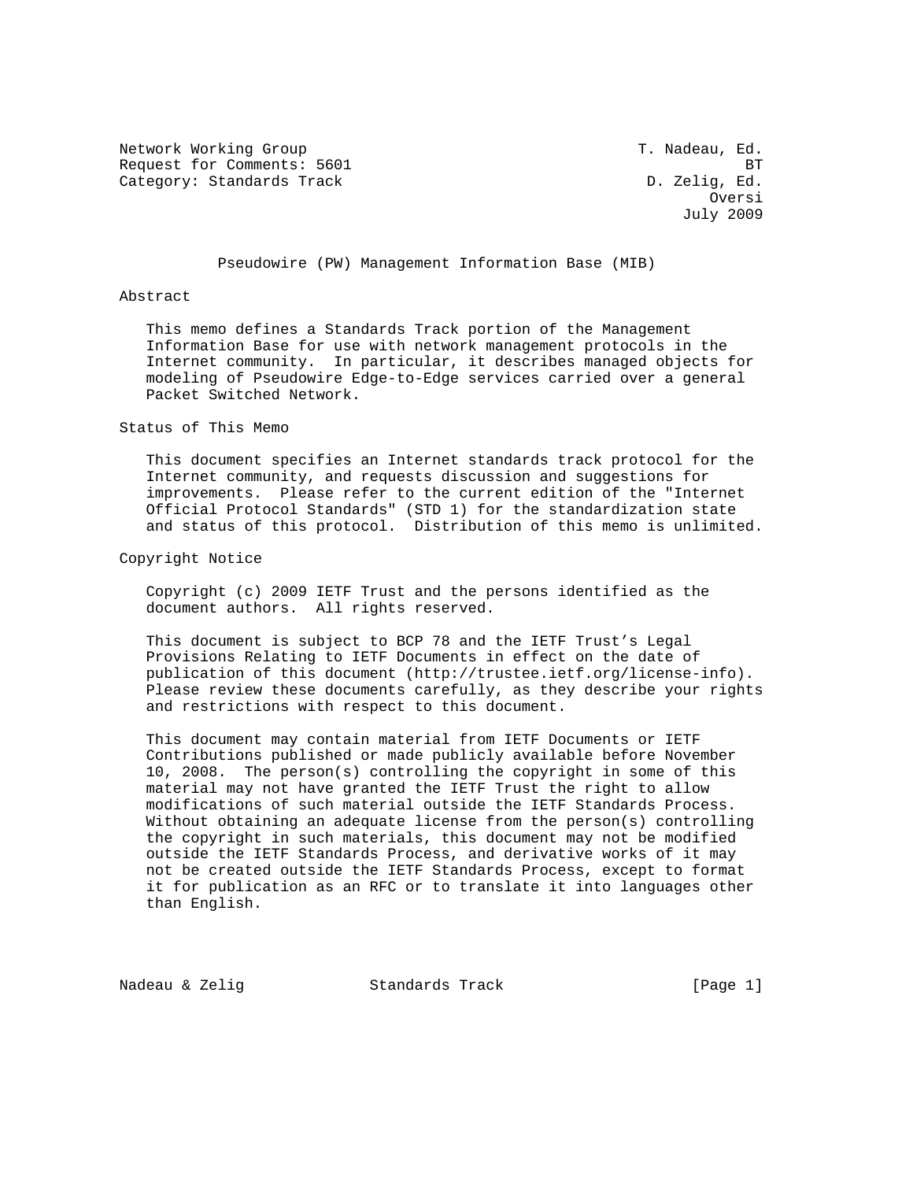Network Working Group T. Nadeau, Ed.
Request for Comments: 5601 BT
Category: Standards Track D. Zelig, Ed.
Oversi
July 2009

# Pseudowire (PW) Management Information Base (MIB)

## Abstract

This memo defines a Standards Track portion of the Management Information Base for use with network management protocols in the Internet community. In particular, it describes managed objects for modeling of Pseudowire Edge-to-Edge services carried over a general Packet Switched Network.

## Status of This Memo

This document specifies an Internet standards track protocol for the Internet community, and requests discussion and suggestions for improvements. Please refer to the current edition of the "Internet Official Protocol Standards" (STD 1) for the standardization state and status of this protocol. Distribution of this memo is unlimited.

## Copyright Notice

Copyright (c) 2009 IETF Trust and the persons identified as the document authors. All rights reserved.

This document is subject to BCP 78 and the IETF Trust's Legal Provisions Relating to IETF Documents in effect on the date of publication of this document (http://trustee.ietf.org/license-info). Please review these documents carefully, as they describe your rights and restrictions with respect to this document.

This document may contain material from IETF Documents or IETF Contributions published or made publicly available before November 10, 2008. The person(s) controlling the copyright in some of this material may not have granted the IETF Trust the right to allow modifications of such material outside the IETF Standards Process. Without obtaining an adequate license from the person(s) controlling the copyright in such materials, this document may not be modified outside the IETF Standards Process, and derivative works of it may not be created outside the IETF Standards Process, except to format it for publication as an RFC or to translate it into languages other than English.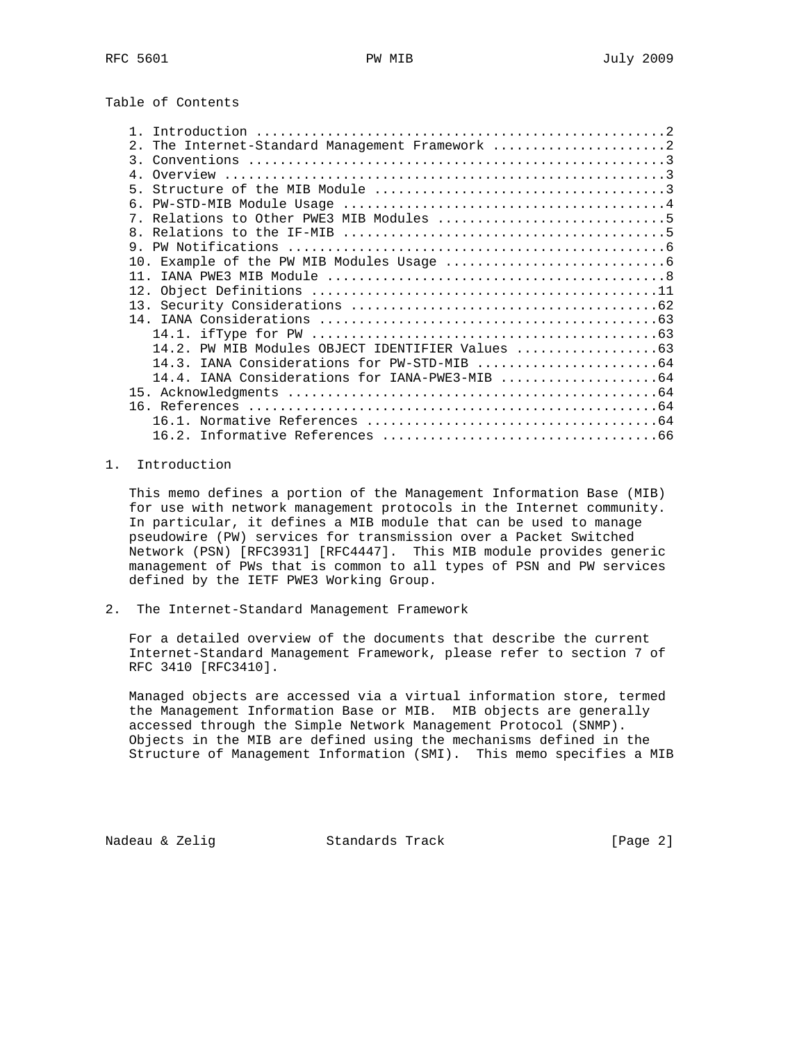Table of Contents

```
   1. Introduction ....................................................2
   2. The Internet-Standard Management Framework ......................2
   3. Conventions .....................................................3
   4. Overview ........................................................3
   5. Structure of the MIB Module .....................................3
   6. PW-STD-MIB Module Usage .........................................4
   7. Relations to Other PWE3 MIB Modules .............................5
   8. Relations to the IF-MIB .........................................5
   9. PW Notifications ................................................6
   10. Example of the PW MIB Modules Usage ............................6
   11. IANA PWE3 MIB Module ...........................................8
   12. Object Definitions ............................................11
   13. Security Considerations .......................................62
   14. IANA Considerations ...........................................63
      14.1. ifType for PW ............................................63
      14.2. PW MIB Modules OBJECT IDENTIFIER Values ..................63
      14.3. IANA Considerations for PW-STD-MIB .......................64
      14.4. IANA Considerations for IANA-PWE3-MIB ....................64
   15. Acknowledgments ...............................................64
   16. References ....................................................64
      16.1. Normative References .....................................64
      16.2. Informative References ...................................66
```

## 1. Introduction

This memo defines a portion of the Management Information Base (MIB) for use with network management protocols in the Internet community. In particular, it defines a MIB module that can be used to manage pseudowire (PW) services for transmission over a Packet Switched Network (PSN) [RFC3931] [RFC4447]. This MIB module provides generic management of PWs that is common to all types of PSN and PW services defined by the IETF PWE3 Working Group.

## 2. The Internet-Standard Management Framework

For a detailed overview of the documents that describe the current Internet-Standard Management Framework, please refer to section 7 of RFC 3410 [RFC3410].

Managed objects are accessed via a virtual information store, termed the Management Information Base or MIB. MIB objects are generally accessed through the Simple Network Management Protocol (SNMP). Objects in the MIB are defined using the mechanisms defined in the Structure of Management Information (SMI). This memo specifies a MIB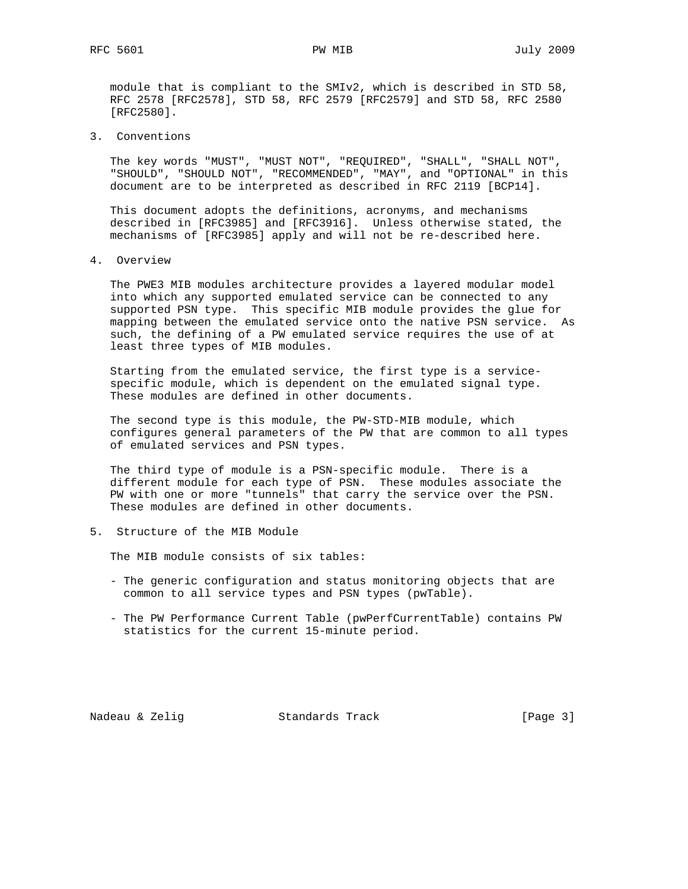module that is compliant to the SMIv2, which is described in STD 58, RFC 2578 [RFC2578], STD 58, RFC 2579 [RFC2579] and STD 58, RFC 2580 [RFC2580].

## 3. Conventions

The key words "MUST", "MUST NOT", "REQUIRED", "SHALL", "SHALL NOT", "SHOULD", "SHOULD NOT", "RECOMMENDED", "MAY", and "OPTIONAL" in this document are to be interpreted as described in RFC 2119 [BCP14].

This document adopts the definitions, acronyms, and mechanisms described in [RFC3985] and [RFC3916]. Unless otherwise stated, the mechanisms of [RFC3985] apply and will not be re-described here.

## 4. Overview

The PWE3 MIB modules architecture provides a layered modular model into which any supported emulated service can be connected to any supported PSN type. This specific MIB module provides the glue for mapping between the emulated service onto the native PSN service. As such, the defining of a PW emulated service requires the use of at least three types of MIB modules.

Starting from the emulated service, the first type is a service-specific module, which is dependent on the emulated signal type. These modules are defined in other documents.

The second type is this module, the PW-STD-MIB module, which configures general parameters of the PW that are common to all types of emulated services and PSN types.

The third type of module is a PSN-specific module. There is a different module for each type of PSN. These modules associate the PW with one or more "tunnels" that carry the service over the PSN. These modules are defined in other documents.

## 5. Structure of the MIB Module

The MIB module consists of six tables:

- The generic configuration and status monitoring objects that are common to all service types and PSN types (pwTable).

- The PW Performance Current Table (pwPerfCurrentTable) contains PW statistics for the current 15-minute period.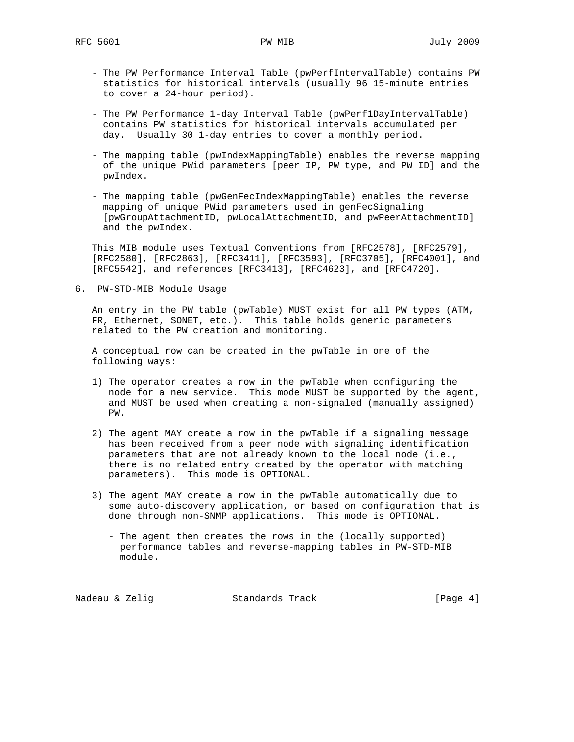- The PW Performance Interval Table (pwPerfIntervalTable) contains PW statistics for historical intervals (usually 96 15-minute entries to cover a 24-hour period).

- The PW Performance 1-day Interval Table (pwPerf1DayIntervalTable) contains PW statistics for historical intervals accumulated per day. Usually 30 1-day entries to cover a monthly period.

- The mapping table (pwIndexMappingTable) enables the reverse mapping of the unique PWid parameters [peer IP, PW type, and PW ID] and the pwIndex.

- The mapping table (pwGenFecIndexMappingTable) enables the reverse mapping of unique PWid parameters used in genFecSignaling [pwGroupAttachmentID, pwLocalAttachmentID, and pwPeerAttachmentID] and the pwIndex.

This MIB module uses Textual Conventions from [RFC2578], [RFC2579], [RFC2580], [RFC2863], [RFC3411], [RFC3593], [RFC3705], [RFC4001], and [RFC5542], and references [RFC3413], [RFC4623], and [RFC4720].

## 6. PW-STD-MIB Module Usage

An entry in the PW table (pwTable) MUST exist for all PW types (ATM, FR, Ethernet, SONET, etc.). This table holds generic parameters related to the PW creation and monitoring.

A conceptual row can be created in the pwTable in one of the following ways:

1) The operator creates a row in the pwTable when configuring the node for a new service. This mode MUST be supported by the agent, and MUST be used when creating a non-signaled (manually assigned) PW.

2) The agent MAY create a row in the pwTable if a signaling message has been received from a peer node with signaling identification parameters that are not already known to the local node (i.e., there is no related entry created by the operator with matching parameters). This mode is OPTIONAL.

3) The agent MAY create a row in the pwTable automatically due to some auto-discovery application, or based on configuration that is done through non-SNMP applications. This mode is OPTIONAL.

   - The agent then creates the rows in the (locally supported) performance tables and reverse-mapping tables in PW-STD-MIB module.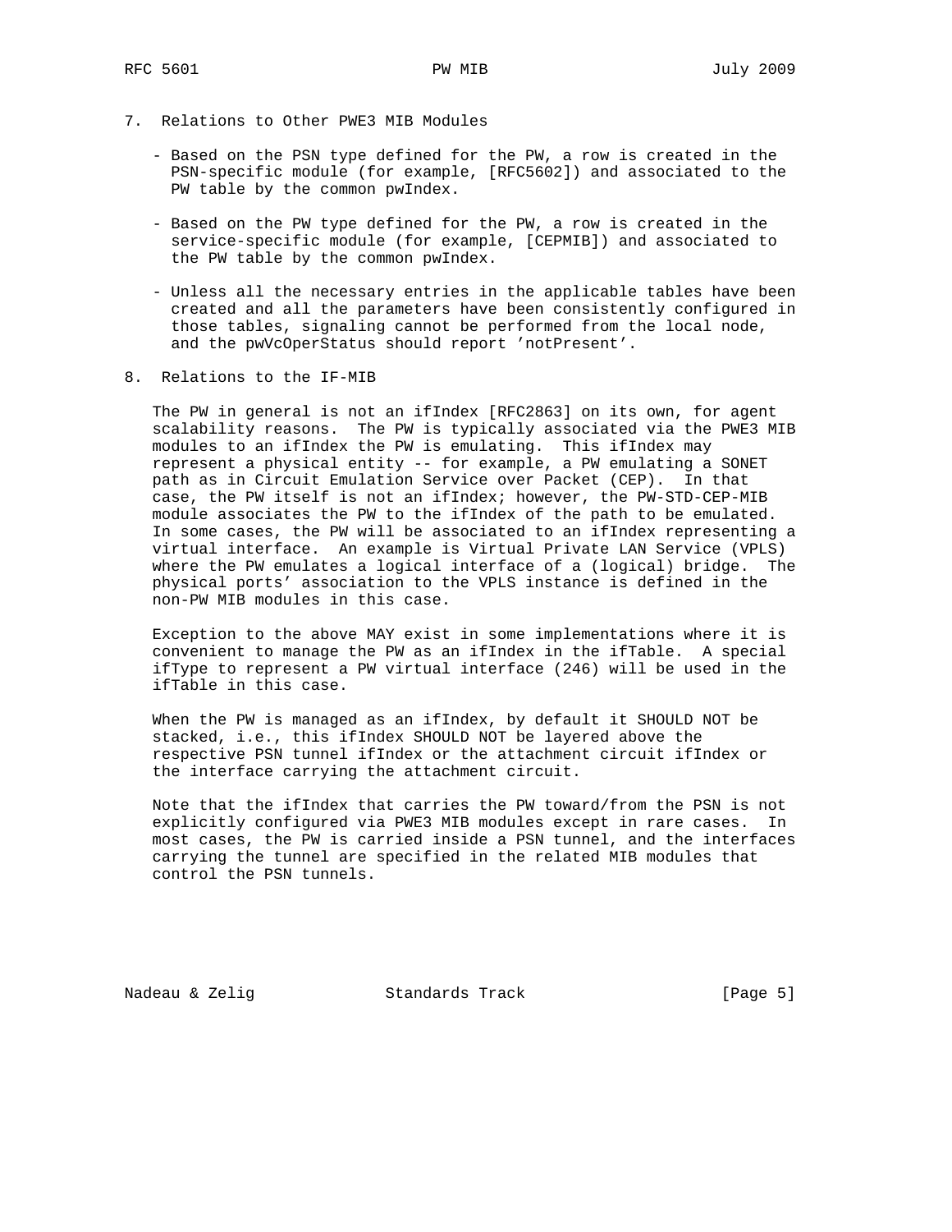## 7. Relations to Other PWE3 MIB Modules

- Based on the PSN type defined for the PW, a row is created in the PSN-specific module (for example, [RFC5602]) and associated to the PW table by the common pwIndex.

- Based on the PW type defined for the PW, a row is created in the service-specific module (for example, [CEPMIB]) and associated to the PW table by the common pwIndex.

- Unless all the necessary entries in the applicable tables have been created and all the parameters have been consistently configured in those tables, signaling cannot be performed from the local node, and the pwVcOperStatus should report 'notPresent'.

## 8. Relations to the IF-MIB

The PW in general is not an ifIndex [RFC2863] on its own, for agent scalability reasons. The PW is typically associated via the PWE3 MIB modules to an ifIndex the PW is emulating. This ifIndex may represent a physical entity -- for example, a PW emulating a SONET path as in Circuit Emulation Service over Packet (CEP). In that case, the PW itself is not an ifIndex; however, the PW-STD-CEP-MIB module associates the PW to the ifIndex of the path to be emulated. In some cases, the PW will be associated to an ifIndex representing a virtual interface. An example is Virtual Private LAN Service (VPLS) where the PW emulates a logical interface of a (logical) bridge. The physical ports' association to the VPLS instance is defined in the non-PW MIB modules in this case.

Exception to the above MAY exist in some implementations where it is convenient to manage the PW as an ifIndex in the ifTable. A special ifType to represent a PW virtual interface (246) will be used in the ifTable in this case.

When the PW is managed as an ifIndex, by default it SHOULD NOT be stacked, i.e., this ifIndex SHOULD NOT be layered above the respective PSN tunnel ifIndex or the attachment circuit ifIndex or the interface carrying the attachment circuit.

Note that the ifIndex that carries the PW toward/from the PSN is not explicitly configured via PWE3 MIB modules except in rare cases. In most cases, the PW is carried inside a PSN tunnel, and the interfaces carrying the tunnel are specified in the related MIB modules that control the PSN tunnels.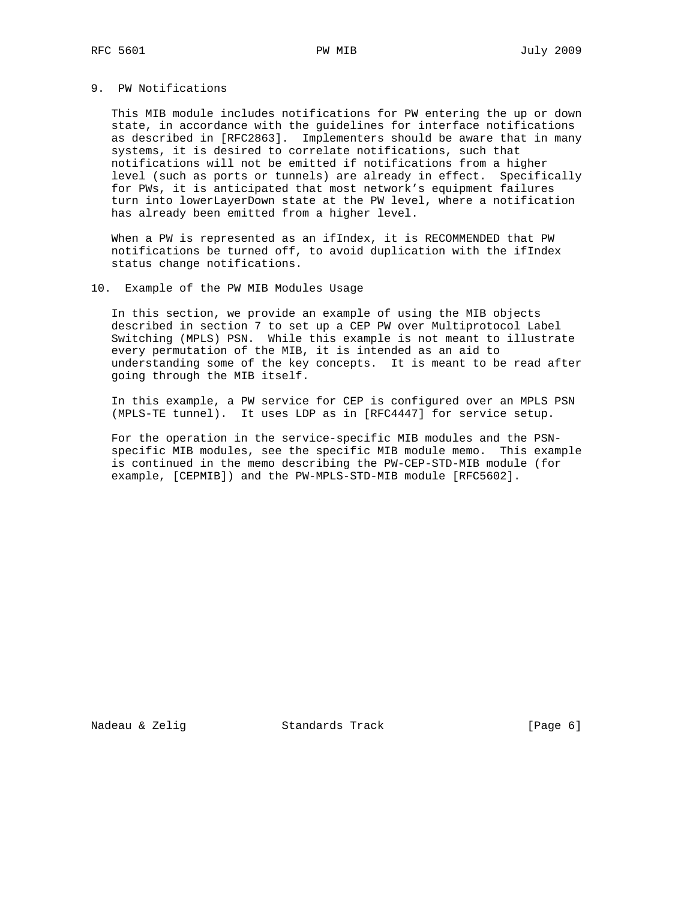## 9. PW Notifications

This MIB module includes notifications for PW entering the up or down state, in accordance with the guidelines for interface notifications as described in [RFC2863]. Implementers should be aware that in many systems, it is desired to correlate notifications, such that notifications will not be emitted if notifications from a higher level (such as ports or tunnels) are already in effect. Specifically for PWs, it is anticipated that most network's equipment failures turn into lowerLayerDown state at the PW level, where a notification has already been emitted from a higher level.

When a PW is represented as an ifIndex, it is RECOMMENDED that PW notifications be turned off, to avoid duplication with the ifIndex status change notifications.

## 10. Example of the PW MIB Modules Usage

In this section, we provide an example of using the MIB objects described in section 7 to set up a CEP PW over Multiprotocol Label Switching (MPLS) PSN. While this example is not meant to illustrate every permutation of the MIB, it is intended as an aid to understanding some of the key concepts. It is meant to be read after going through the MIB itself.

In this example, a PW service for CEP is configured over an MPLS PSN (MPLS-TE tunnel). It uses LDP as in [RFC4447] for service setup.

For the operation in the service-specific MIB modules and the PSN-specific MIB modules, see the specific MIB module memo. This example is continued in the memo describing the PW-CEP-STD-MIB module (for example, [CEPMIB]) and the PW-MPLS-STD-MIB module [RFC5602].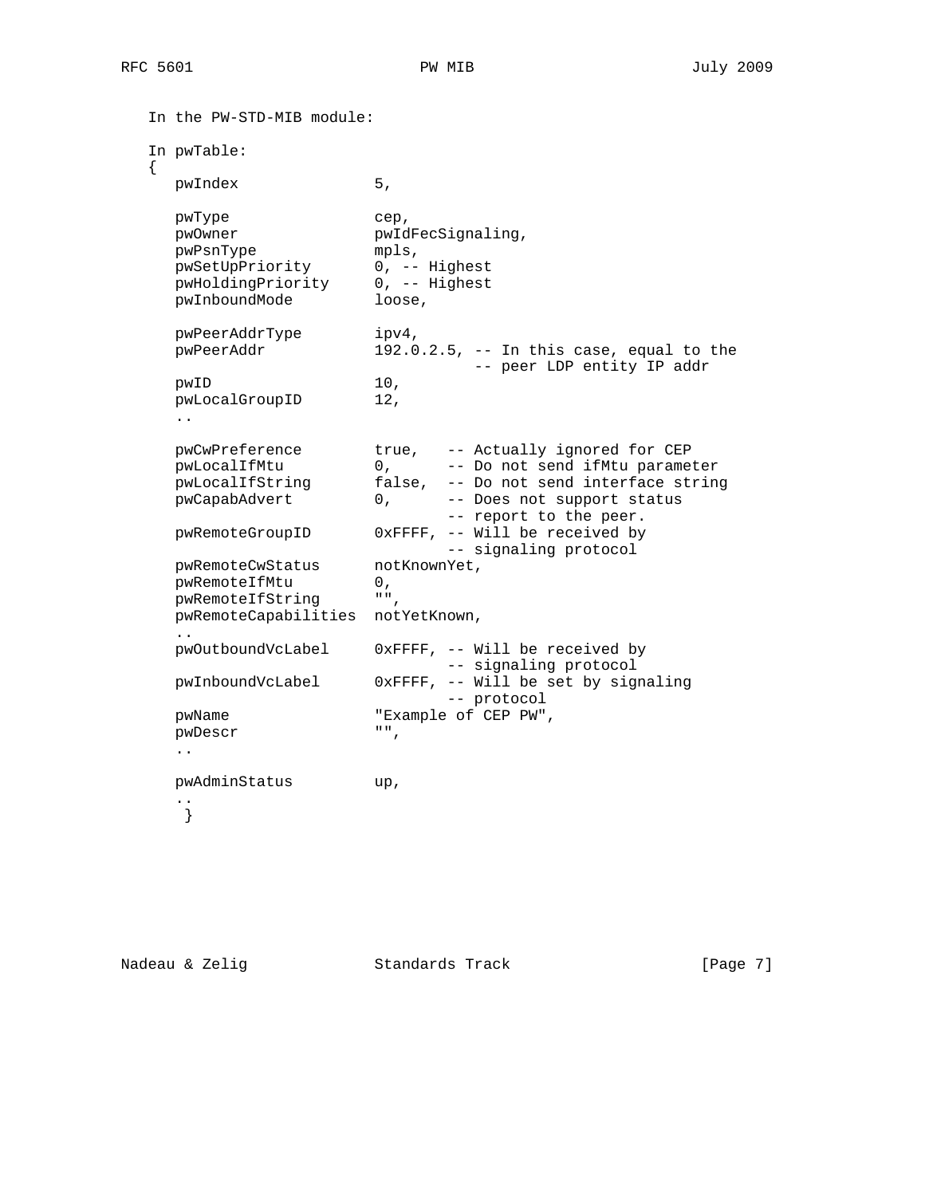In the PW-STD-MIB module:

In pwTable:

```
{
   pwIndex               5,

   pwType                cep,
   pwOwner               pwIdFecSignaling,
   pwPsnType             mpls,
   pwSetUpPriority       0, -- Highest
   pwHoldingPriority     0, -- Highest
   pwInboundMode         loose,

   pwPeerAddrType        ipv4,
   pwPeerAddr            192.0.2.5, -- In this case, equal to the
                                    -- peer LDP entity IP addr
   pwID                  10,
   pwLocalGroupID        12,
   ..

   pwCwPreference        true,   -- Actually ignored for CEP
   pwLocalIfMtu          0,      -- Do not send ifMtu parameter
   pwLocalIfString       false,  -- Do not send interface string
   pwCapabAdvert         0,      -- Does not support status
                                 -- report to the peer.
   pwRemoteGroupID       0xFFFF, -- Will be received by
                                 -- signaling protocol
   pwRemoteCwStatus      notKnownYet,
   pwRemoteIfMtu         0,
   pwRemoteIfString      "",
   pwRemoteCapabilities  notYetKnown,
   ..
   pwOutboundVcLabel     0xFFFF, -- Will be received by
                                 -- signaling protocol
   pwInboundVcLabel      0xFFFF, -- Will be set by signaling
                                 -- protocol
   pwName                "Example of CEP PW",
   pwDescr               "",
   ..

   pwAdminStatus         up,
   ..
    }
```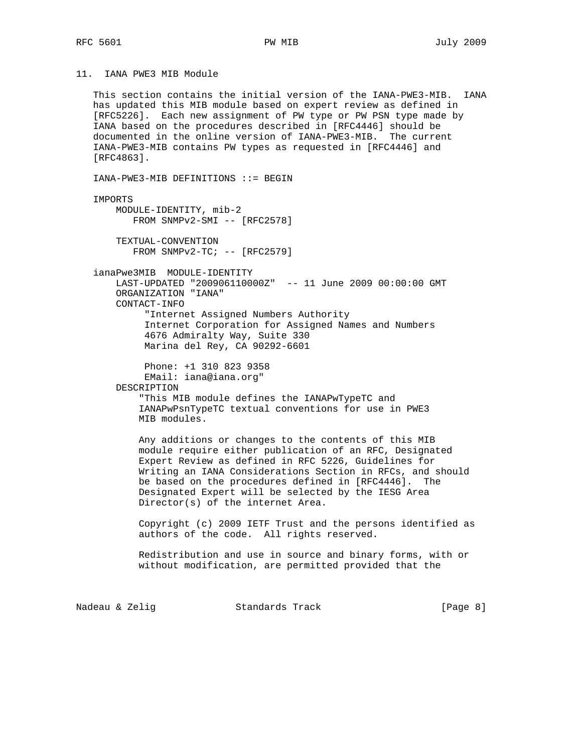## 11. IANA PWE3 MIB Module

This section contains the initial version of the IANA-PWE3-MIB. IANA has updated this MIB module based on expert review as defined in [RFC5226]. Each new assignment of PW type or PW PSN type made by IANA based on the procedures described in [RFC4446] should be documented in the online version of IANA-PWE3-MIB. The current IANA-PWE3-MIB contains PW types as requested in [RFC4446] and [RFC4863].

```
IANA-PWE3-MIB DEFINITIONS ::= BEGIN

IMPORTS
    MODULE-IDENTITY, mib-2
       FROM SNMPv2-SMI -- [RFC2578]

    TEXTUAL-CONVENTION
       FROM SNMPv2-TC; -- [RFC2579]

ianaPwe3MIB  MODULE-IDENTITY
    LAST-UPDATED "200906110000Z"  -- 11 June 2009 00:00:00 GMT
    ORGANIZATION "IANA"
    CONTACT-INFO
         "Internet Assigned Numbers Authority
         Internet Corporation for Assigned Names and Numbers
         4676 Admiralty Way, Suite 330
         Marina del Rey, CA 90292-6601

         Phone: +1 310 823 9358
         EMail: iana@iana.org"
    DESCRIPTION
        "This MIB module defines the IANAPwTypeTC and
        IANAPwPsnTypeTC textual conventions for use in PWE3
        MIB modules.

        Any additions or changes to the contents of this MIB
        module require either publication of an RFC, Designated
        Expert Review as defined in RFC 5226, Guidelines for
        Writing an IANA Considerations Section in RFCs, and should
        be based on the procedures defined in [RFC4446].  The
        Designated Expert will be selected by the IESG Area
        Director(s) of the internet Area.

        Copyright (c) 2009 IETF Trust and the persons identified as
        authors of the code.  All rights reserved.

        Redistribution and use in source and binary forms, with or
        without modification, are permitted provided that the
```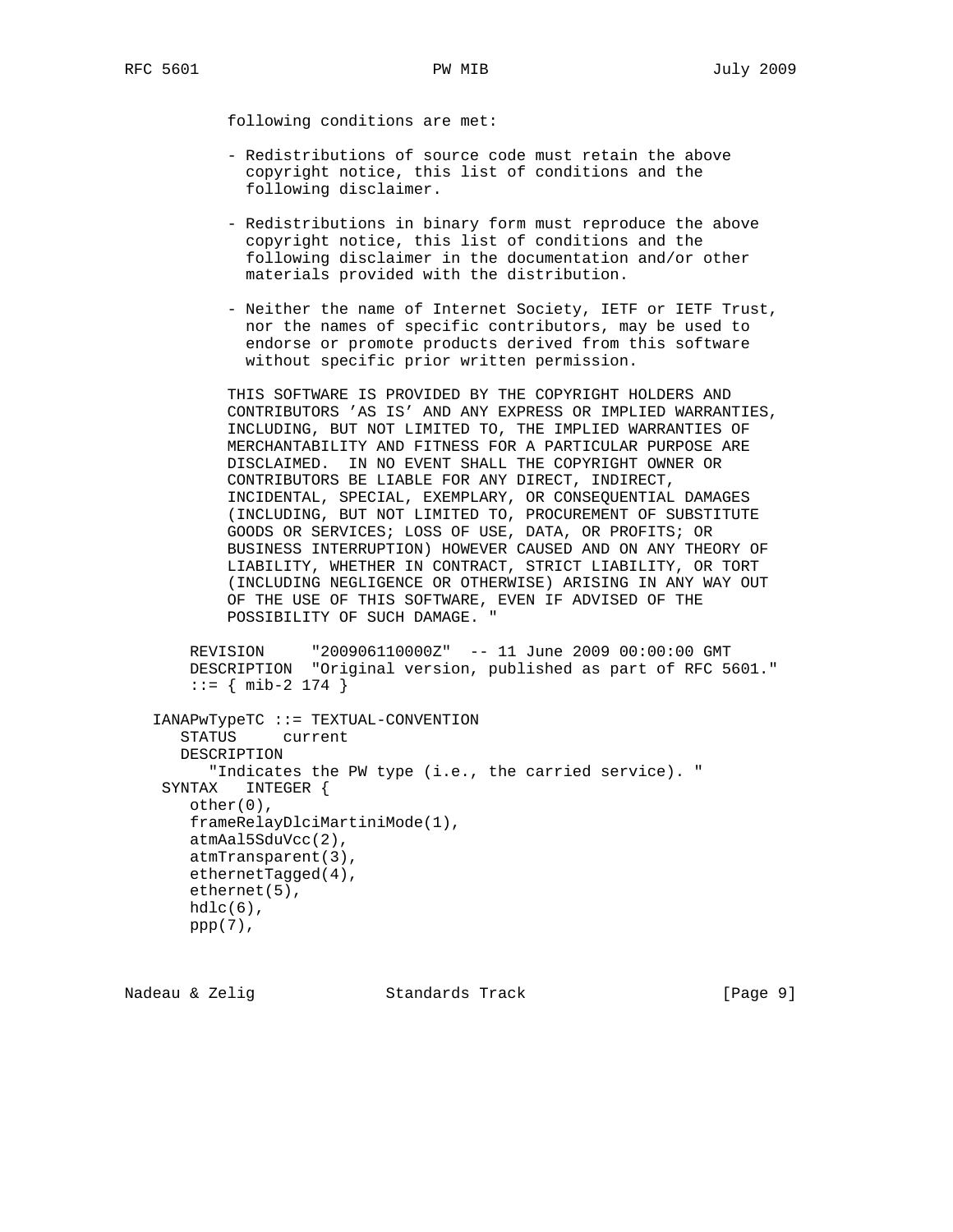```
          following conditions are met:

          - Redistributions of source code must retain the above
            copyright notice, this list of conditions and the
            following disclaimer.

          - Redistributions in binary form must reproduce the above
            copyright notice, this list of conditions and the
            following disclaimer in the documentation and/or other
            materials provided with the distribution.

          - Neither the name of Internet Society, IETF or IETF Trust,
            nor the names of specific contributors, may be used to
            endorse or promote products derived from this software
            without specific prior written permission.

          THIS SOFTWARE IS PROVIDED BY THE COPYRIGHT HOLDERS AND
          CONTRIBUTORS 'AS IS' AND ANY EXPRESS OR IMPLIED WARRANTIES,
          INCLUDING, BUT NOT LIMITED TO, THE IMPLIED WARRANTIES OF
          MERCHANTABILITY AND FITNESS FOR A PARTICULAR PURPOSE ARE
          DISCLAIMED.  IN NO EVENT SHALL THE COPYRIGHT OWNER OR
          CONTRIBUTORS BE LIABLE FOR ANY DIRECT, INDIRECT,
          INCIDENTAL, SPECIAL, EXEMPLARY, OR CONSEQUENTIAL DAMAGES
          (INCLUDING, BUT NOT LIMITED TO, PROCUREMENT OF SUBSTITUTE
          GOODS OR SERVICES; LOSS OF USE, DATA, OR PROFITS; OR
          BUSINESS INTERRUPTION) HOWEVER CAUSED AND ON ANY THEORY OF
          LIABILITY, WHETHER IN CONTRACT, STRICT LIABILITY, OR TORT
          (INCLUDING NEGLIGENCE OR OTHERWISE) ARISING IN ANY WAY OUT
          OF THE USE OF THIS SOFTWARE, EVEN IF ADVISED OF THE
          POSSIBILITY OF SUCH DAMAGE. "

      REVISION     "200906110000Z"  -- 11 June 2009 00:00:00 GMT
      DESCRIPTION  "Original version, published as part of RFC 5601."
      ::= { mib-2 174 }

   IANAPwTypeTC ::= TEXTUAL-CONVENTION
      STATUS     current
      DESCRIPTION
         "Indicates the PW type (i.e., the carried service). "
    SYNTAX   INTEGER {
      other(0),
      frameRelayDlciMartiniMode(1),
      atmAal5SduVcc(2),
      atmTransparent(3),
      ethernetTagged(4),
      ethernet(5),
      hdlc(6),
      ppp(7),
```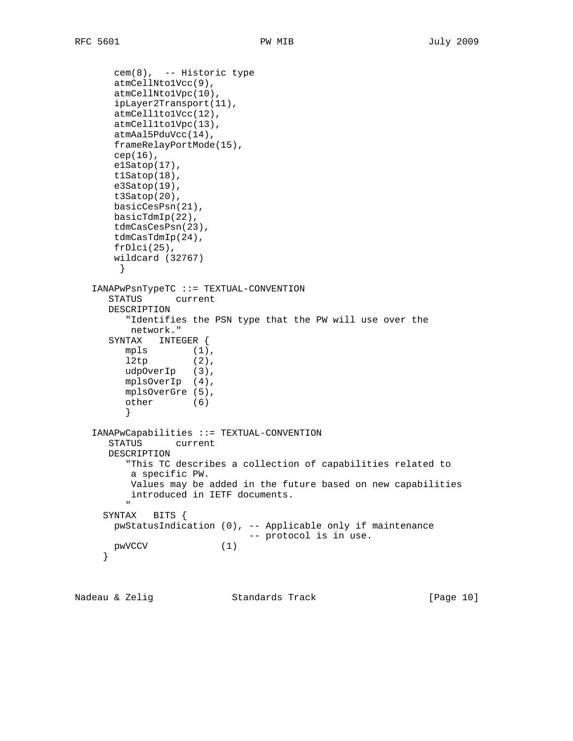```
       cem(8),  -- Historic type
       atmCellNto1Vcc(9),
       atmCellNto1Vpc(10),
       ipLayer2Transport(11),
       atmCell1to1Vcc(12),
       atmCell1to1Vpc(13),
       atmAal5PduVcc(14),
       frameRelayPortMode(15),
       cep(16),
       e1Satop(17),
       t1Satop(18),
       e3Satop(19),
       t3Satop(20),
       basicCesPsn(21),
       basicTdmIp(22),
       tdmCasCesPsn(23),
       tdmCasTdmIp(24),
       frDlci(25),
       wildcard (32767)
        }

   IANAPwPsnTypeTC ::= TEXTUAL-CONVENTION
      STATUS      current
      DESCRIPTION
         "Identifies the PSN type that the PW will use over the
          network."
      SYNTAX   INTEGER {
         mpls        (1),
         l2tp        (2),
         udpOverIp   (3),
         mplsOverIp  (4),
         mplsOverGre (5),
         other       (6)
         }

   IANAPwCapabilities ::= TEXTUAL-CONVENTION
      STATUS      current
      DESCRIPTION
         "This TC describes a collection of capabilities related to
          a specific PW.
          Values may be added in the future based on new capabilities
          introduced in IETF documents.
         "
     SYNTAX   BITS {
       pwStatusIndication (0), -- Applicable only if maintenance
                               -- protocol is in use.
       pwVCCV             (1)
     }
```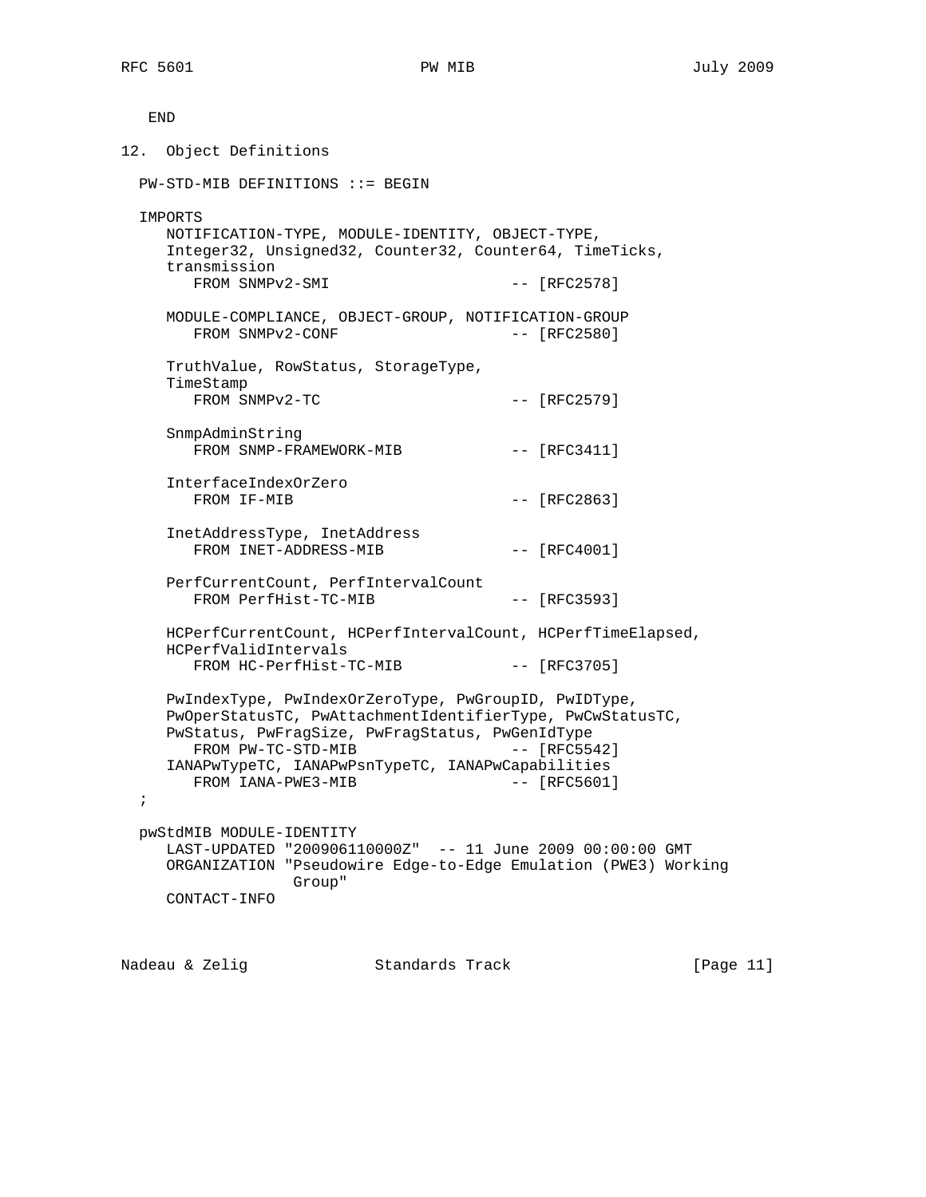```
   END
```

## 12. Object Definitions

```
  PW-STD-MIB DEFINITIONS ::= BEGIN

  IMPORTS
     NOTIFICATION-TYPE, MODULE-IDENTITY, OBJECT-TYPE,
     Integer32, Unsigned32, Counter32, Counter64, TimeTicks,
     transmission
        FROM SNMPv2-SMI                    -- [RFC2578]

     MODULE-COMPLIANCE, OBJECT-GROUP, NOTIFICATION-GROUP
        FROM SNMPv2-CONF                   -- [RFC2580]

     TruthValue, RowStatus, StorageType,
     TimeStamp
        FROM SNMPv2-TC                     -- [RFC2579]

     SnmpAdminString
        FROM SNMP-FRAMEWORK-MIB            -- [RFC3411]

     InterfaceIndexOrZero
        FROM IF-MIB                        -- [RFC2863]

     InetAddressType, InetAddress
        FROM INET-ADDRESS-MIB              -- [RFC4001]

     PerfCurrentCount, PerfIntervalCount
        FROM PerfHist-TC-MIB               -- [RFC3593]

     HCPerfCurrentCount, HCPerfIntervalCount, HCPerfTimeElapsed,
     HCPerfValidIntervals
        FROM HC-PerfHist-TC-MIB            -- [RFC3705]

     PwIndexType, PwIndexOrZeroType, PwGroupID, PwIDType,
     PwOperStatusTC, PwAttachmentIdentifierType, PwCwStatusTC,
     PwStatus, PwFragSize, PwFragStatus, PwGenIdType
        FROM PW-TC-STD-MIB                 -- [RFC5542]
     IANAPwTypeTC, IANAPwPsnTypeTC, IANAPwCapabilities
        FROM IANA-PWE3-MIB                 -- [RFC5601]
  ;

  pwStdMIB MODULE-IDENTITY
     LAST-UPDATED "200906110000Z"  -- 11 June 2009 00:00:00 GMT
     ORGANIZATION "Pseudowire Edge-to-Edge Emulation (PWE3) Working
                  Group"
     CONTACT-INFO
```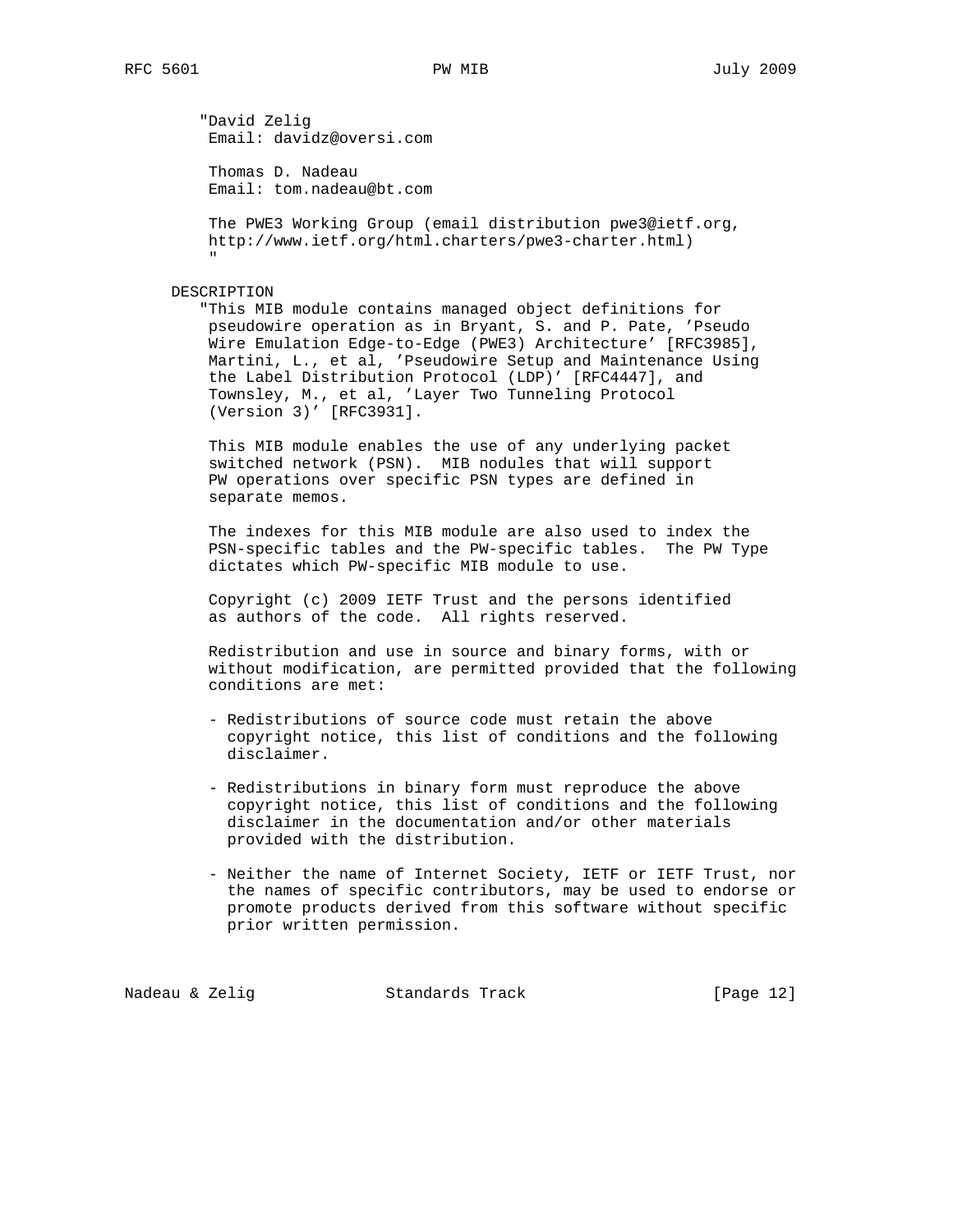```
        "David Zelig
         Email: davidz@oversi.com

         Thomas D. Nadeau
         Email: tom.nadeau@bt.com

         The PWE3 Working Group (email distribution pwe3@ietf.org,
         http://www.ietf.org/html.charters/pwe3-charter.html)
         "

     DESCRIPTION
        "This MIB module contains managed object definitions for
         pseudowire operation as in Bryant, S. and P. Pate, 'Pseudo
         Wire Emulation Edge-to-Edge (PWE3) Architecture' [RFC3985],
         Martini, L., et al, 'Pseudowire Setup and Maintenance Using
         the Label Distribution Protocol (LDP)' [RFC4447], and
         Townsley, M., et al, 'Layer Two Tunneling Protocol
         (Version 3)' [RFC3931].

         This MIB module enables the use of any underlying packet
         switched network (PSN).  MIB nodules that will support
         PW operations over specific PSN types are defined in
         separate memos.

         The indexes for this MIB module are also used to index the
         PSN-specific tables and the PW-specific tables.  The PW Type
         dictates which PW-specific MIB module to use.

         Copyright (c) 2009 IETF Trust and the persons identified
         as authors of the code.  All rights reserved.

         Redistribution and use in source and binary forms, with or
         without modification, are permitted provided that the following
         conditions are met:

         - Redistributions of source code must retain the above
           copyright notice, this list of conditions and the following
           disclaimer.

         - Redistributions in binary form must reproduce the above
           copyright notice, this list of conditions and the following
           disclaimer in the documentation and/or other materials
           provided with the distribution.

         - Neither the name of Internet Society, IETF or IETF Trust, nor
           the names of specific contributors, may be used to endorse or
           promote products derived from this software without specific
           prior written permission.
```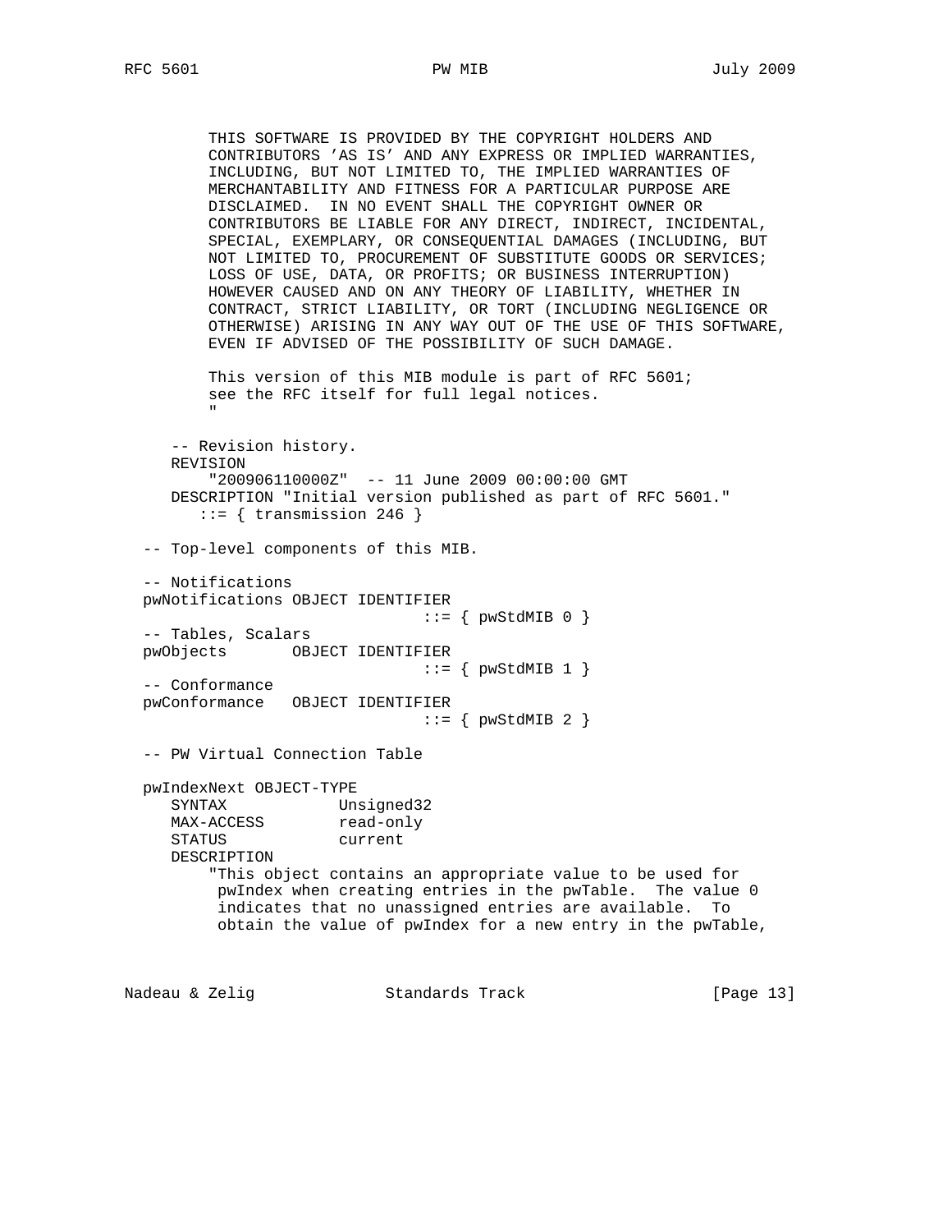```
        THIS SOFTWARE IS PROVIDED BY THE COPYRIGHT HOLDERS AND
        CONTRIBUTORS 'AS IS' AND ANY EXPRESS OR IMPLIED WARRANTIES,
        INCLUDING, BUT NOT LIMITED TO, THE IMPLIED WARRANTIES OF
        MERCHANTABILITY AND FITNESS FOR A PARTICULAR PURPOSE ARE
        DISCLAIMED.  IN NO EVENT SHALL THE COPYRIGHT OWNER OR
        CONTRIBUTORS BE LIABLE FOR ANY DIRECT, INDIRECT, INCIDENTAL,
        SPECIAL, EXEMPLARY, OR CONSEQUENTIAL DAMAGES (INCLUDING, BUT
        NOT LIMITED TO, PROCUREMENT OF SUBSTITUTE GOODS OR SERVICES;
        LOSS OF USE, DATA, OR PROFITS; OR BUSINESS INTERRUPTION)
        HOWEVER CAUSED AND ON ANY THEORY OF LIABILITY, WHETHER IN
        CONTRACT, STRICT LIABILITY, OR TORT (INCLUDING NEGLIGENCE OR
        OTHERWISE) ARISING IN ANY WAY OUT OF THE USE OF THIS SOFTWARE,
        EVEN IF ADVISED OF THE POSSIBILITY OF SUCH DAMAGE.

        This version of this MIB module is part of RFC 5601;
        see the RFC itself for full legal notices.
        "

    -- Revision history.
    REVISION
        "200906110000Z"  -- 11 June 2009 00:00:00 GMT
    DESCRIPTION "Initial version published as part of RFC 5601."
       ::= { transmission 246 }

 -- Top-level components of this MIB.

 -- Notifications
 pwNotifications OBJECT IDENTIFIER
                                ::= { pwStdMIB 0 }
 -- Tables, Scalars
 pwObjects       OBJECT IDENTIFIER
                                ::= { pwStdMIB 1 }
 -- Conformance
 pwConformance   OBJECT IDENTIFIER
                                ::= { pwStdMIB 2 }

 -- PW Virtual Connection Table

 pwIndexNext OBJECT-TYPE
    SYNTAX            Unsigned32
    MAX-ACCESS        read-only
    STATUS            current
    DESCRIPTION
        "This object contains an appropriate value to be used for
         pwIndex when creating entries in the pwTable.  The value 0
         indicates that no unassigned entries are available.  To
         obtain the value of pwIndex for a new entry in the pwTable,
```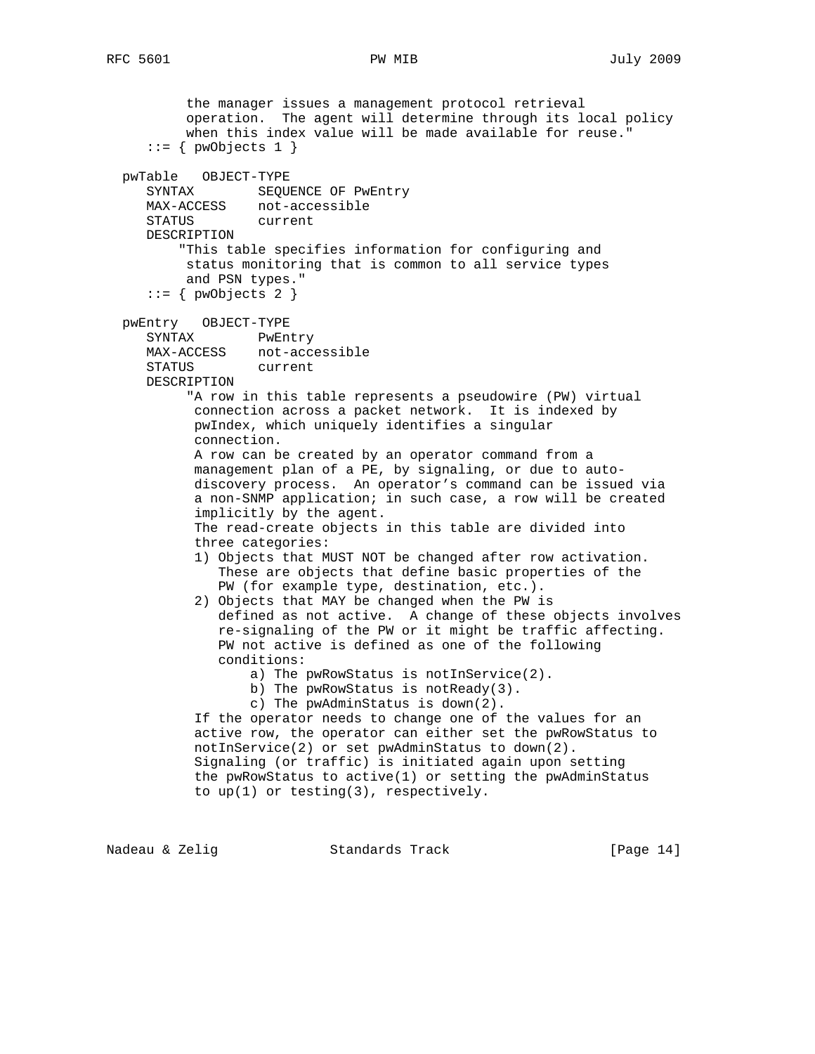```
         the manager issues a management protocol retrieval
         operation.  The agent will determine through its local policy
         when this index value will be made available for reuse."
     ::= { pwObjects 1 }

  pwTable   OBJECT-TYPE
     SYNTAX        SEQUENCE OF PwEntry
     MAX-ACCESS    not-accessible
     STATUS        current
     DESCRIPTION
         "This table specifies information for configuring and
          status monitoring that is common to all service types
          and PSN types."
     ::= { pwObjects 2 }

  pwEntry   OBJECT-TYPE
     SYNTAX        PwEntry
     MAX-ACCESS    not-accessible
     STATUS        current
     DESCRIPTION
          "A row in this table represents a pseudowire (PW) virtual
           connection across a packet network.  It is indexed by
           pwIndex, which uniquely identifies a singular
           connection.
           A row can be created by an operator command from a
           management plan of a PE, by signaling, or due to auto-
           discovery process.  An operator's command can be issued via
           a non-SNMP application; in such case, a row will be created
           implicitly by the agent.
           The read-create objects in this table are divided into
           three categories:
           1) Objects that MUST NOT be changed after row activation.
              These are objects that define basic properties of the
              PW (for example type, destination, etc.).
           2) Objects that MAY be changed when the PW is
              defined as not active.  A change of these objects involves
              re-signaling of the PW or it might be traffic affecting.
              PW not active is defined as one of the following
              conditions:
                  a) The pwRowStatus is notInService(2).
                  b) The pwRowStatus is notReady(3).
                  c) The pwAdminStatus is down(2).
           If the operator needs to change one of the values for an
           active row, the operator can either set the pwRowStatus to
           notInService(2) or set pwAdminStatus to down(2).
           Signaling (or traffic) is initiated again upon setting
           the pwRowStatus to active(1) or setting the pwAdminStatus
           to up(1) or testing(3), respectively.
```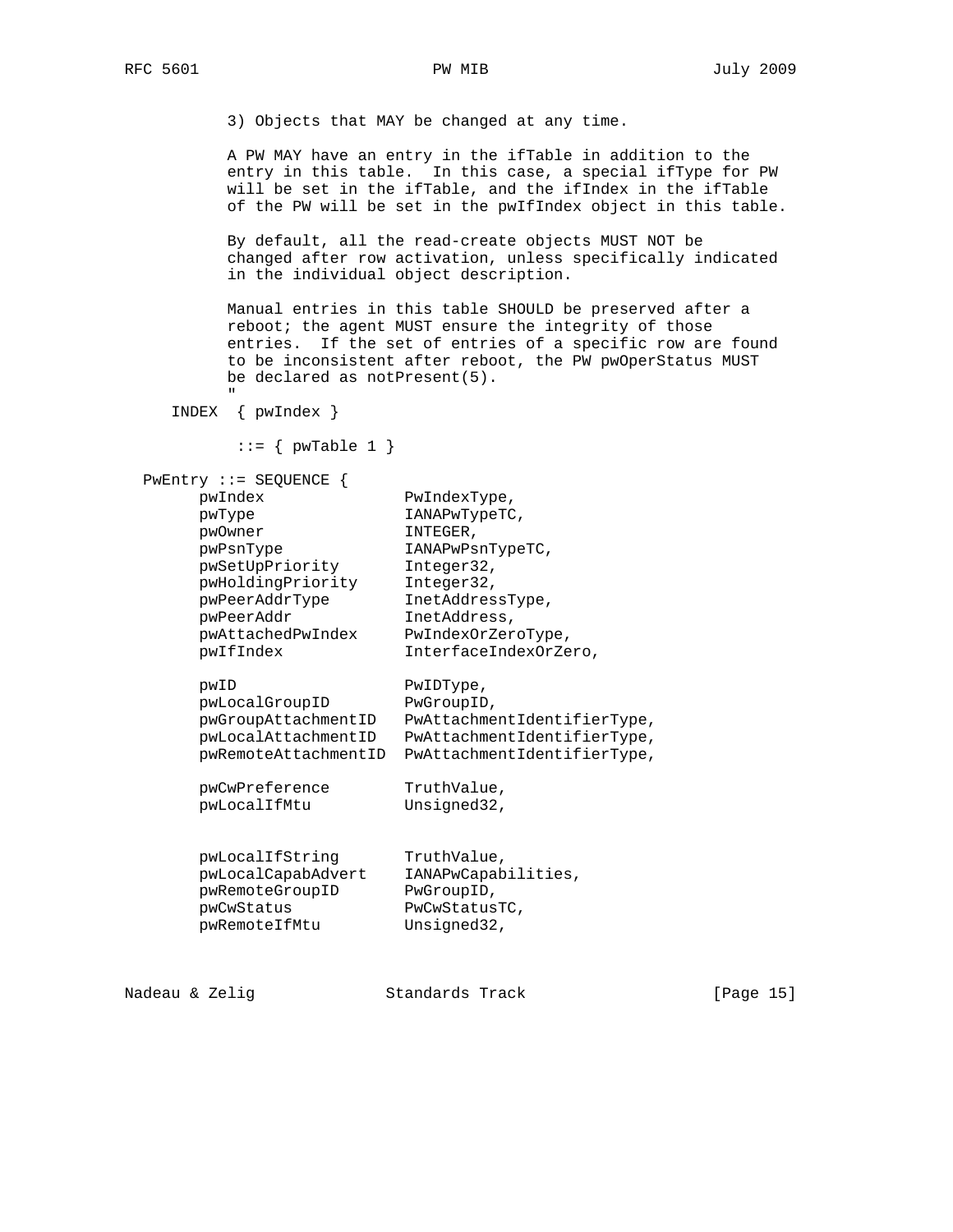```
          3) Objects that MAY be changed at any time.

          A PW MAY have an entry in the ifTable in addition to the
          entry in this table.  In this case, a special ifType for PW
          will be set in the ifTable, and the ifIndex in the ifTable
          of the PW will be set in the pwIfIndex object in this table.

          By default, all the read-create objects MUST NOT be
          changed after row activation, unless specifically indicated
          in the individual object description.

          Manual entries in this table SHOULD be preserved after a
          reboot; the agent MUST ensure the integrity of those
          entries.  If the set of entries of a specific row are found
          to be inconsistent after reboot, the PW pwOperStatus MUST
          be declared as notPresent(5).
          "
    INDEX  { pwIndex }

           ::= { pwTable 1 }

  PwEntry ::= SEQUENCE {
        pwIndex               PwIndexType,
        pwType                IANAPwTypeTC,
        pwOwner               INTEGER,
        pwPsnType             IANAPwPsnTypeTC,
        pwSetUpPriority       Integer32,
        pwHoldingPriority     Integer32,
        pwPeerAddrType        InetAddressType,
        pwPeerAddr            InetAddress,
        pwAttachedPwIndex     PwIndexOrZeroType,
        pwIfIndex             InterfaceIndexOrZero,

        pwID                  PwIDType,
        pwLocalGroupID        PwGroupID,
        pwGroupAttachmentID   PwAttachmentIdentifierType,
        pwLocalAttachmentID   PwAttachmentIdentifierType,
        pwRemoteAttachmentID  PwAttachmentIdentifierType,

        pwCwPreference        TruthValue,
        pwLocalIfMtu          Unsigned32,


        pwLocalIfString       TruthValue,
        pwLocalCapabAdvert    IANAPwCapabilities,
        pwRemoteGroupID       PwGroupID,
        pwCwStatus            PwCwStatusTC,
        pwRemoteIfMtu         Unsigned32,
```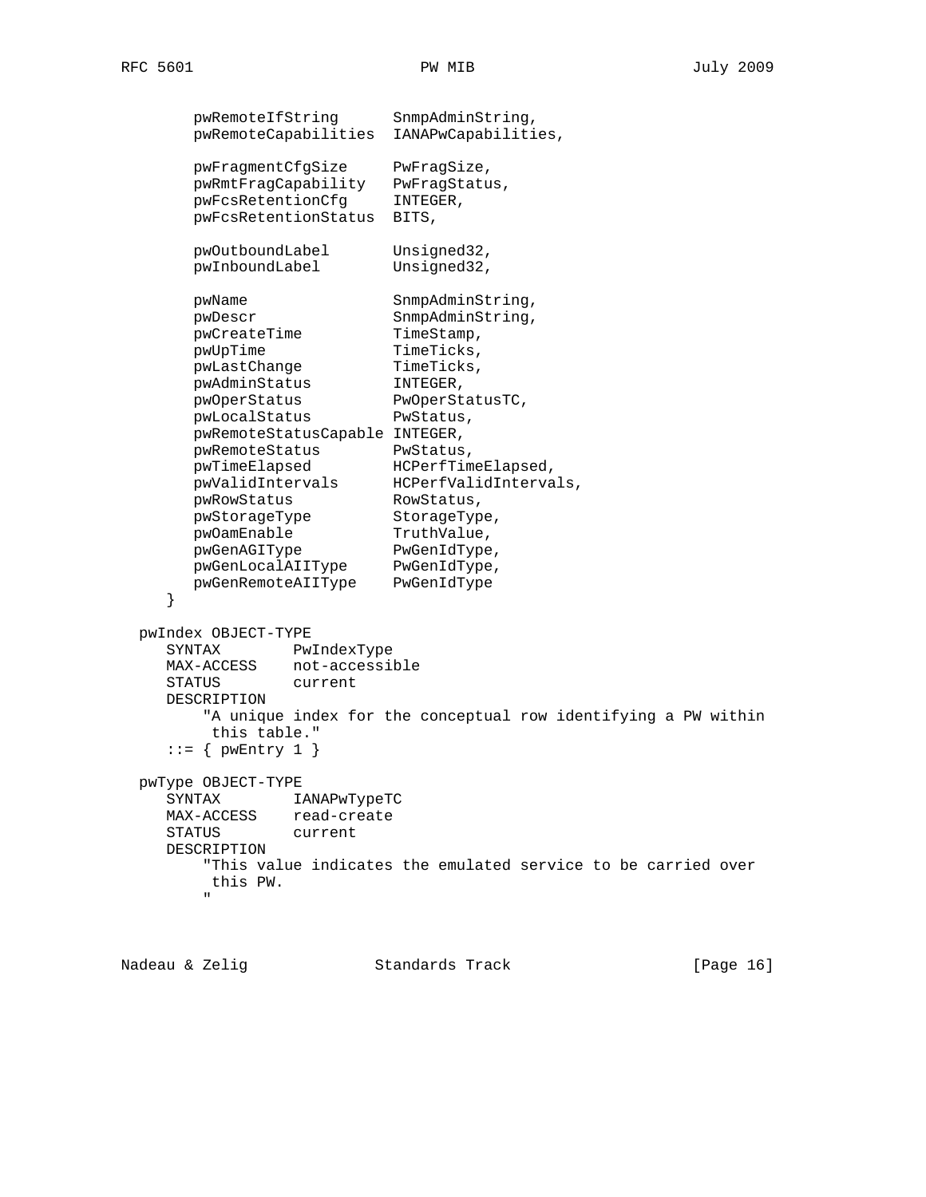```
       pwRemoteIfString       SnmpAdminString,
       pwRemoteCapabilities   IANAPwCapabilities,

       pwFragmentCfgSize      PwFragSize,
       pwRmtFragCapability    PwFragStatus,
       pwFcsRetentionCfg      INTEGER,
       pwFcsRetentionStatus   BITS,

       pwOutboundLabel        Unsigned32,
       pwInboundLabel         Unsigned32,

       pwName                 SnmpAdminString,
       pwDescr                SnmpAdminString,
       pwCreateTime           TimeStamp,
       pwUpTime               TimeTicks,
       pwLastChange           TimeTicks,
       pwAdminStatus          INTEGER,
       pwOperStatus           PwOperStatusTC,
       pwLocalStatus          PwStatus,
       pwRemoteStatusCapable  INTEGER,
       pwRemoteStatus         PwStatus,
       pwTimeElapsed          HCPerfTimeElapsed,
       pwValidIntervals       HCPerfValidIntervals,
       pwRowStatus            RowStatus,
       pwStorageType          StorageType,
       pwOamEnable            TruthValue,
       pwGenAGIType           PwGenIdType,
       pwGenLocalAIIType      PwGenIdType,
       pwGenRemoteAIIType     PwGenIdType
    }

 pwIndex OBJECT-TYPE
    SYNTAX        PwIndexType
    MAX-ACCESS    not-accessible
    STATUS        current
    DESCRIPTION
        "A unique index for the conceptual row identifying a PW within
         this table."
    ::= { pwEntry 1 }

 pwType OBJECT-TYPE
    SYNTAX        IANAPwTypeTC
    MAX-ACCESS    read-create
    STATUS        current
    DESCRIPTION
        "This value indicates the emulated service to be carried over
         this PW.
        "
```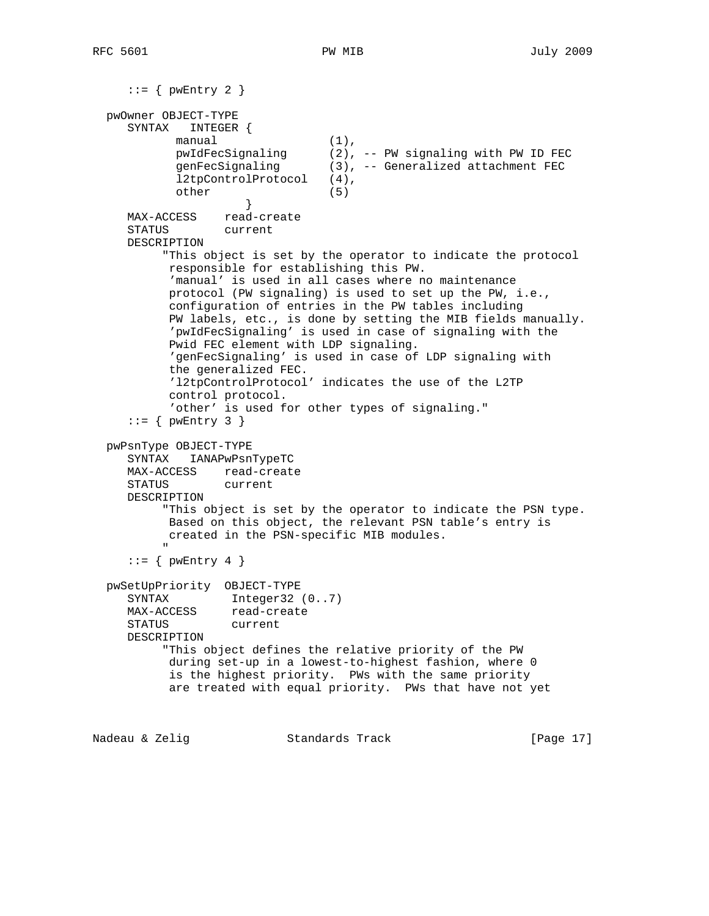```
      ::= { pwEntry 2 }

   pwOwner OBJECT-TYPE
      SYNTAX   INTEGER {
              manual                 (1),
              pwIdFecSignaling       (2), -- PW signaling with PW ID FEC
              genFecSignaling        (3), -- Generalized attachment FEC
              l2tpControlProtocol    (4),
              other                  (5)
                       }
      MAX-ACCESS    read-create
      STATUS        current
      DESCRIPTION
           "This object is set by the operator to indicate the protocol
            responsible for establishing this PW.
            'manual' is used in all cases where no maintenance
            protocol (PW signaling) is used to set up the PW, i.e.,
            configuration of entries in the PW tables including
            PW labels, etc., is done by setting the MIB fields manually.
            'pwIdFecSignaling' is used in case of signaling with the
            Pwid FEC element with LDP signaling.
            'genFecSignaling' is used in case of LDP signaling with
            the generalized FEC.
            'l2tpControlProtocol' indicates the use of the L2TP
            control protocol.
            'other' is used for other types of signaling."
      ::= { pwEntry 3 }

   pwPsnType OBJECT-TYPE
      SYNTAX   IANAPwPsnTypeTC
      MAX-ACCESS    read-create
      STATUS        current
      DESCRIPTION
           "This object is set by the operator to indicate the PSN type.
            Based on this object, the relevant PSN table's entry is
            created in the PSN-specific MIB modules.
           "
      ::= { pwEntry 4 }

   pwSetUpPriority  OBJECT-TYPE
      SYNTAX         Integer32 (0..7)
      MAX-ACCESS     read-create
      STATUS         current
      DESCRIPTION
           "This object defines the relative priority of the PW
            during set-up in a lowest-to-highest fashion, where 0
            is the highest priority.  PWs with the same priority
            are treated with equal priority.  PWs that have not yet
```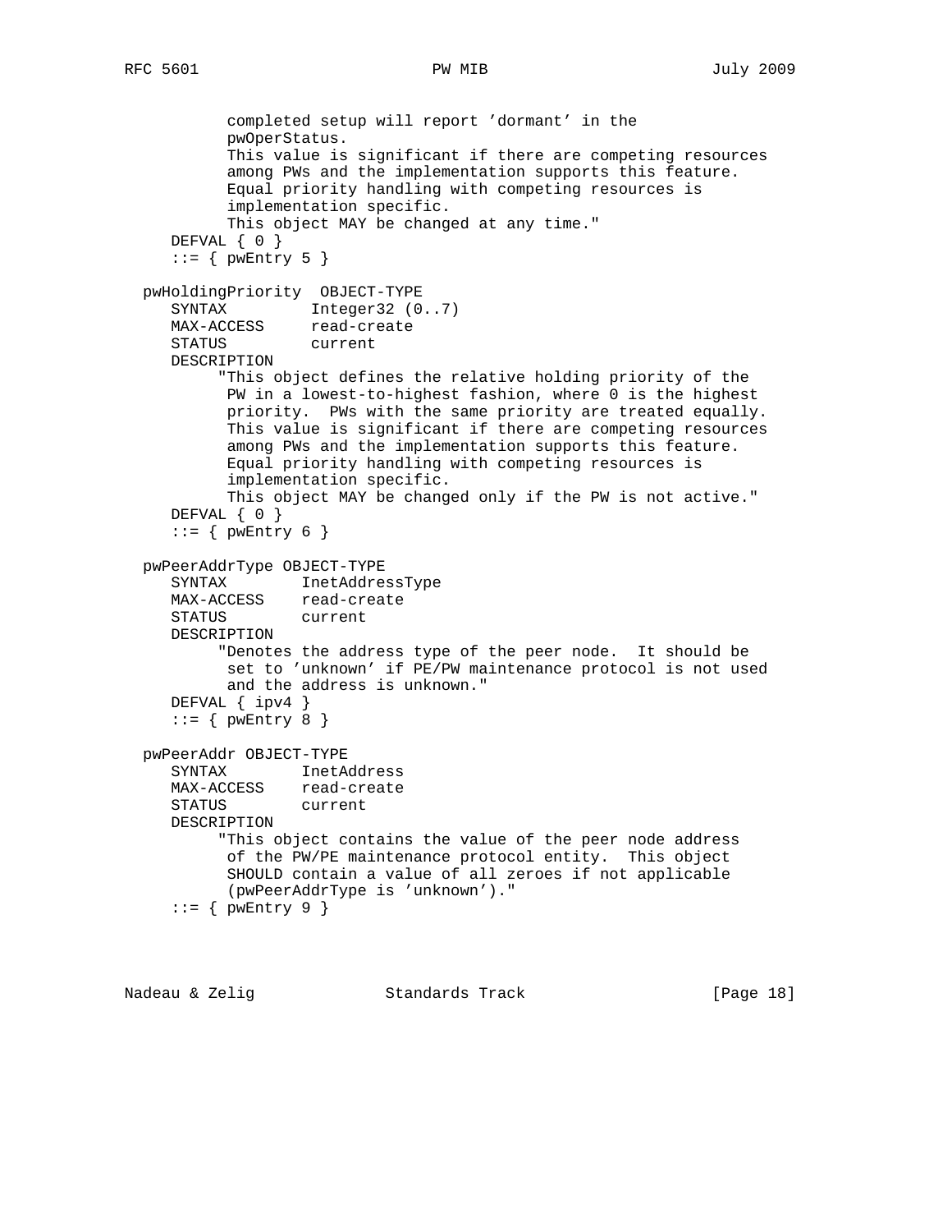```
          completed setup will report 'dormant' in the
          pwOperStatus.
          This value is significant if there are competing resources
          among PWs and the implementation supports this feature.
          Equal priority handling with competing resources is
          implementation specific.
          This object MAY be changed at any time."
    DEFVAL { 0 }
    ::= { pwEntry 5 }

 pwHoldingPriority  OBJECT-TYPE
    SYNTAX         Integer32 (0..7)
    MAX-ACCESS     read-create
    STATUS         current
    DESCRIPTION
         "This object defines the relative holding priority of the
          PW in a lowest-to-highest fashion, where 0 is the highest
          priority.  PWs with the same priority are treated equally.
          This value is significant if there are competing resources
          among PWs and the implementation supports this feature.
          Equal priority handling with competing resources is
          implementation specific.
          This object MAY be changed only if the PW is not active."
    DEFVAL { 0 }
    ::= { pwEntry 6 }

 pwPeerAddrType OBJECT-TYPE
    SYNTAX        InetAddressType
    MAX-ACCESS    read-create
    STATUS        current
    DESCRIPTION
         "Denotes the address type of the peer node.  It should be
          set to 'unknown' if PE/PW maintenance protocol is not used
          and the address is unknown."
    DEFVAL { ipv4 }
    ::= { pwEntry 8 }

 pwPeerAddr OBJECT-TYPE
    SYNTAX        InetAddress
    MAX-ACCESS    read-create
    STATUS        current
    DESCRIPTION
         "This object contains the value of the peer node address
          of the PW/PE maintenance protocol entity.  This object
          SHOULD contain a value of all zeroes if not applicable
          (pwPeerAddrType is 'unknown')."
    ::= { pwEntry 9 }
```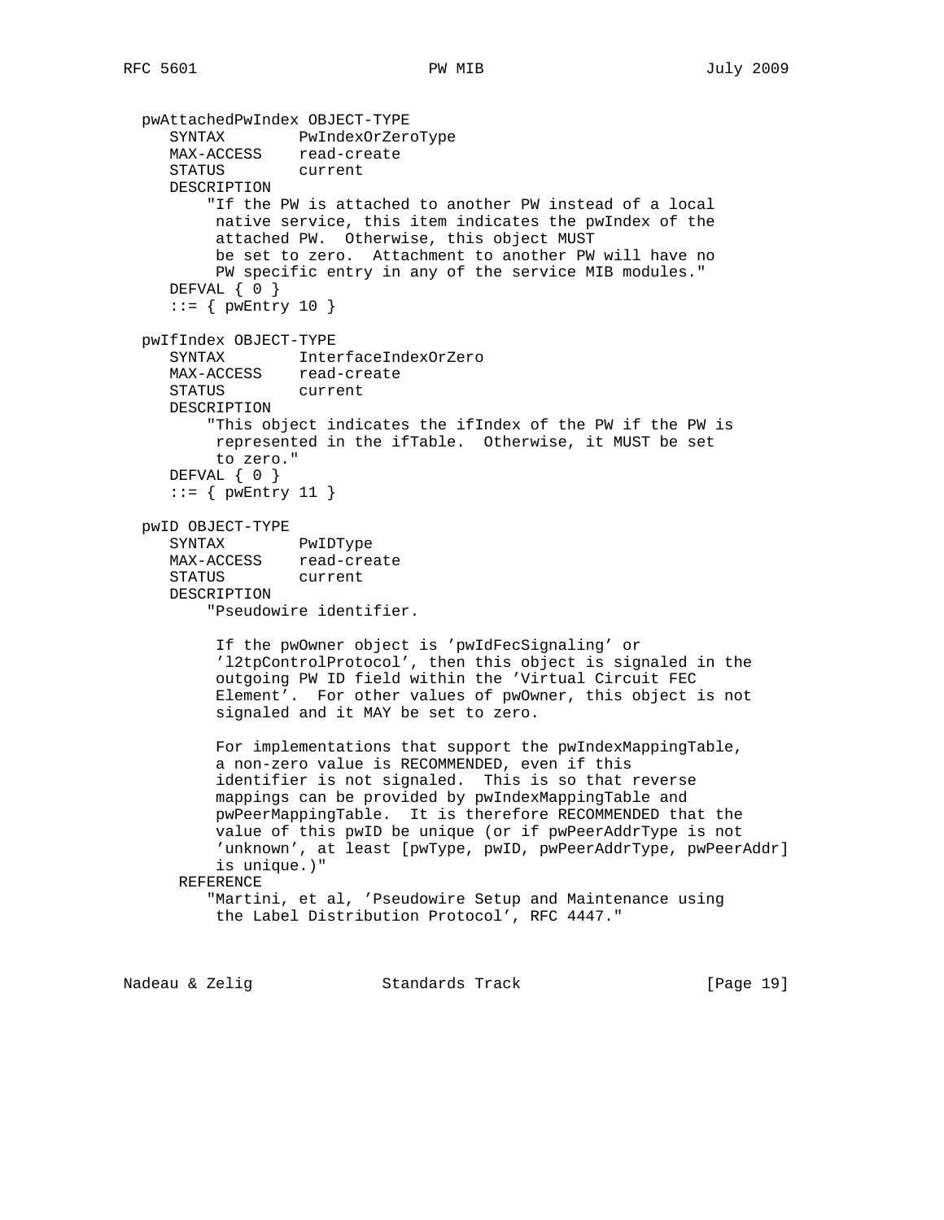```
   pwAttachedPwIndex OBJECT-TYPE
      SYNTAX        PwIndexOrZeroType
      MAX-ACCESS    read-create
      STATUS        current
      DESCRIPTION
          "If the PW is attached to another PW instead of a local
           native service, this item indicates the pwIndex of the
           attached PW.  Otherwise, this object MUST
           be set to zero.  Attachment to another PW will have no
           PW specific entry in any of the service MIB modules."
      DEFVAL { 0 }
      ::= { pwEntry 10 }

   pwIfIndex OBJECT-TYPE
      SYNTAX        InterfaceIndexOrZero
      MAX-ACCESS    read-create
      STATUS        current
      DESCRIPTION
          "This object indicates the ifIndex of the PW if the PW is
           represented in the ifTable.  Otherwise, it MUST be set
           to zero."
      DEFVAL { 0 }
      ::= { pwEntry 11 }

   pwID OBJECT-TYPE
      SYNTAX        PwIDType
      MAX-ACCESS    read-create
      STATUS        current
      DESCRIPTION
          "Pseudowire identifier.

           If the pwOwner object is 'pwIdFecSignaling' or
           'l2tpControlProtocol', then this object is signaled in the
           outgoing PW ID field within the 'Virtual Circuit FEC
           Element'.  For other values of pwOwner, this object is not
           signaled and it MAY be set to zero.

           For implementations that support the pwIndexMappingTable,
           a non-zero value is RECOMMENDED, even if this
           identifier is not signaled.  This is so that reverse
           mappings can be provided by pwIndexMappingTable and
           pwPeerMappingTable.  It is therefore RECOMMENDED that the
           value of this pwID be unique (or if pwPeerAddrType is not
           'unknown', at least [pwType, pwID, pwPeerAddrType, pwPeerAddr]
           is unique.)"
       REFERENCE
          "Martini, et al, 'Pseudowire Setup and Maintenance using
           the Label Distribution Protocol', RFC 4447."
```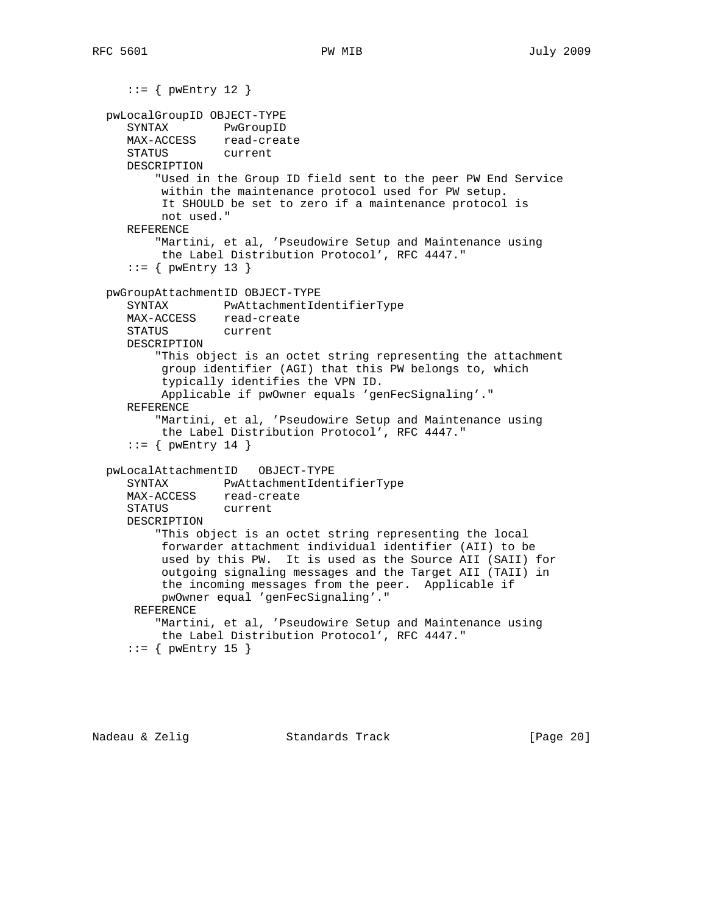```
      ::= { pwEntry 12 }

   pwLocalGroupID OBJECT-TYPE
      SYNTAX        PwGroupID
      MAX-ACCESS    read-create
      STATUS        current
      DESCRIPTION
          "Used in the Group ID field sent to the peer PW End Service
           within the maintenance protocol used for PW setup.
           It SHOULD be set to zero if a maintenance protocol is
           not used."
      REFERENCE
          "Martini, et al, 'Pseudowire Setup and Maintenance using
           the Label Distribution Protocol', RFC 4447."
      ::= { pwEntry 13 }

   pwGroupAttachmentID OBJECT-TYPE
      SYNTAX        PwAttachmentIdentifierType
      MAX-ACCESS    read-create
      STATUS        current
      DESCRIPTION
          "This object is an octet string representing the attachment
           group identifier (AGI) that this PW belongs to, which
           typically identifies the VPN ID.
           Applicable if pwOwner equals 'genFecSignaling'."
      REFERENCE
          "Martini, et al, 'Pseudowire Setup and Maintenance using
           the Label Distribution Protocol', RFC 4447."
      ::= { pwEntry 14 }

   pwLocalAttachmentID   OBJECT-TYPE
      SYNTAX        PwAttachmentIdentifierType
      MAX-ACCESS    read-create
      STATUS        current
      DESCRIPTION
          "This object is an octet string representing the local
           forwarder attachment individual identifier (AII) to be
           used by this PW.  It is used as the Source AII (SAII) for
           outgoing signaling messages and the Target AII (TAII) in
           the incoming messages from the peer.  Applicable if
           pwOwner equal 'genFecSignaling'."
       REFERENCE
          "Martini, et al, 'Pseudowire Setup and Maintenance using
           the Label Distribution Protocol', RFC 4447."
      ::= { pwEntry 15 }
```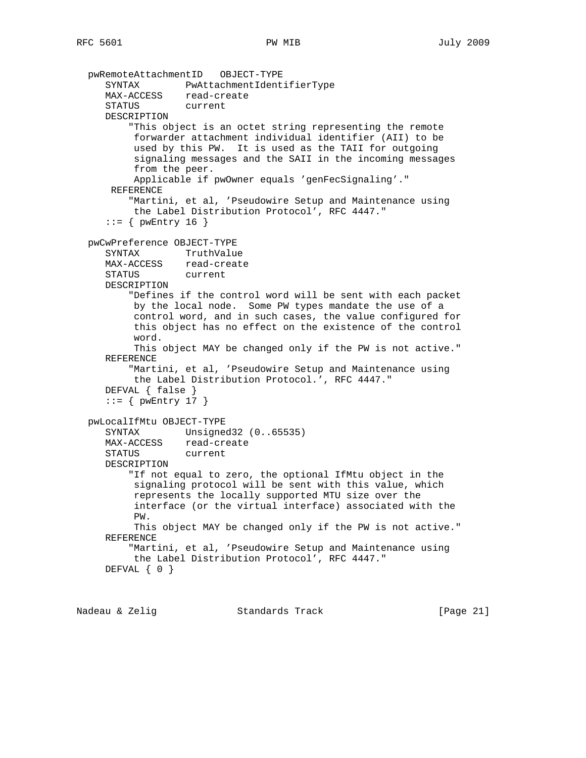```
   pwRemoteAttachmentID   OBJECT-TYPE
      SYNTAX        PwAttachmentIdentifierType
      MAX-ACCESS    read-create
      STATUS        current
      DESCRIPTION
          "This object is an octet string representing the remote
           forwarder attachment individual identifier (AII) to be
           used by this PW.  It is used as the TAII for outgoing
           signaling messages and the SAII in the incoming messages
           from the peer.
           Applicable if pwOwner equals 'genFecSignaling'."
       REFERENCE
          "Martini, et al, 'Pseudowire Setup and Maintenance using
           the Label Distribution Protocol', RFC 4447."
      ::= { pwEntry 16 }

   pwCwPreference OBJECT-TYPE
      SYNTAX        TruthValue
      MAX-ACCESS    read-create
      STATUS        current
      DESCRIPTION
          "Defines if the control word will be sent with each packet
           by the local node.  Some PW types mandate the use of a
           control word, and in such cases, the value configured for
           this object has no effect on the existence of the control
           word.
           This object MAY be changed only if the PW is not active."
      REFERENCE
          "Martini, et al, 'Pseudowire Setup and Maintenance using
           the Label Distribution Protocol.', RFC 4447."
      DEFVAL { false }
      ::= { pwEntry 17 }

   pwLocalIfMtu OBJECT-TYPE
      SYNTAX        Unsigned32 (0..65535)
      MAX-ACCESS    read-create
      STATUS        current
      DESCRIPTION
          "If not equal to zero, the optional IfMtu object in the
           signaling protocol will be sent with this value, which
           represents the locally supported MTU size over the
           interface (or the virtual interface) associated with the
           PW.
           This object MAY be changed only if the PW is not active."
      REFERENCE
          "Martini, et al, 'Pseudowire Setup and Maintenance using
           the Label Distribution Protocol', RFC 4447."
      DEFVAL { 0 }
```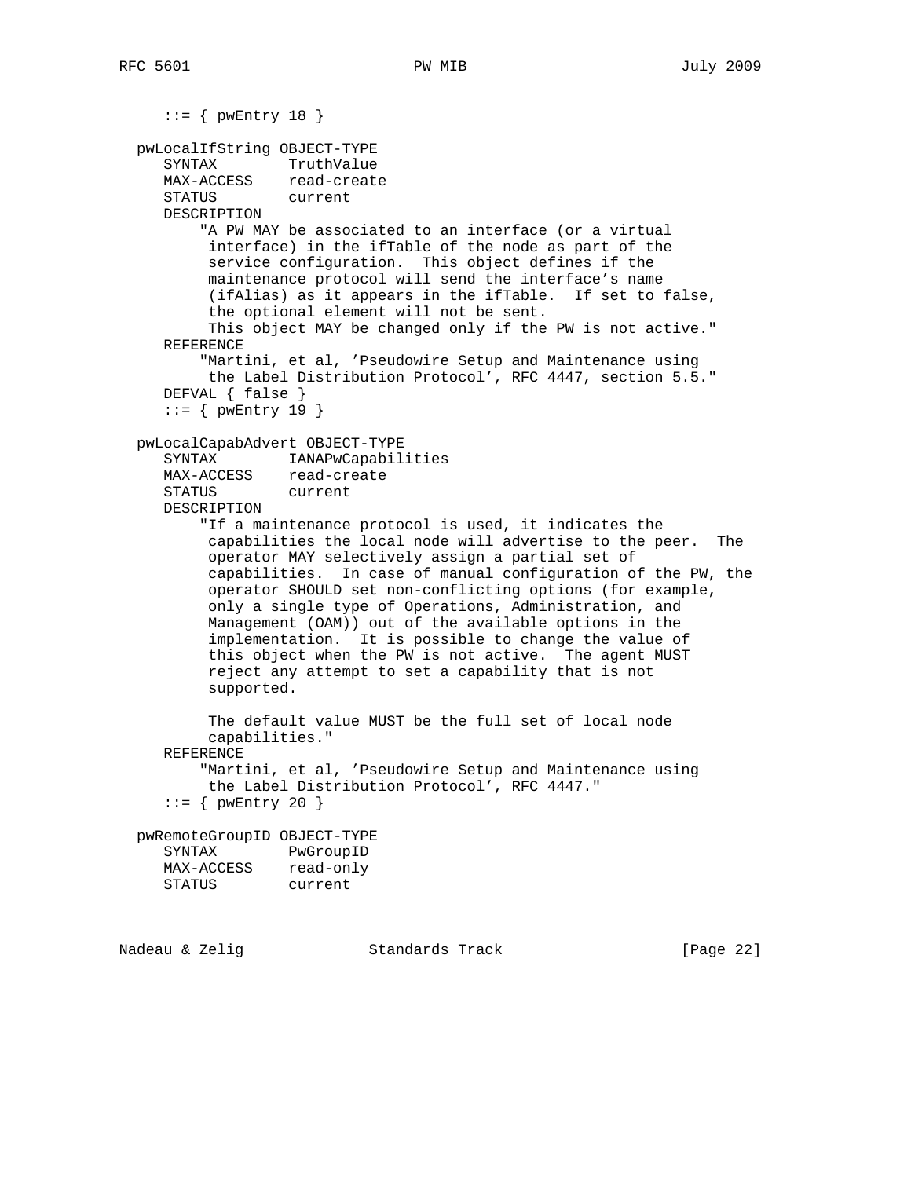```
      ::= { pwEntry 18 }

   pwLocalIfString OBJECT-TYPE
      SYNTAX        TruthValue
      MAX-ACCESS    read-create
      STATUS        current
      DESCRIPTION
          "A PW MAY be associated to an interface (or a virtual
           interface) in the ifTable of the node as part of the
           service configuration.  This object defines if the
           maintenance protocol will send the interface's name
           (ifAlias) as it appears in the ifTable.  If set to false,
           the optional element will not be sent.
           This object MAY be changed only if the PW is not active."
      REFERENCE
          "Martini, et al, 'Pseudowire Setup and Maintenance using
           the Label Distribution Protocol', RFC 4447, section 5.5."
      DEFVAL { false }
      ::= { pwEntry 19 }

   pwLocalCapabAdvert OBJECT-TYPE
      SYNTAX        IANAPwCapabilities
      MAX-ACCESS    read-create
      STATUS        current
      DESCRIPTION
          "If a maintenance protocol is used, it indicates the
           capabilities the local node will advertise to the peer.  The
           operator MAY selectively assign a partial set of
           capabilities.  In case of manual configuration of the PW, the
           operator SHOULD set non-conflicting options (for example,
           only a single type of Operations, Administration, and
           Management (OAM)) out of the available options in the
           implementation.  It is possible to change the value of
           this object when the PW is not active.  The agent MUST
           reject any attempt to set a capability that is not
           supported.

           The default value MUST be the full set of local node
           capabilities."
      REFERENCE
          "Martini, et al, 'Pseudowire Setup and Maintenance using
           the Label Distribution Protocol', RFC 4447."
      ::= { pwEntry 20 }

   pwRemoteGroupID OBJECT-TYPE
      SYNTAX        PwGroupID
      MAX-ACCESS    read-only
      STATUS        current
```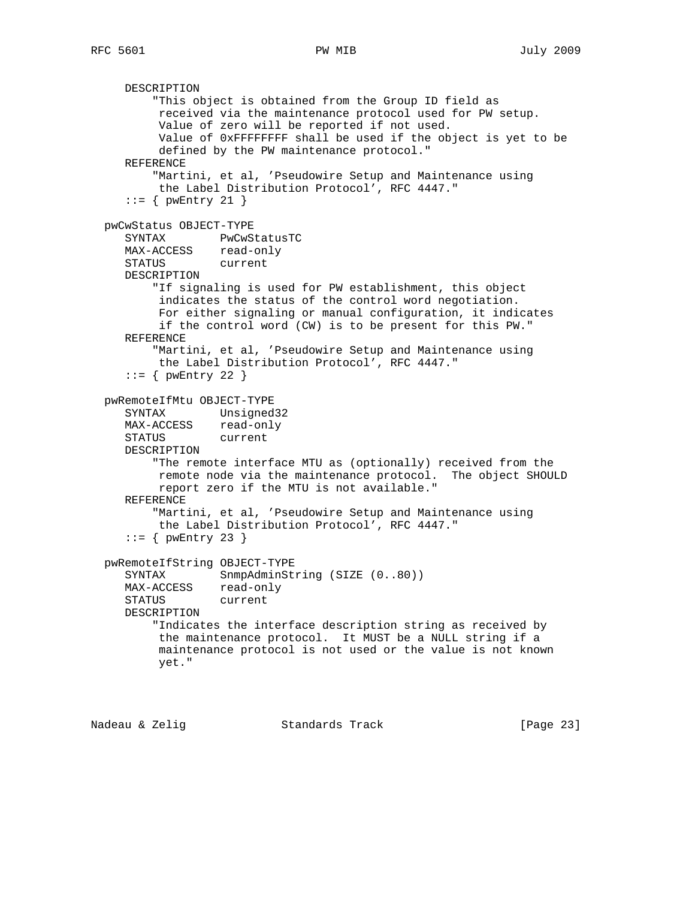```
      DESCRIPTION
          "This object is obtained from the Group ID field as
           received via the maintenance protocol used for PW setup.
           Value of zero will be reported if not used.
           Value of 0xFFFFFFFF shall be used if the object is yet to be
           defined by the PW maintenance protocol."
      REFERENCE
          "Martini, et al, 'Pseudowire Setup and Maintenance using
           the Label Distribution Protocol', RFC 4447."
      ::= { pwEntry 21 }

   pwCwStatus OBJECT-TYPE
      SYNTAX        PwCwStatusTC
      MAX-ACCESS    read-only
      STATUS        current
      DESCRIPTION
          "If signaling is used for PW establishment, this object
           indicates the status of the control word negotiation.
           For either signaling or manual configuration, it indicates
           if the control word (CW) is to be present for this PW."
      REFERENCE
          "Martini, et al, 'Pseudowire Setup and Maintenance using
           the Label Distribution Protocol', RFC 4447."
      ::= { pwEntry 22 }

   pwRemoteIfMtu OBJECT-TYPE
      SYNTAX        Unsigned32
      MAX-ACCESS    read-only
      STATUS        current
      DESCRIPTION
          "The remote interface MTU as (optionally) received from the
           remote node via the maintenance protocol.  The object SHOULD
           report zero if the MTU is not available."
      REFERENCE
          "Martini, et al, 'Pseudowire Setup and Maintenance using
           the Label Distribution Protocol', RFC 4447."
      ::= { pwEntry 23 }

   pwRemoteIfString OBJECT-TYPE
      SYNTAX        SnmpAdminString (SIZE (0..80))
      MAX-ACCESS    read-only
      STATUS        current
      DESCRIPTION
          "Indicates the interface description string as received by
           the maintenance protocol.  It MUST be a NULL string if a
           maintenance protocol is not used or the value is not known
           yet."
```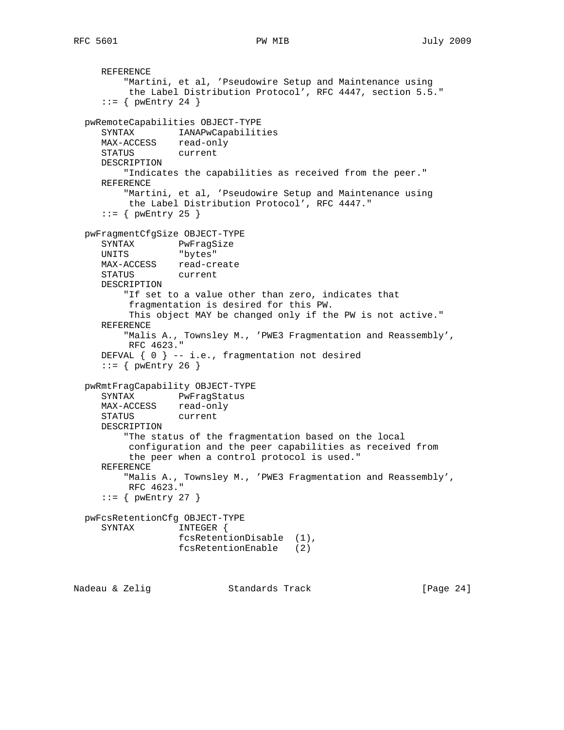```
      REFERENCE
          "Martini, et al, 'Pseudowire Setup and Maintenance using
           the Label Distribution Protocol', RFC 4447, section 5.5."
      ::= { pwEntry 24 }

   pwRemoteCapabilities OBJECT-TYPE
      SYNTAX        IANAPwCapabilities
      MAX-ACCESS    read-only
      STATUS        current
      DESCRIPTION
          "Indicates the capabilities as received from the peer."
      REFERENCE
          "Martini, et al, 'Pseudowire Setup and Maintenance using
           the Label Distribution Protocol', RFC 4447."
      ::= { pwEntry 25 }

   pwFragmentCfgSize OBJECT-TYPE
      SYNTAX        PwFragSize
      UNITS         "bytes"
      MAX-ACCESS    read-create
      STATUS        current
      DESCRIPTION
          "If set to a value other than zero, indicates that
           fragmentation is desired for this PW.
           This object MAY be changed only if the PW is not active."
      REFERENCE
          "Malis A., Townsley M., 'PWE3 Fragmentation and Reassembly',
           RFC 4623."
      DEFVAL { 0 } -- i.e., fragmentation not desired
      ::= { pwEntry 26 }

   pwRmtFragCapability OBJECT-TYPE
      SYNTAX        PwFragStatus
      MAX-ACCESS    read-only
      STATUS        current
      DESCRIPTION
          "The status of the fragmentation based on the local
           configuration and the peer capabilities as received from
           the peer when a control protocol is used."
      REFERENCE
          "Malis A., Townsley M., 'PWE3 Fragmentation and Reassembly',
           RFC 4623."
      ::= { pwEntry 27 }

   pwFcsRetentionCfg OBJECT-TYPE
      SYNTAX        INTEGER {
                    fcsRetentionDisable  (1),
                    fcsRetentionEnable   (2)
```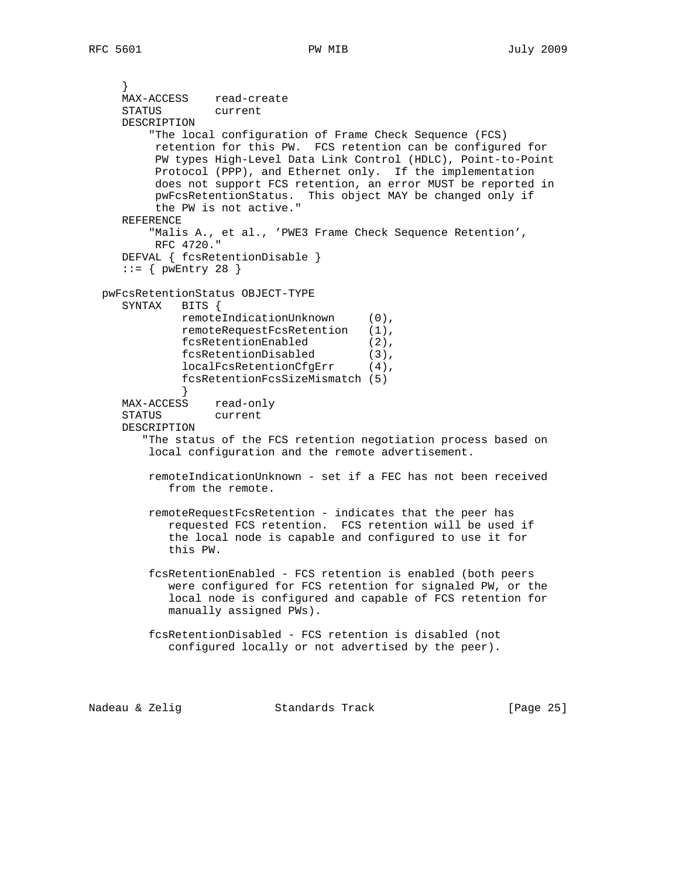```
      }
     MAX-ACCESS    read-create
     STATUS        current
     DESCRIPTION
         "The local configuration of Frame Check Sequence (FCS)
          retention for this PW.  FCS retention can be configured for
          PW types High-Level Data Link Control (HDLC), Point-to-Point
          Protocol (PPP), and Ethernet only.  If the implementation
          does not support FCS retention, an error MUST be reported in
          pwFcsRetentionStatus.  This object MAY be changed only if
          the PW is not active."
     REFERENCE
         "Malis A., et al., 'PWE3 Frame Check Sequence Retention',
          RFC 4720."
     DEFVAL { fcsRetentionDisable }
     ::= { pwEntry 28 }

  pwFcsRetentionStatus OBJECT-TYPE
     SYNTAX   BITS {
              remoteIndicationUnknown     (0),
              remoteRequestFcsRetention   (1),
              fcsRetentionEnabled         (2),
              fcsRetentionDisabled        (3),
              localFcsRetentionCfgErr     (4),
              fcsRetentionFcsSizeMismatch (5)
              }
     MAX-ACCESS    read-only
     STATUS        current
     DESCRIPTION
        "The status of the FCS retention negotiation process based on
         local configuration and the remote advertisement.

         remoteIndicationUnknown - set if a FEC has not been received
            from the remote.

         remoteRequestFcsRetention - indicates that the peer has
            requested FCS retention.  FCS retention will be used if
            the local node is capable and configured to use it for
            this PW.

         fcsRetentionEnabled - FCS retention is enabled (both peers
            were configured for FCS retention for signaled PW, or the
            local node is configured and capable of FCS retention for
            manually assigned PWs).

         fcsRetentionDisabled - FCS retention is disabled (not
            configured locally or not advertised by the peer).
```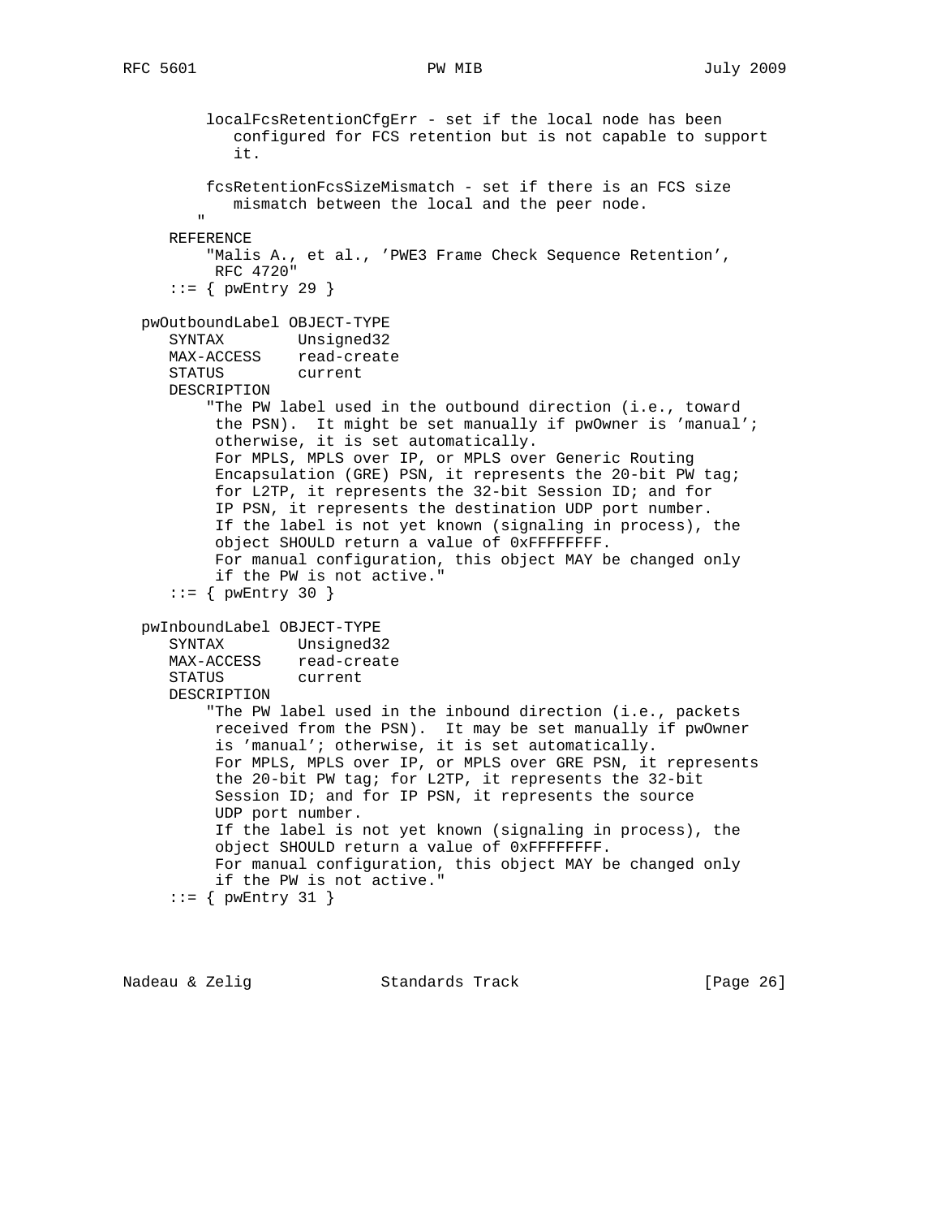```
         localFcsRetentionCfgErr - set if the local node has been
            configured for FCS retention but is not capable to support
            it.

         fcsRetentionFcsSizeMismatch - set if there is an FCS size
            mismatch between the local and the peer node.
        "
     REFERENCE
         "Malis A., et al., 'PWE3 Frame Check Sequence Retention',
          RFC 4720"
     ::= { pwEntry 29 }

  pwOutboundLabel OBJECT-TYPE
     SYNTAX        Unsigned32
     MAX-ACCESS    read-create
     STATUS        current
     DESCRIPTION
         "The PW label used in the outbound direction (i.e., toward
          the PSN).  It might be set manually if pwOwner is 'manual';
          otherwise, it is set automatically.
          For MPLS, MPLS over IP, or MPLS over Generic Routing
          Encapsulation (GRE) PSN, it represents the 20-bit PW tag;
          for L2TP, it represents the 32-bit Session ID; and for
          IP PSN, it represents the destination UDP port number.
          If the label is not yet known (signaling in process), the
          object SHOULD return a value of 0xFFFFFFFF.
          For manual configuration, this object MAY be changed only
          if the PW is not active."
     ::= { pwEntry 30 }

  pwInboundLabel OBJECT-TYPE
     SYNTAX        Unsigned32
     MAX-ACCESS    read-create
     STATUS        current
     DESCRIPTION
         "The PW label used in the inbound direction (i.e., packets
          received from the PSN).  It may be set manually if pwOwner
          is 'manual'; otherwise, it is set automatically.
          For MPLS, MPLS over IP, or MPLS over GRE PSN, it represents
          the 20-bit PW tag; for L2TP, it represents the 32-bit
          Session ID; and for IP PSN, it represents the source
          UDP port number.
          If the label is not yet known (signaling in process), the
          object SHOULD return a value of 0xFFFFFFFF.
          For manual configuration, this object MAY be changed only
          if the PW is not active."
     ::= { pwEntry 31 }
```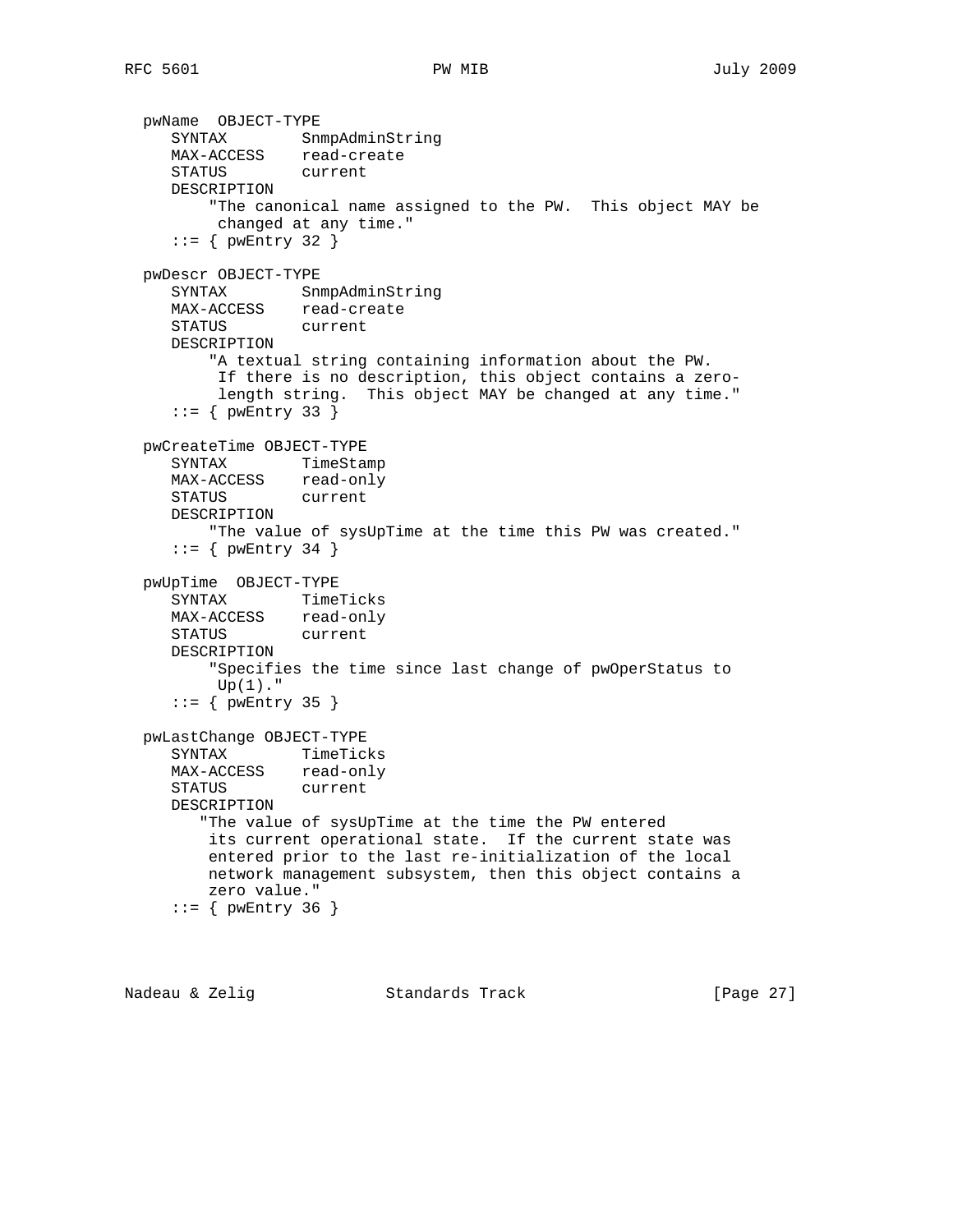```
   pwName  OBJECT-TYPE
      SYNTAX        SnmpAdminString
      MAX-ACCESS    read-create
      STATUS        current
      DESCRIPTION
          "The canonical name assigned to the PW.  This object MAY be
           changed at any time."
      ::= { pwEntry 32 }

   pwDescr OBJECT-TYPE
      SYNTAX        SnmpAdminString
      MAX-ACCESS    read-create
      STATUS        current
      DESCRIPTION
          "A textual string containing information about the PW.
           If there is no description, this object contains a zero-
           length string.  This object MAY be changed at any time."
      ::= { pwEntry 33 }

   pwCreateTime OBJECT-TYPE
      SYNTAX        TimeStamp
      MAX-ACCESS    read-only
      STATUS        current
      DESCRIPTION
          "The value of sysUpTime at the time this PW was created."
      ::= { pwEntry 34 }

   pwUpTime  OBJECT-TYPE
      SYNTAX        TimeTicks
      MAX-ACCESS    read-only
      STATUS        current
      DESCRIPTION
          "Specifies the time since last change of pwOperStatus to
           Up(1)."
      ::= { pwEntry 35 }

   pwLastChange OBJECT-TYPE
      SYNTAX        TimeTicks
      MAX-ACCESS    read-only
      STATUS        current
      DESCRIPTION
         "The value of sysUpTime at the time the PW entered
          its current operational state.  If the current state was
          entered prior to the last re-initialization of the local
          network management subsystem, then this object contains a
          zero value."
      ::= { pwEntry 36 }
```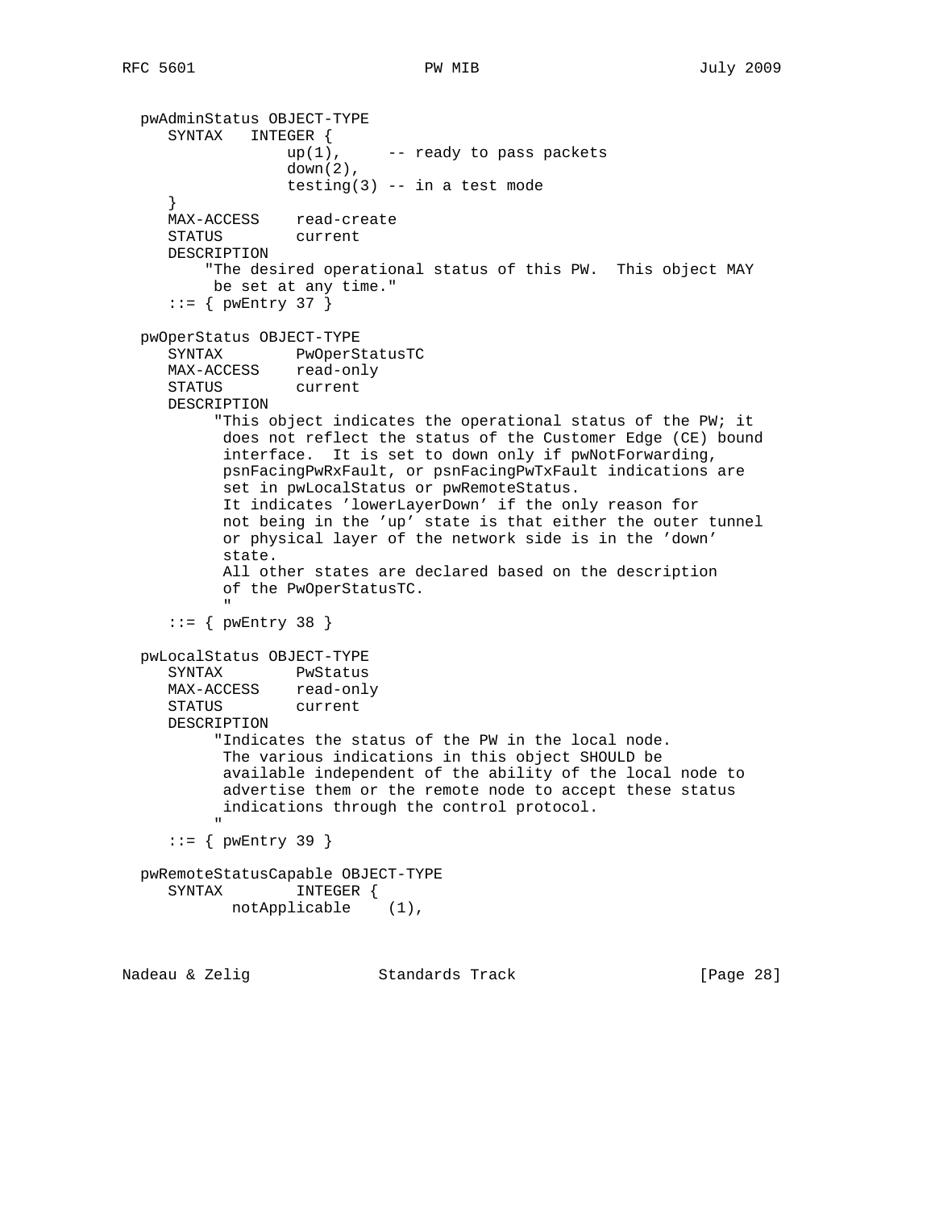```
   pwAdminStatus OBJECT-TYPE
      SYNTAX   INTEGER {
                  up(1),     -- ready to pass packets
                  down(2),
                  testing(3) -- in a test mode
      }
      MAX-ACCESS    read-create
      STATUS        current
      DESCRIPTION
          "The desired operational status of this PW.  This object MAY
           be set at any time."
      ::= { pwEntry 37 }

   pwOperStatus OBJECT-TYPE
      SYNTAX        PwOperStatusTC
      MAX-ACCESS    read-only
      STATUS        current
      DESCRIPTION
           "This object indicates the operational status of the PW; it
            does not reflect the status of the Customer Edge (CE) bound
            interface.  It is set to down only if pwNotForwarding,
            psnFacingPwRxFault, or psnFacingPwTxFault indications are
            set in pwLocalStatus or pwRemoteStatus.
            It indicates 'lowerLayerDown' if the only reason for
            not being in the 'up' state is that either the outer tunnel
            or physical layer of the network side is in the 'down'
            state.
            All other states are declared based on the description
            of the PwOperStatusTC.
            "
      ::= { pwEntry 38 }

   pwLocalStatus OBJECT-TYPE
      SYNTAX        PwStatus
      MAX-ACCESS    read-only
      STATUS        current
      DESCRIPTION
           "Indicates the status of the PW in the local node.
            The various indications in this object SHOULD be
            available independent of the ability of the local node to
            advertise them or the remote node to accept these status
            indications through the control protocol.
           "
      ::= { pwEntry 39 }

   pwRemoteStatusCapable OBJECT-TYPE
      SYNTAX        INTEGER {
             notApplicable    (1),
```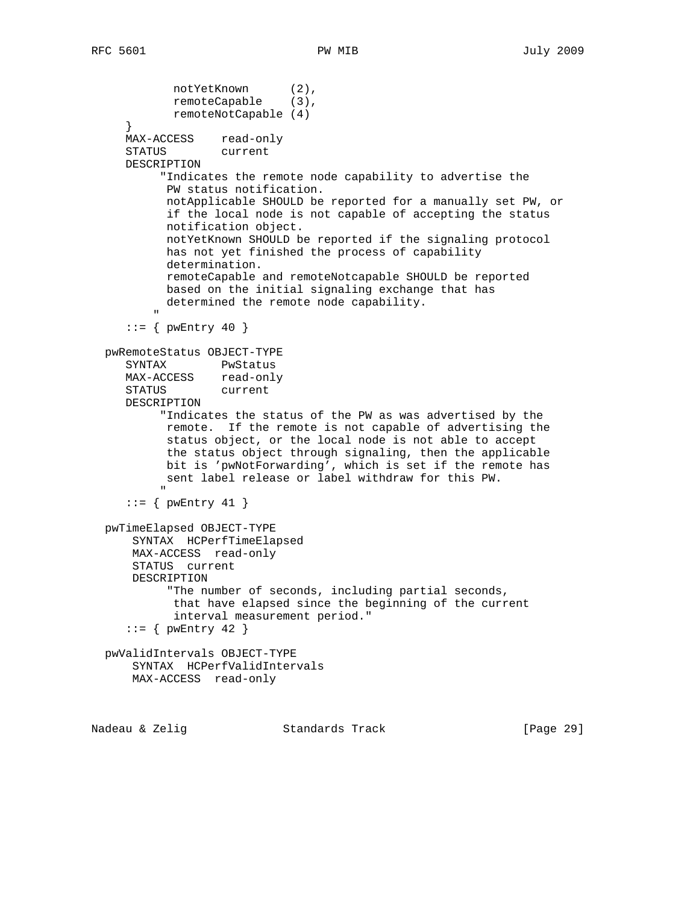```
            notYetKnown      (2),
            remoteCapable    (3),
            remoteNotCapable (4)
        }
        MAX-ACCESS    read-only
        STATUS        current
        DESCRIPTION
             "Indicates the remote node capability to advertise the
              PW status notification.
              notApplicable SHOULD be reported for a manually set PW, or
              if the local node is not capable of accepting the status
              notification object.
              notYetKnown SHOULD be reported if the signaling protocol
              has not yet finished the process of capability
              determination.
              remoteCapable and remoteNotcapable SHOULD be reported
              based on the initial signaling exchange that has
              determined the remote node capability.
            "
        ::= { pwEntry 40 }

   pwRemoteStatus OBJECT-TYPE
        SYNTAX        PwStatus
        MAX-ACCESS    read-only
        STATUS        current
        DESCRIPTION
             "Indicates the status of the PW as was advertised by the
              remote.  If the remote is not capable of advertising the
              status object, or the local node is not able to accept
              the status object through signaling, then the applicable
              bit is 'pwNotForwarding', which is set if the remote has
              sent label release or label withdraw for this PW.
             "
        ::= { pwEntry 41 }

   pwTimeElapsed OBJECT-TYPE
         SYNTAX  HCPerfTimeElapsed
         MAX-ACCESS  read-only
         STATUS  current
         DESCRIPTION
              "The number of seconds, including partial seconds,
               that have elapsed since the beginning of the current
               interval measurement period."
        ::= { pwEntry 42 }

   pwValidIntervals OBJECT-TYPE
         SYNTAX  HCPerfValidIntervals
         MAX-ACCESS  read-only
```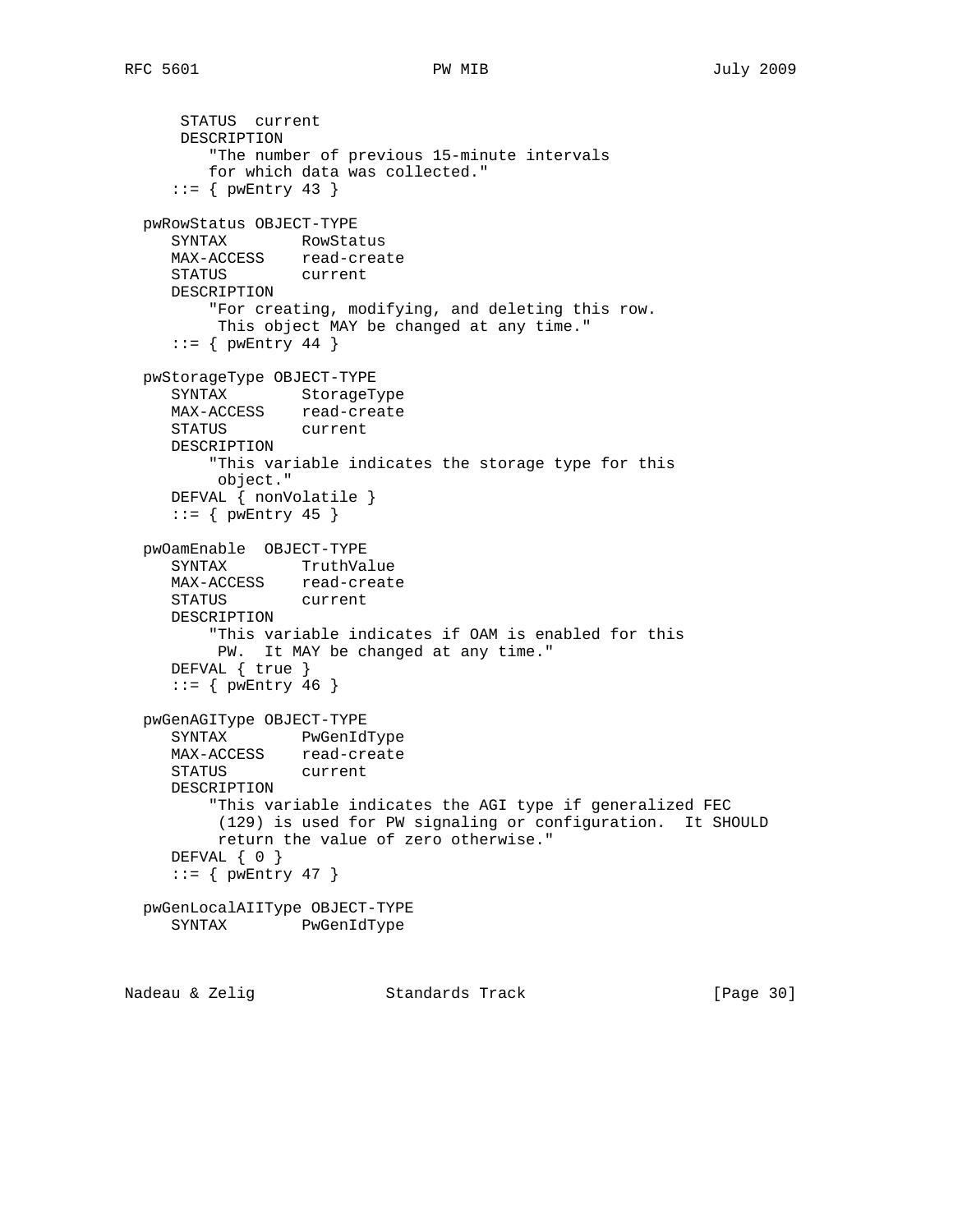```
      STATUS  current
      DESCRIPTION
         "The number of previous 15-minute intervals
         for which data was collected."
     ::= { pwEntry 43 }

  pwRowStatus OBJECT-TYPE
     SYNTAX        RowStatus
     MAX-ACCESS    read-create
     STATUS        current
     DESCRIPTION
         "For creating, modifying, and deleting this row.
          This object MAY be changed at any time."
     ::= { pwEntry 44 }

  pwStorageType OBJECT-TYPE
     SYNTAX        StorageType
     MAX-ACCESS    read-create
     STATUS        current
     DESCRIPTION
         "This variable indicates the storage type for this
          object."
     DEFVAL { nonVolatile }
     ::= { pwEntry 45 }

  pwOamEnable  OBJECT-TYPE
     SYNTAX        TruthValue
     MAX-ACCESS    read-create
     STATUS        current
     DESCRIPTION
         "This variable indicates if OAM is enabled for this
          PW.  It MAY be changed at any time."
     DEFVAL { true }
     ::= { pwEntry 46 }

  pwGenAGIType OBJECT-TYPE
     SYNTAX        PwGenIdType
     MAX-ACCESS    read-create
     STATUS        current
     DESCRIPTION
         "This variable indicates the AGI type if generalized FEC
          (129) is used for PW signaling or configuration.  It SHOULD
          return the value of zero otherwise."
     DEFVAL { 0 }
     ::= { pwEntry 47 }

  pwGenLocalAIIType OBJECT-TYPE
     SYNTAX        PwGenIdType
```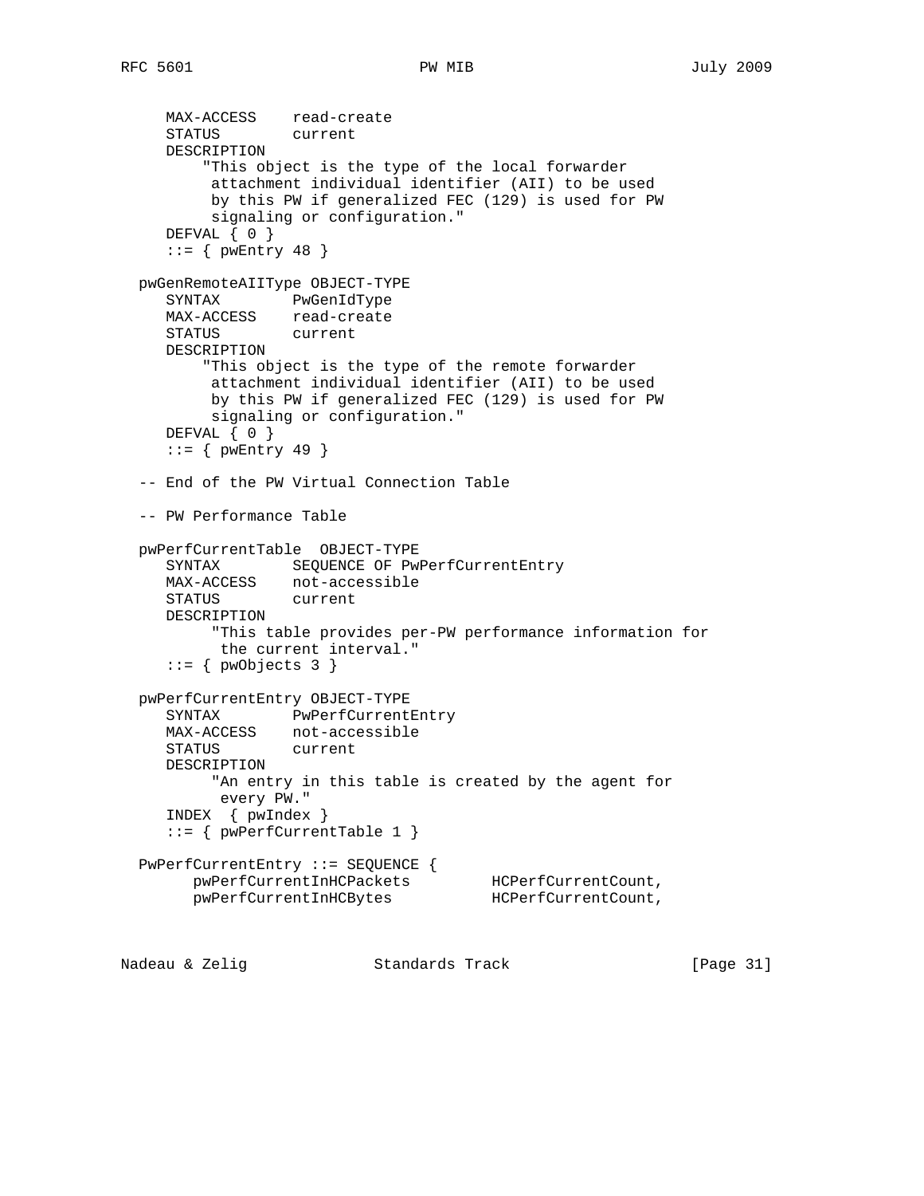```
      MAX-ACCESS    read-create
      STATUS        current
      DESCRIPTION
          "This object is the type of the local forwarder
           attachment individual identifier (AII) to be used
           by this PW if generalized FEC (129) is used for PW
           signaling or configuration."
      DEFVAL { 0 }
      ::= { pwEntry 48 }

   pwGenRemoteAIIType OBJECT-TYPE
      SYNTAX        PwGenIdType
      MAX-ACCESS    read-create
      STATUS        current
      DESCRIPTION
          "This object is the type of the remote forwarder
           attachment individual identifier (AII) to be used
           by this PW if generalized FEC (129) is used for PW
           signaling or configuration."
      DEFVAL { 0 }
      ::= { pwEntry 49 }

   -- End of the PW Virtual Connection Table

   -- PW Performance Table

   pwPerfCurrentTable  OBJECT-TYPE
      SYNTAX        SEQUENCE OF PwPerfCurrentEntry
      MAX-ACCESS    not-accessible
      STATUS        current
      DESCRIPTION
           "This table provides per-PW performance information for
            the current interval."
      ::= { pwObjects 3 }

   pwPerfCurrentEntry OBJECT-TYPE
      SYNTAX        PwPerfCurrentEntry
      MAX-ACCESS    not-accessible
      STATUS        current
      DESCRIPTION
           "An entry in this table is created by the agent for
            every PW."
      INDEX  { pwIndex }
      ::= { pwPerfCurrentTable 1 }

   PwPerfCurrentEntry ::= SEQUENCE {
         pwPerfCurrentInHCPackets         HCPerfCurrentCount,
         pwPerfCurrentInHCBytes           HCPerfCurrentCount,
```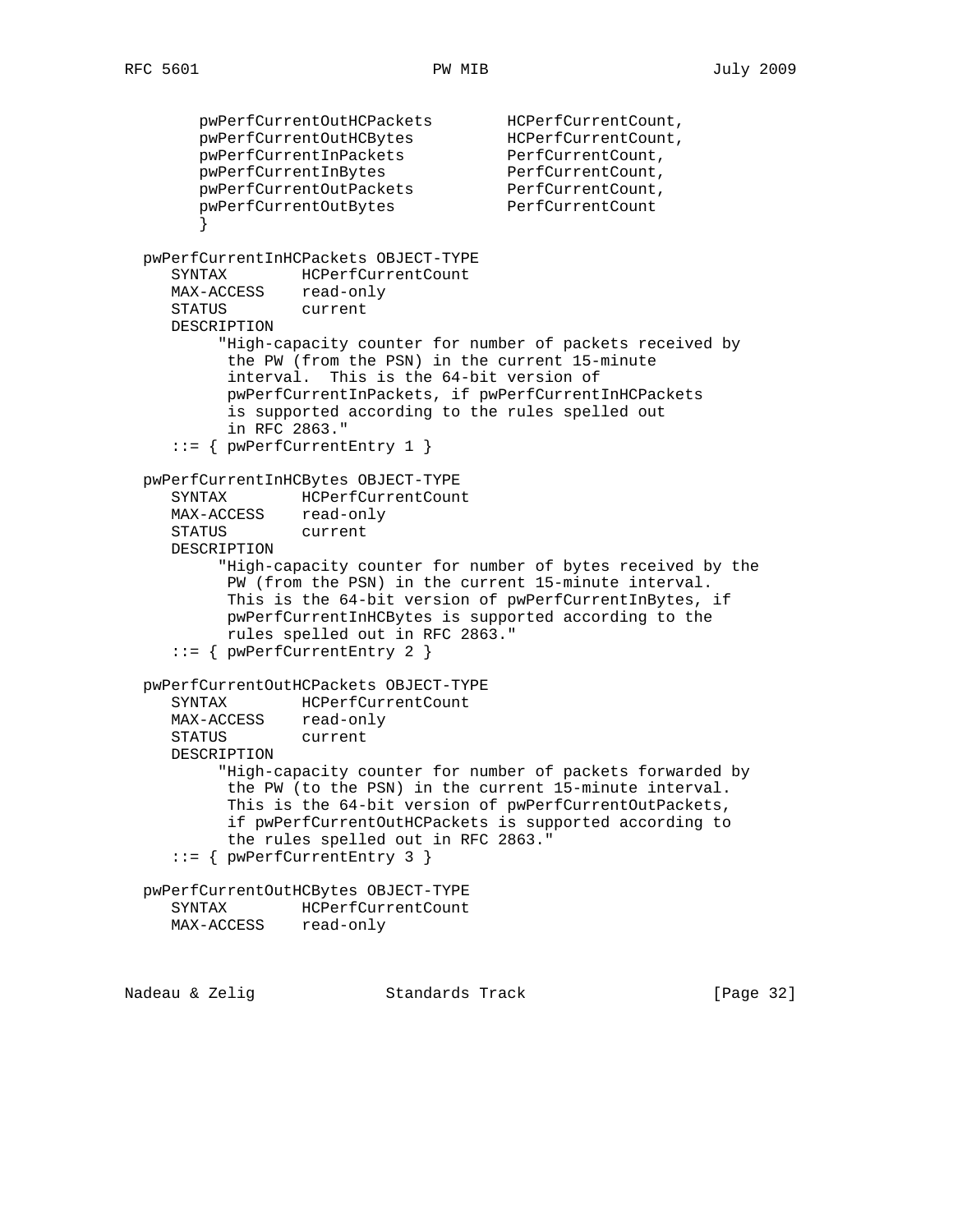```
        pwPerfCurrentOutHCPackets        HCPerfCurrentCount,
        pwPerfCurrentOutHCBytes          HCPerfCurrentCount,
        pwPerfCurrentInPackets           PerfCurrentCount,
        pwPerfCurrentInBytes             PerfCurrentCount,
        pwPerfCurrentOutPackets          PerfCurrentCount,
        pwPerfCurrentOutBytes            PerfCurrentCount
        }

  pwPerfCurrentInHCPackets OBJECT-TYPE
     SYNTAX        HCPerfCurrentCount
     MAX-ACCESS    read-only
     STATUS        current
     DESCRIPTION
          "High-capacity counter for number of packets received by
           the PW (from the PSN) in the current 15-minute
           interval.  This is the 64-bit version of
           pwPerfCurrentInPackets, if pwPerfCurrentInHCPackets
           is supported according to the rules spelled out
           in RFC 2863."
     ::= { pwPerfCurrentEntry 1 }

  pwPerfCurrentInHCBytes OBJECT-TYPE
     SYNTAX        HCPerfCurrentCount
     MAX-ACCESS    read-only
     STATUS        current
     DESCRIPTION
          "High-capacity counter for number of bytes received by the
           PW (from the PSN) in the current 15-minute interval.
           This is the 64-bit version of pwPerfCurrentInBytes, if
           pwPerfCurrentInHCBytes is supported according to the
           rules spelled out in RFC 2863."
     ::= { pwPerfCurrentEntry 2 }

  pwPerfCurrentOutHCPackets OBJECT-TYPE
     SYNTAX        HCPerfCurrentCount
     MAX-ACCESS    read-only
     STATUS        current
     DESCRIPTION
          "High-capacity counter for number of packets forwarded by
           the PW (to the PSN) in the current 15-minute interval.
           This is the 64-bit version of pwPerfCurrentOutPackets,
           if pwPerfCurrentOutHCPackets is supported according to
           the rules spelled out in RFC 2863."
     ::= { pwPerfCurrentEntry 3 }

  pwPerfCurrentOutHCBytes OBJECT-TYPE
     SYNTAX        HCPerfCurrentCount
     MAX-ACCESS    read-only
```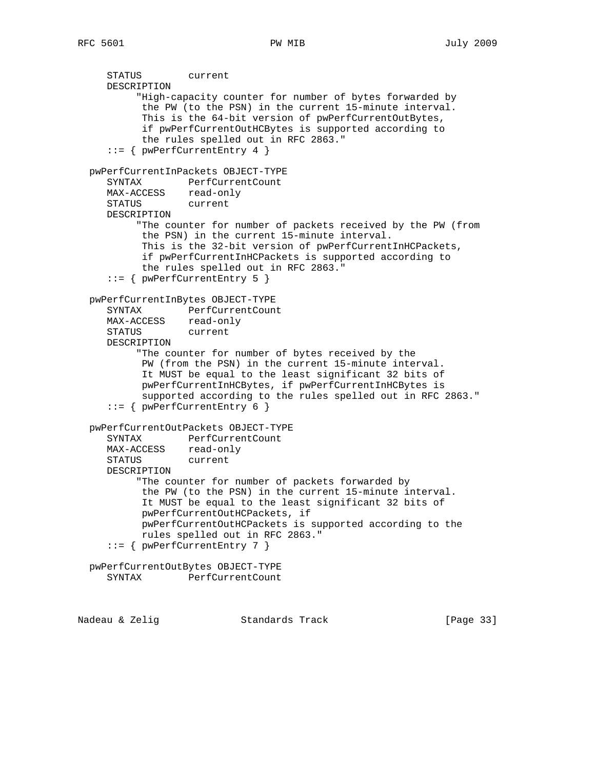```
      STATUS        current
      DESCRIPTION
           "High-capacity counter for number of bytes forwarded by
            the PW (to the PSN) in the current 15-minute interval.
            This is the 64-bit version of pwPerfCurrentOutBytes,
            if pwPerfCurrentOutHCBytes is supported according to
            the rules spelled out in RFC 2863."
      ::= { pwPerfCurrentEntry 4 }

   pwPerfCurrentInPackets OBJECT-TYPE
      SYNTAX        PerfCurrentCount
      MAX-ACCESS    read-only
      STATUS        current
      DESCRIPTION
           "The counter for number of packets received by the PW (from
            the PSN) in the current 15-minute interval.
            This is the 32-bit version of pwPerfCurrentInHCPackets,
            if pwPerfCurrentInHCPackets is supported according to
            the rules spelled out in RFC 2863."
      ::= { pwPerfCurrentEntry 5 }

   pwPerfCurrentInBytes OBJECT-TYPE
      SYNTAX        PerfCurrentCount
      MAX-ACCESS    read-only
      STATUS        current
      DESCRIPTION
           "The counter for number of bytes received by the
            PW (from the PSN) in the current 15-minute interval.
            It MUST be equal to the least significant 32 bits of
            pwPerfCurrentInHCBytes, if pwPerfCurrentInHCBytes is
            supported according to the rules spelled out in RFC 2863."
      ::= { pwPerfCurrentEntry 6 }

   pwPerfCurrentOutPackets OBJECT-TYPE
      SYNTAX        PerfCurrentCount
      MAX-ACCESS    read-only
      STATUS        current
      DESCRIPTION
           "The counter for number of packets forwarded by
            the PW (to the PSN) in the current 15-minute interval.
            It MUST be equal to the least significant 32 bits of
            pwPerfCurrentOutHCPackets, if
            pwPerfCurrentOutHCPackets is supported according to the
            rules spelled out in RFC 2863."
      ::= { pwPerfCurrentEntry 7 }

   pwPerfCurrentOutBytes OBJECT-TYPE
      SYNTAX        PerfCurrentCount
```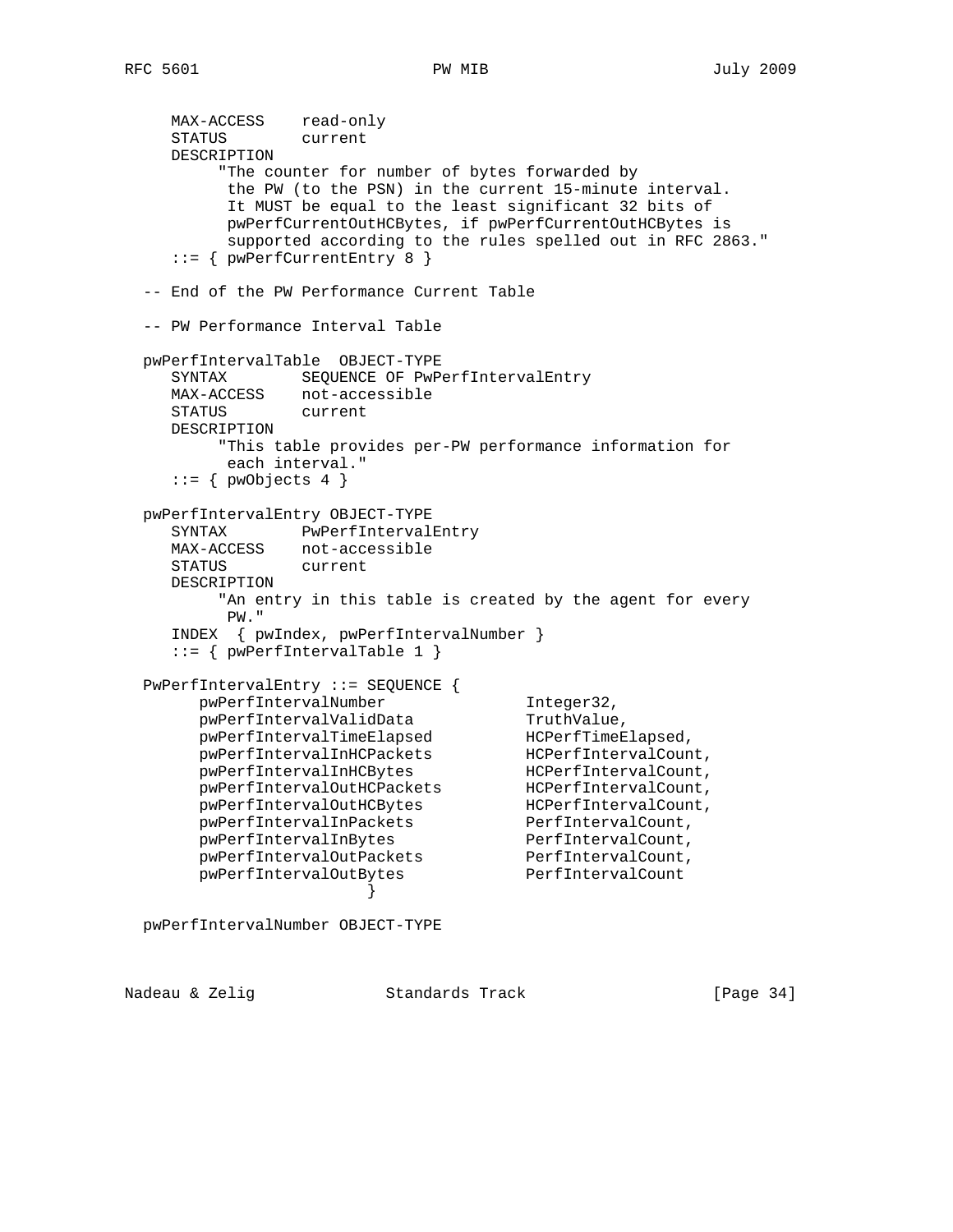```
      MAX-ACCESS    read-only
      STATUS        current
      DESCRIPTION
           "The counter for number of bytes forwarded by
            the PW (to the PSN) in the current 15-minute interval.
            It MUST be equal to the least significant 32 bits of
            pwPerfCurrentOutHCBytes, if pwPerfCurrentOutHCBytes is
            supported according to the rules spelled out in RFC 2863."
      ::= { pwPerfCurrentEntry 8 }

   -- End of the PW Performance Current Table

   -- PW Performance Interval Table

   pwPerfIntervalTable  OBJECT-TYPE
      SYNTAX        SEQUENCE OF PwPerfIntervalEntry
      MAX-ACCESS    not-accessible
      STATUS        current
      DESCRIPTION
           "This table provides per-PW performance information for
            each interval."
      ::= { pwObjects 4 }

   pwPerfIntervalEntry OBJECT-TYPE
      SYNTAX        PwPerfIntervalEntry
      MAX-ACCESS    not-accessible
      STATUS        current
      DESCRIPTION
           "An entry in this table is created by the agent for every
            PW."
      INDEX  { pwIndex, pwPerfIntervalNumber }
      ::= { pwPerfIntervalTable 1 }

   PwPerfIntervalEntry ::= SEQUENCE {
         pwPerfIntervalNumber               Integer32,
         pwPerfIntervalValidData            TruthValue,
         pwPerfIntervalTimeElapsed          HCPerfTimeElapsed,
         pwPerfIntervalInHCPackets          HCPerfIntervalCount,
         pwPerfIntervalInHCBytes            HCPerfIntervalCount,
         pwPerfIntervalOutHCPackets         HCPerfIntervalCount,
         pwPerfIntervalOutHCBytes           HCPerfIntervalCount,
         pwPerfIntervalInPackets            PerfIntervalCount,
         pwPerfIntervalInBytes              PerfIntervalCount,
         pwPerfIntervalOutPackets           PerfIntervalCount,
         pwPerfIntervalOutBytes             PerfIntervalCount
                         }

   pwPerfIntervalNumber OBJECT-TYPE
```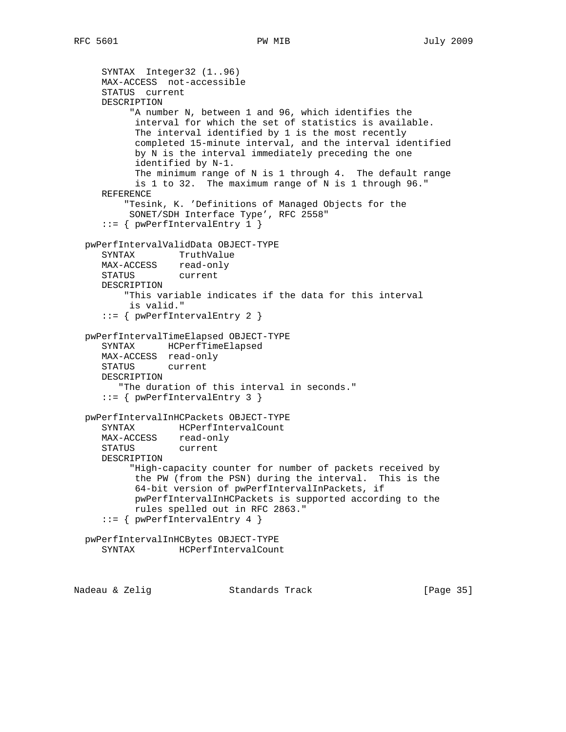```
      SYNTAX  Integer32 (1..96)
      MAX-ACCESS  not-accessible
      STATUS  current
      DESCRIPTION
           "A number N, between 1 and 96, which identifies the
            interval for which the set of statistics is available.
            The interval identified by 1 is the most recently
            completed 15-minute interval, and the interval identified
            by N is the interval immediately preceding the one
            identified by N-1.
            The minimum range of N is 1 through 4.  The default range
            is 1 to 32.  The maximum range of N is 1 through 96."
      REFERENCE
          "Tesink, K. 'Definitions of Managed Objects for the
           SONET/SDH Interface Type', RFC 2558"
      ::= { pwPerfIntervalEntry 1 }

   pwPerfIntervalValidData OBJECT-TYPE
      SYNTAX        TruthValue
      MAX-ACCESS    read-only
      STATUS        current
      DESCRIPTION
          "This variable indicates if the data for this interval
           is valid."
      ::= { pwPerfIntervalEntry 2 }

   pwPerfIntervalTimeElapsed OBJECT-TYPE
      SYNTAX      HCPerfTimeElapsed
      MAX-ACCESS  read-only
      STATUS      current
      DESCRIPTION
         "The duration of this interval in seconds."
      ::= { pwPerfIntervalEntry 3 }

   pwPerfIntervalInHCPackets OBJECT-TYPE
      SYNTAX        HCPerfIntervalCount
      MAX-ACCESS    read-only
      STATUS        current
      DESCRIPTION
           "High-capacity counter for number of packets received by
            the PW (from the PSN) during the interval.  This is the
            64-bit version of pwPerfIntervalInPackets, if
            pwPerfIntervalInHCPackets is supported according to the
            rules spelled out in RFC 2863."
      ::= { pwPerfIntervalEntry 4 }

   pwPerfIntervalInHCBytes OBJECT-TYPE
      SYNTAX        HCPerfIntervalCount
```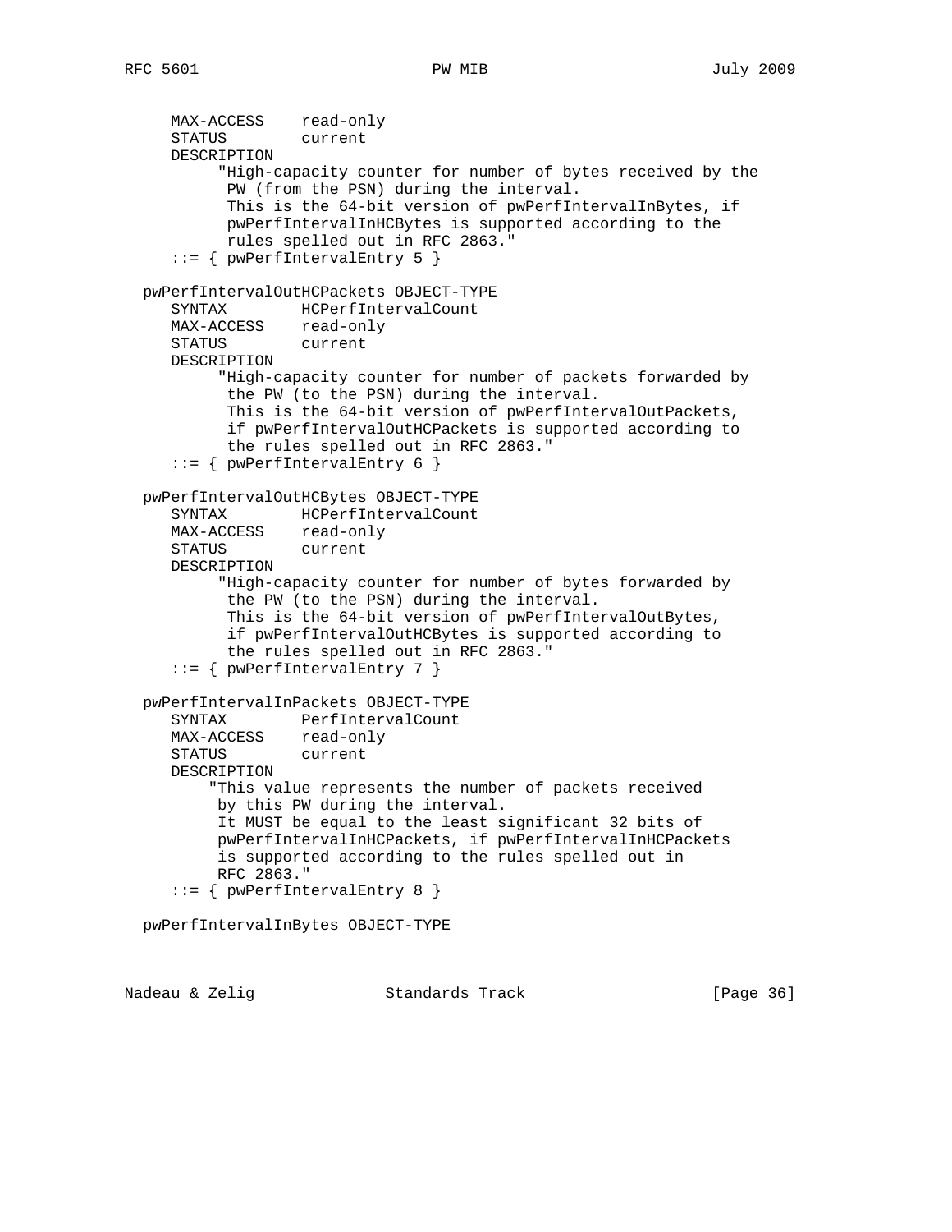```
      MAX-ACCESS    read-only
      STATUS        current
      DESCRIPTION
           "High-capacity counter for number of bytes received by the
            PW (from the PSN) during the interval.
            This is the 64-bit version of pwPerfIntervalInBytes, if
            pwPerfIntervalInHCBytes is supported according to the
            rules spelled out in RFC 2863."
      ::= { pwPerfIntervalEntry 5 }

   pwPerfIntervalOutHCPackets OBJECT-TYPE
      SYNTAX        HCPerfIntervalCount
      MAX-ACCESS    read-only
      STATUS        current
      DESCRIPTION
           "High-capacity counter for number of packets forwarded by
            the PW (to the PSN) during the interval.
            This is the 64-bit version of pwPerfIntervalOutPackets,
            if pwPerfIntervalOutHCPackets is supported according to
            the rules spelled out in RFC 2863."
      ::= { pwPerfIntervalEntry 6 }

   pwPerfIntervalOutHCBytes OBJECT-TYPE
      SYNTAX        HCPerfIntervalCount
      MAX-ACCESS    read-only
      STATUS        current
      DESCRIPTION
           "High-capacity counter for number of bytes forwarded by
            the PW (to the PSN) during the interval.
            This is the 64-bit version of pwPerfIntervalOutBytes,
            if pwPerfIntervalOutHCBytes is supported according to
            the rules spelled out in RFC 2863."
      ::= { pwPerfIntervalEntry 7 }

   pwPerfIntervalInPackets OBJECT-TYPE
      SYNTAX        PerfIntervalCount
      MAX-ACCESS    read-only
      STATUS        current
      DESCRIPTION
          "This value represents the number of packets received
           by this PW during the interval.
           It MUST be equal to the least significant 32 bits of
           pwPerfIntervalInHCPackets, if pwPerfIntervalInHCPackets
           is supported according to the rules spelled out in
           RFC 2863."
      ::= { pwPerfIntervalEntry 8 }

   pwPerfIntervalInBytes OBJECT-TYPE
```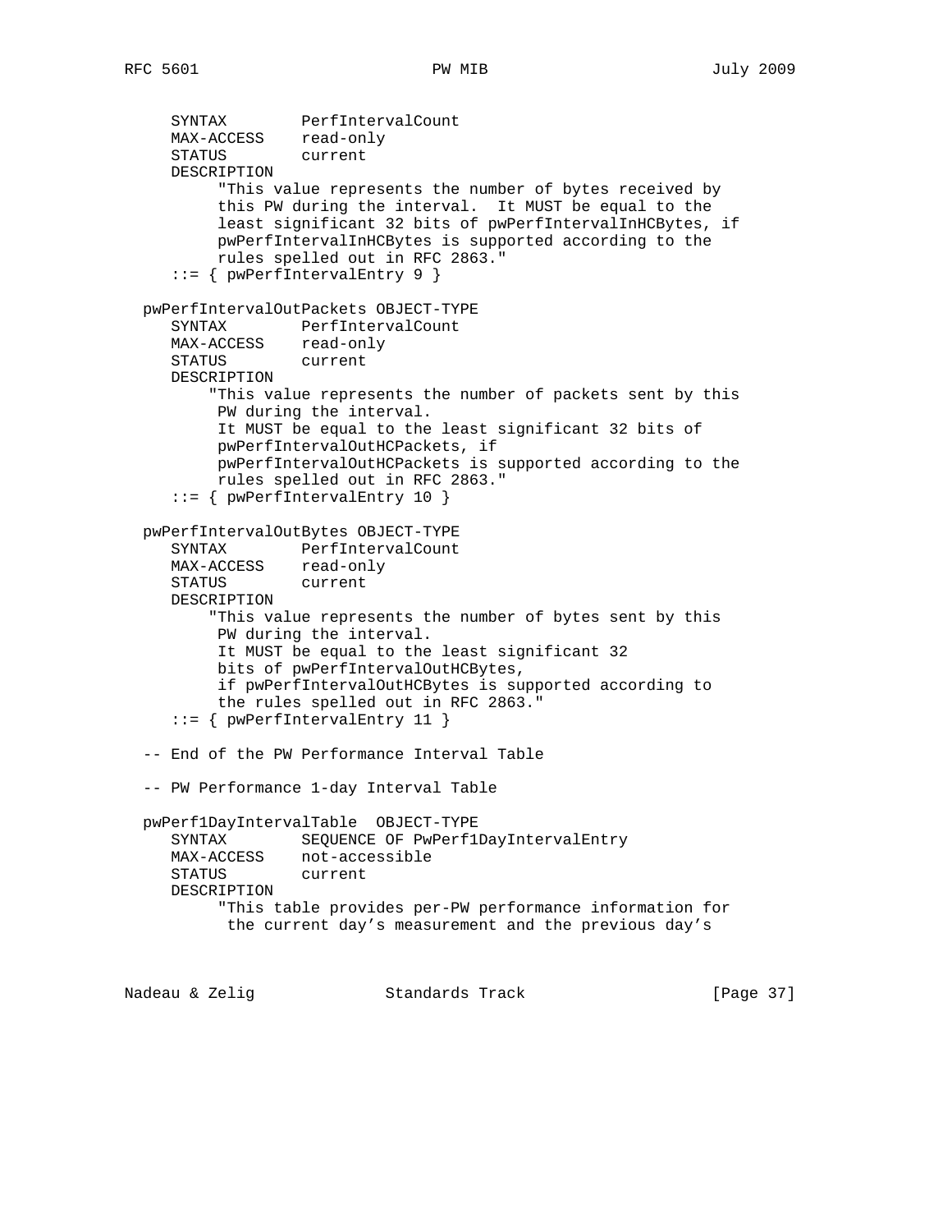```
      SYNTAX        PerfIntervalCount
      MAX-ACCESS    read-only
      STATUS        current
      DESCRIPTION
           "This value represents the number of bytes received by
           this PW during the interval.  It MUST be equal to the
           least significant 32 bits of pwPerfIntervalInHCBytes, if
           pwPerfIntervalInHCBytes is supported according to the
           rules spelled out in RFC 2863."
      ::= { pwPerfIntervalEntry 9 }

   pwPerfIntervalOutPackets OBJECT-TYPE
      SYNTAX        PerfIntervalCount
      MAX-ACCESS    read-only
      STATUS        current
      DESCRIPTION
          "This value represents the number of packets sent by this
           PW during the interval.
           It MUST be equal to the least significant 32 bits of
           pwPerfIntervalOutHCPackets, if
           pwPerfIntervalOutHCPackets is supported according to the
           rules spelled out in RFC 2863."
      ::= { pwPerfIntervalEntry 10 }

   pwPerfIntervalOutBytes OBJECT-TYPE
      SYNTAX        PerfIntervalCount
      MAX-ACCESS    read-only
      STATUS        current
      DESCRIPTION
          "This value represents the number of bytes sent by this
           PW during the interval.
           It MUST be equal to the least significant 32
           bits of pwPerfIntervalOutHCBytes,
           if pwPerfIntervalOutHCBytes is supported according to
           the rules spelled out in RFC 2863."
      ::= { pwPerfIntervalEntry 11 }

   -- End of the PW Performance Interval Table

   -- PW Performance 1-day Interval Table

   pwPerf1DayIntervalTable  OBJECT-TYPE
      SYNTAX        SEQUENCE OF PwPerf1DayIntervalEntry
      MAX-ACCESS    not-accessible
      STATUS        current
      DESCRIPTION
           "This table provides per-PW performance information for
            the current day's measurement and the previous day's
```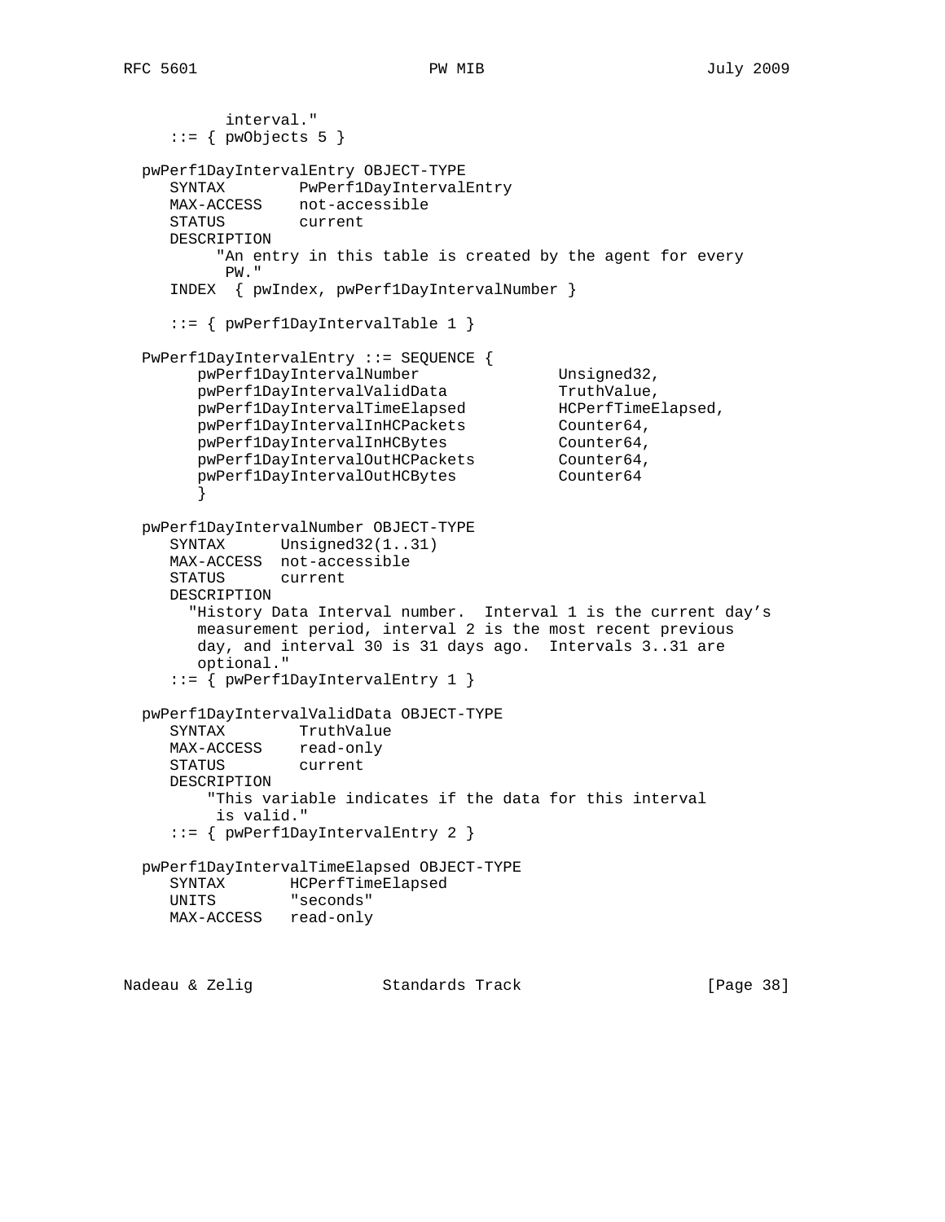```
          interval."
     ::= { pwObjects 5 }

  pwPerf1DayIntervalEntry OBJECT-TYPE
     SYNTAX        PwPerf1DayIntervalEntry
     MAX-ACCESS    not-accessible
     STATUS        current
     DESCRIPTION
          "An entry in this table is created by the agent for every
           PW."
     INDEX  { pwIndex, pwPerf1DayIntervalNumber }

     ::= { pwPerf1DayIntervalTable 1 }

  PwPerf1DayIntervalEntry ::= SEQUENCE {
        pwPerf1DayIntervalNumber               Unsigned32,
        pwPerf1DayIntervalValidData            TruthValue,
        pwPerf1DayIntervalTimeElapsed          HCPerfTimeElapsed,
        pwPerf1DayIntervalInHCPackets          Counter64,
        pwPerf1DayIntervalInHCBytes            Counter64,
        pwPerf1DayIntervalOutHCPackets         Counter64,
        pwPerf1DayIntervalOutHCBytes           Counter64
        }

  pwPerf1DayIntervalNumber OBJECT-TYPE
     SYNTAX      Unsigned32(1..31)
     MAX-ACCESS  not-accessible
     STATUS      current
     DESCRIPTION
       "History Data Interval number.  Interval 1 is the current day's
        measurement period, interval 2 is the most recent previous
        day, and interval 30 is 31 days ago.  Intervals 3..31 are
        optional."
     ::= { pwPerf1DayIntervalEntry 1 }

  pwPerf1DayIntervalValidData OBJECT-TYPE
     SYNTAX        TruthValue
     MAX-ACCESS    read-only
     STATUS        current
     DESCRIPTION
         "This variable indicates if the data for this interval
          is valid."
     ::= { pwPerf1DayIntervalEntry 2 }

  pwPerf1DayIntervalTimeElapsed OBJECT-TYPE
     SYNTAX       HCPerfTimeElapsed
     UNITS        "seconds"
     MAX-ACCESS   read-only
```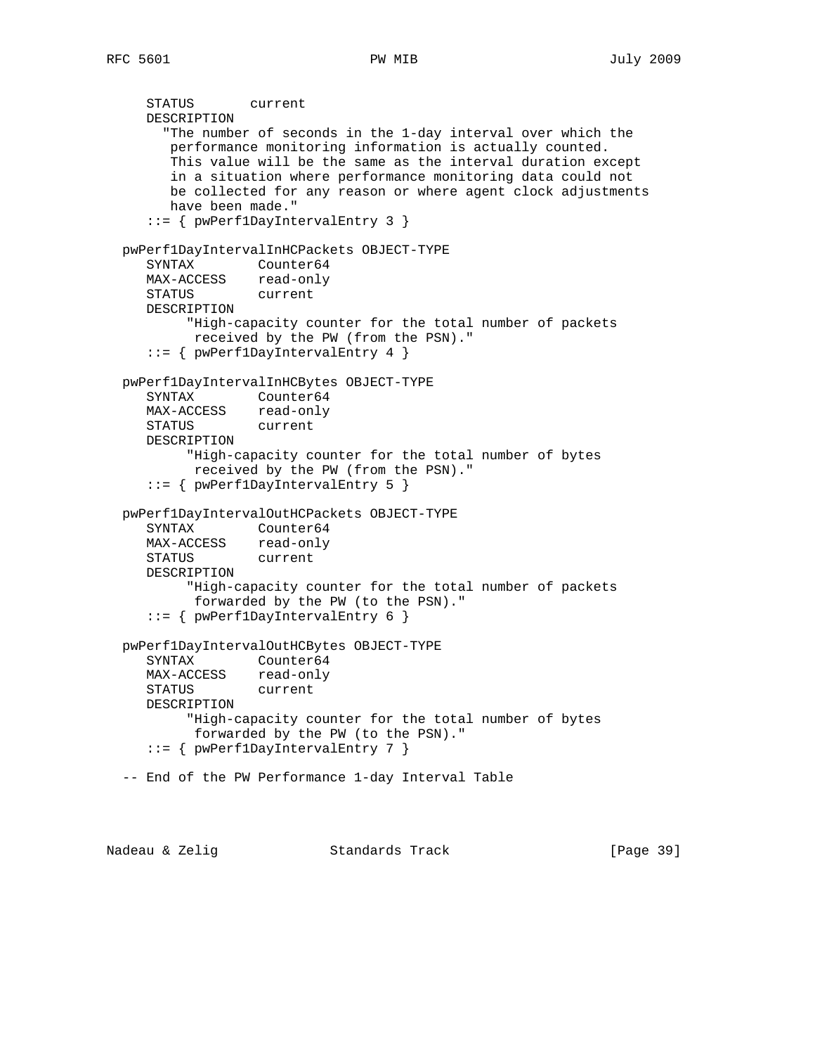```
      STATUS       current
      DESCRIPTION
        "The number of seconds in the 1-day interval over which the
         performance monitoring information is actually counted.
         This value will be the same as the interval duration except
         in a situation where performance monitoring data could not
         be collected for any reason or where agent clock adjustments
         have been made."
      ::= { pwPerf1DayIntervalEntry 3 }

   pwPerf1DayIntervalInHCPackets OBJECT-TYPE
      SYNTAX        Counter64
      MAX-ACCESS    read-only
      STATUS        current
      DESCRIPTION
           "High-capacity counter for the total number of packets
            received by the PW (from the PSN)."
      ::= { pwPerf1DayIntervalEntry 4 }

   pwPerf1DayIntervalInHCBytes OBJECT-TYPE
      SYNTAX        Counter64
      MAX-ACCESS    read-only
      STATUS        current
      DESCRIPTION
           "High-capacity counter for the total number of bytes
            received by the PW (from the PSN)."
      ::= { pwPerf1DayIntervalEntry 5 }

   pwPerf1DayIntervalOutHCPackets OBJECT-TYPE
      SYNTAX        Counter64
      MAX-ACCESS    read-only
      STATUS        current
      DESCRIPTION
           "High-capacity counter for the total number of packets
            forwarded by the PW (to the PSN)."
      ::= { pwPerf1DayIntervalEntry 6 }

   pwPerf1DayIntervalOutHCBytes OBJECT-TYPE
      SYNTAX        Counter64
      MAX-ACCESS    read-only
      STATUS        current
      DESCRIPTION
           "High-capacity counter for the total number of bytes
            forwarded by the PW (to the PSN)."
      ::= { pwPerf1DayIntervalEntry 7 }

   -- End of the PW Performance 1-day Interval Table
```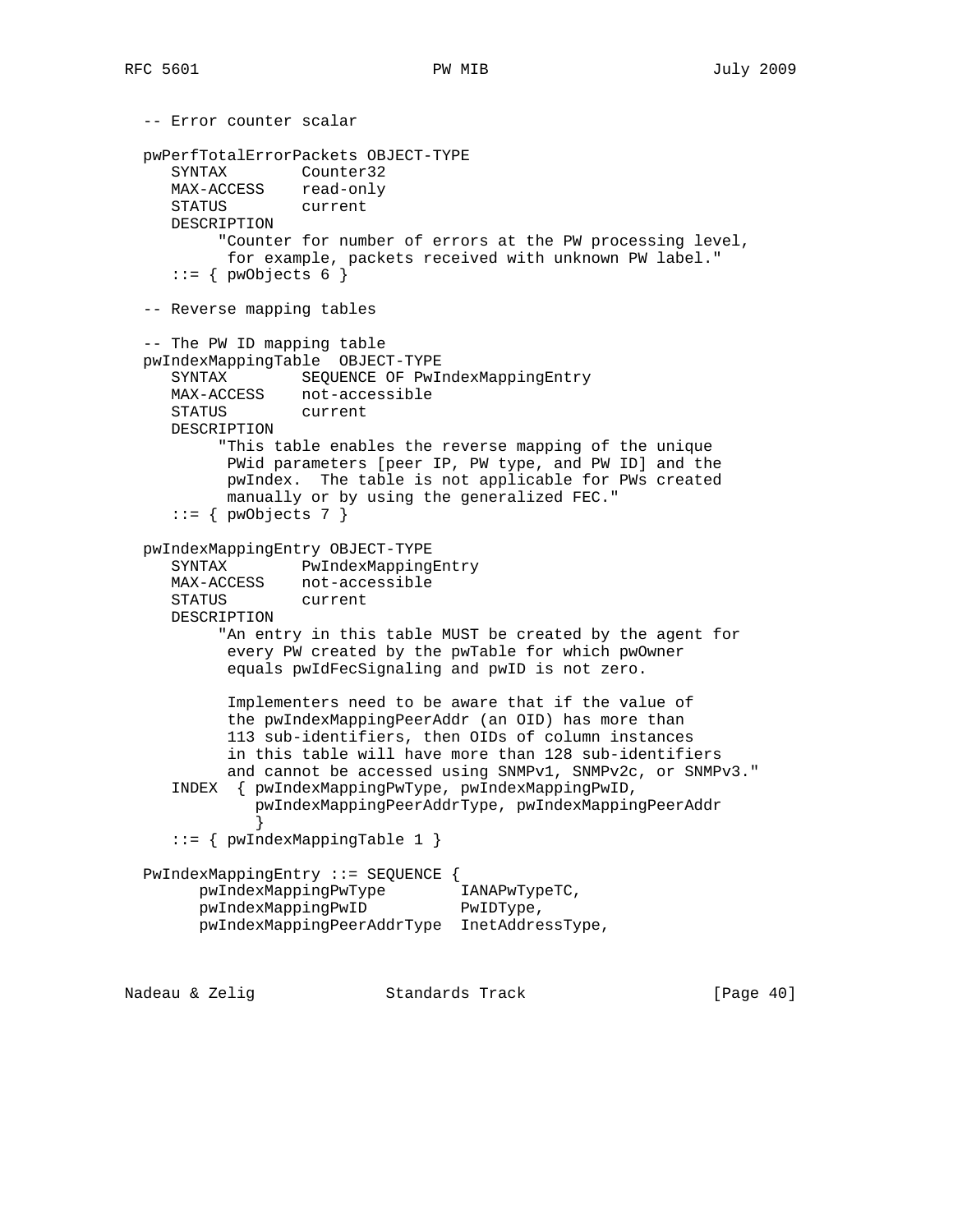```
   -- Error counter scalar

   pwPerfTotalErrorPackets OBJECT-TYPE
      SYNTAX        Counter32
      MAX-ACCESS    read-only
      STATUS        current
      DESCRIPTION
           "Counter for number of errors at the PW processing level,
            for example, packets received with unknown PW label."
      ::= { pwObjects 6 }

   -- Reverse mapping tables

   -- The PW ID mapping table
   pwIndexMappingTable  OBJECT-TYPE
      SYNTAX        SEQUENCE OF PwIndexMappingEntry
      MAX-ACCESS    not-accessible
      STATUS        current
      DESCRIPTION
           "This table enables the reverse mapping of the unique
            PWid parameters [peer IP, PW type, and PW ID] and the
            pwIndex.  The table is not applicable for PWs created
            manually or by using the generalized FEC."
      ::= { pwObjects 7 }

   pwIndexMappingEntry OBJECT-TYPE
      SYNTAX        PwIndexMappingEntry
      MAX-ACCESS    not-accessible
      STATUS        current
      DESCRIPTION
           "An entry in this table MUST be created by the agent for
            every PW created by the pwTable for which pwOwner
            equals pwIdFecSignaling and pwID is not zero.

            Implementers need to be aware that if the value of
            the pwIndexMappingPeerAddr (an OID) has more than
            113 sub-identifiers, then OIDs of column instances
            in this table will have more than 128 sub-identifiers
            and cannot be accessed using SNMPv1, SNMPv2c, or SNMPv3."
      INDEX  { pwIndexMappingPwType, pwIndexMappingPwID,
               pwIndexMappingPeerAddrType, pwIndexMappingPeerAddr
               }
      ::= { pwIndexMappingTable 1 }

   PwIndexMappingEntry ::= SEQUENCE {
         pwIndexMappingPwType        IANAPwTypeTC,
         pwIndexMappingPwID          PwIDType,
         pwIndexMappingPeerAddrType  InetAddressType,
```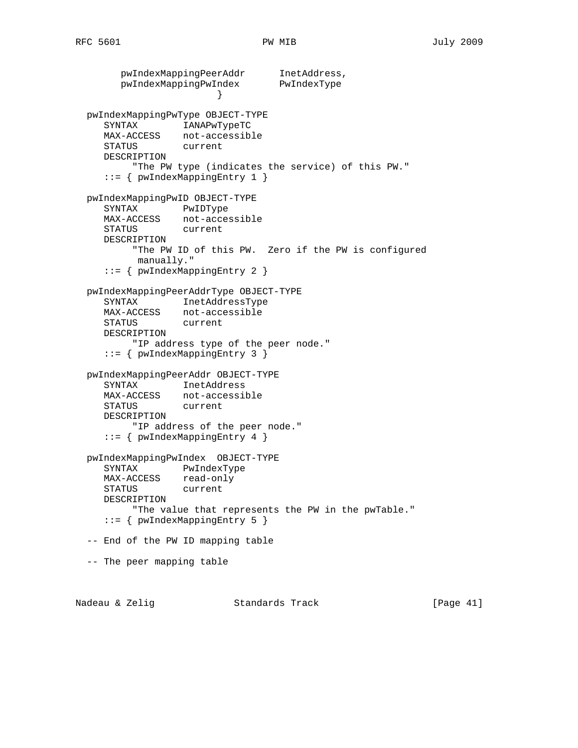```
        pwIndexMappingPeerAddr      InetAddress,
        pwIndexMappingPwIndex       PwIndexType
                          }

  pwIndexMappingPwType OBJECT-TYPE
     SYNTAX        IANAPwTypeTC
     MAX-ACCESS    not-accessible
     STATUS        current
     DESCRIPTION
          "The PW type (indicates the service) of this PW."
     ::= { pwIndexMappingEntry 1 }

  pwIndexMappingPwID OBJECT-TYPE
     SYNTAX        PwIDType
     MAX-ACCESS    not-accessible
     STATUS        current
     DESCRIPTION
          "The PW ID of this PW.  Zero if the PW is configured
           manually."
     ::= { pwIndexMappingEntry 2 }

  pwIndexMappingPeerAddrType OBJECT-TYPE
     SYNTAX        InetAddressType
     MAX-ACCESS    not-accessible
     STATUS        current
     DESCRIPTION
          "IP address type of the peer node."
     ::= { pwIndexMappingEntry 3 }

  pwIndexMappingPeerAddr OBJECT-TYPE
     SYNTAX        InetAddress
     MAX-ACCESS    not-accessible
     STATUS        current
     DESCRIPTION
          "IP address of the peer node."
     ::= { pwIndexMappingEntry 4 }

  pwIndexMappingPwIndex  OBJECT-TYPE
     SYNTAX        PwIndexType
     MAX-ACCESS    read-only
     STATUS        current
     DESCRIPTION
          "The value that represents the PW in the pwTable."
     ::= { pwIndexMappingEntry 5 }

  -- End of the PW ID mapping table

  -- The peer mapping table
```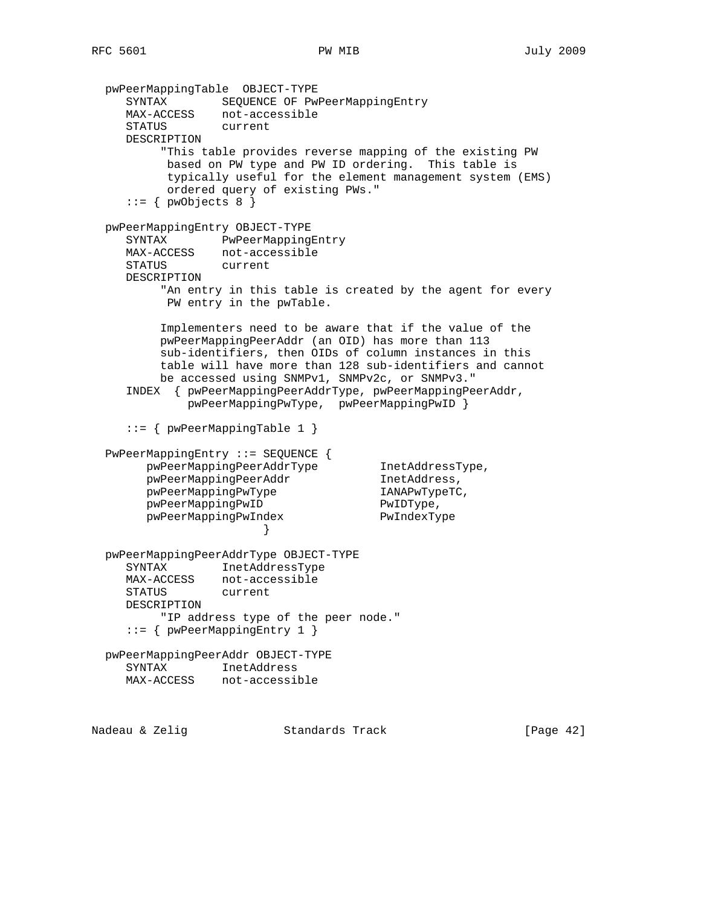```
   pwPeerMappingTable  OBJECT-TYPE
      SYNTAX        SEQUENCE OF PwPeerMappingEntry
      MAX-ACCESS    not-accessible
      STATUS        current
      DESCRIPTION
           "This table provides reverse mapping of the existing PW
            based on PW type and PW ID ordering.  This table is
            typically useful for the element management system (EMS)
            ordered query of existing PWs."
      ::= { pwObjects 8 }

   pwPeerMappingEntry OBJECT-TYPE
      SYNTAX        PwPeerMappingEntry
      MAX-ACCESS    not-accessible
      STATUS        current
      DESCRIPTION
           "An entry in this table is created by the agent for every
            PW entry in the pwTable.

           Implementers need to be aware that if the value of the
           pwPeerMappingPeerAddr (an OID) has more than 113
           sub-identifiers, then OIDs of column instances in this
           table will have more than 128 sub-identifiers and cannot
           be accessed using SNMPv1, SNMPv2c, or SNMPv3."
      INDEX  { pwPeerMappingPeerAddrType, pwPeerMappingPeerAddr,
               pwPeerMappingPwType,  pwPeerMappingPwID }

      ::= { pwPeerMappingTable 1 }

   PwPeerMappingEntry ::= SEQUENCE {
         pwPeerMappingPeerAddrType         InetAddressType,
         pwPeerMappingPeerAddr             InetAddress,
         pwPeerMappingPwType               IANAPwTypeTC,
         pwPeerMappingPwID                 PwIDType,
         pwPeerMappingPwIndex              PwIndexType
                         }

   pwPeerMappingPeerAddrType OBJECT-TYPE
      SYNTAX        InetAddressType
      MAX-ACCESS    not-accessible
      STATUS        current
      DESCRIPTION
           "IP address type of the peer node."
      ::= { pwPeerMappingEntry 1 }

   pwPeerMappingPeerAddr OBJECT-TYPE
      SYNTAX        InetAddress
      MAX-ACCESS    not-accessible
```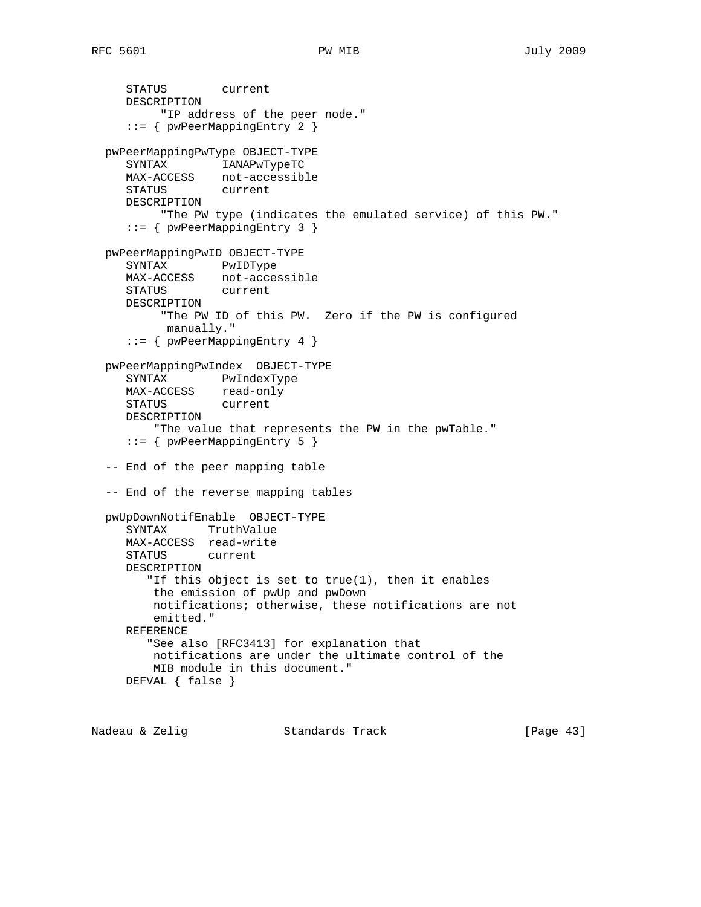```
      STATUS        current
      DESCRIPTION
           "IP address of the peer node."
      ::= { pwPeerMappingEntry 2 }

   pwPeerMappingPwType OBJECT-TYPE
      SYNTAX        IANAPwTypeTC
      MAX-ACCESS    not-accessible
      STATUS        current
      DESCRIPTION
           "The PW type (indicates the emulated service) of this PW."
      ::= { pwPeerMappingEntry 3 }

   pwPeerMappingPwID OBJECT-TYPE
      SYNTAX        PwIDType
      MAX-ACCESS    not-accessible
      STATUS        current
      DESCRIPTION
           "The PW ID of this PW.  Zero if the PW is configured
            manually."
      ::= { pwPeerMappingEntry 4 }

   pwPeerMappingPwIndex  OBJECT-TYPE
      SYNTAX        PwIndexType
      MAX-ACCESS    read-only
      STATUS        current
      DESCRIPTION
          "The value that represents the PW in the pwTable."
      ::= { pwPeerMappingEntry 5 }

   -- End of the peer mapping table

   -- End of the reverse mapping tables

   pwUpDownNotifEnable  OBJECT-TYPE
      SYNTAX      TruthValue
      MAX-ACCESS  read-write
      STATUS      current
      DESCRIPTION
         "If this object is set to true(1), then it enables
          the emission of pwUp and pwDown
          notifications; otherwise, these notifications are not
          emitted."
      REFERENCE
         "See also [RFC3413] for explanation that
          notifications are under the ultimate control of the
          MIB module in this document."
      DEFVAL { false }
```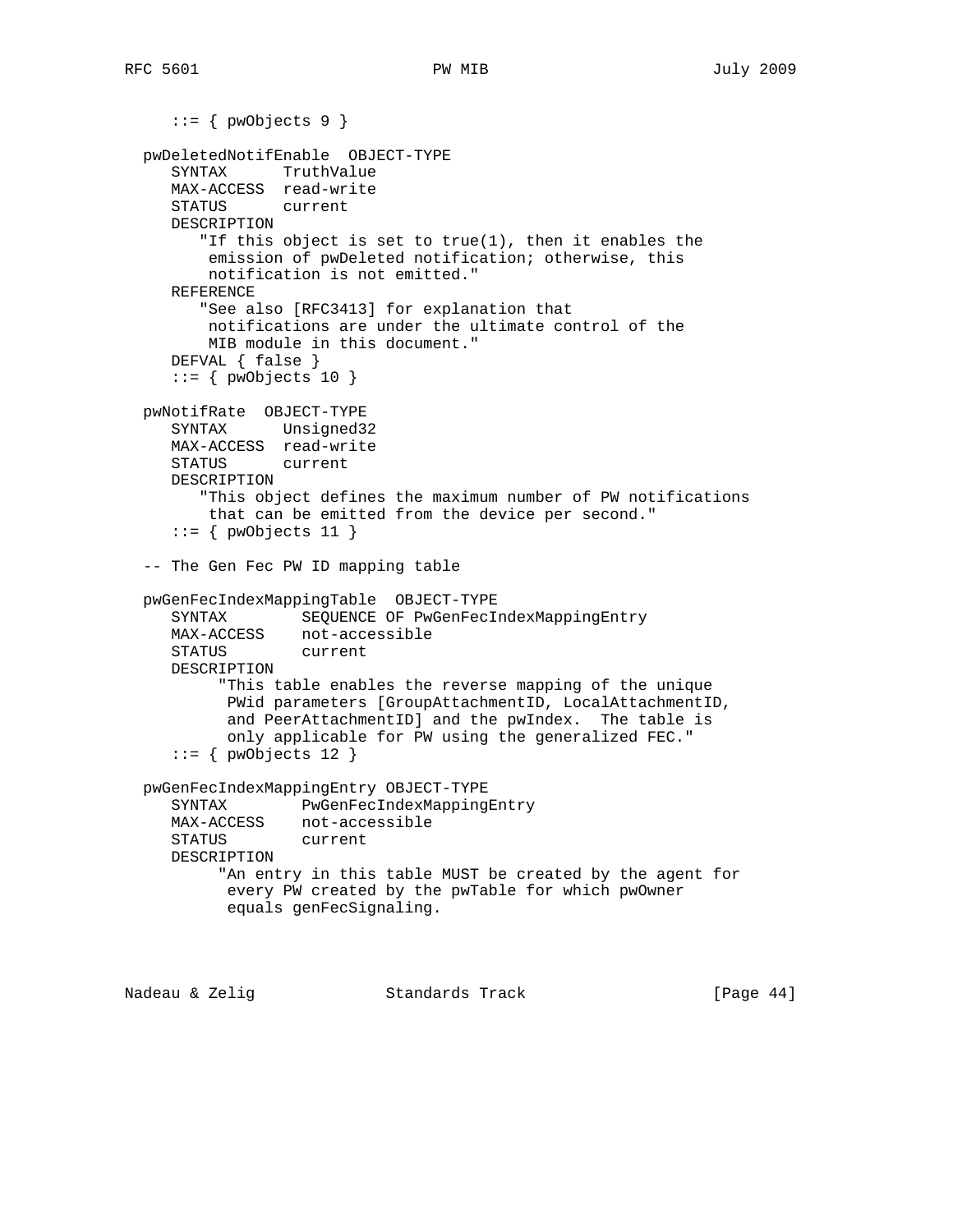```
      ::= { pwObjects 9 }

   pwDeletedNotifEnable  OBJECT-TYPE
      SYNTAX      TruthValue
      MAX-ACCESS  read-write
      STATUS      current
      DESCRIPTION
         "If this object is set to true(1), then it enables the
          emission of pwDeleted notification; otherwise, this
          notification is not emitted."
      REFERENCE
         "See also [RFC3413] for explanation that
          notifications are under the ultimate control of the
          MIB module in this document."
      DEFVAL { false }
      ::= { pwObjects 10 }

   pwNotifRate  OBJECT-TYPE
      SYNTAX      Unsigned32
      MAX-ACCESS  read-write
      STATUS      current
      DESCRIPTION
         "This object defines the maximum number of PW notifications
          that can be emitted from the device per second."
      ::= { pwObjects 11 }

   -- The Gen Fec PW ID mapping table

   pwGenFecIndexMappingTable  OBJECT-TYPE
      SYNTAX        SEQUENCE OF PwGenFecIndexMappingEntry
      MAX-ACCESS    not-accessible
      STATUS        current
      DESCRIPTION
           "This table enables the reverse mapping of the unique
            PWid parameters [GroupAttachmentID, LocalAttachmentID,
            and PeerAttachmentID] and the pwIndex.  The table is
            only applicable for PW using the generalized FEC."
      ::= { pwObjects 12 }

   pwGenFecIndexMappingEntry OBJECT-TYPE
      SYNTAX        PwGenFecIndexMappingEntry
      MAX-ACCESS    not-accessible
      STATUS        current
      DESCRIPTION
           "An entry in this table MUST be created by the agent for
            every PW created by the pwTable for which pwOwner
            equals genFecSignaling.
```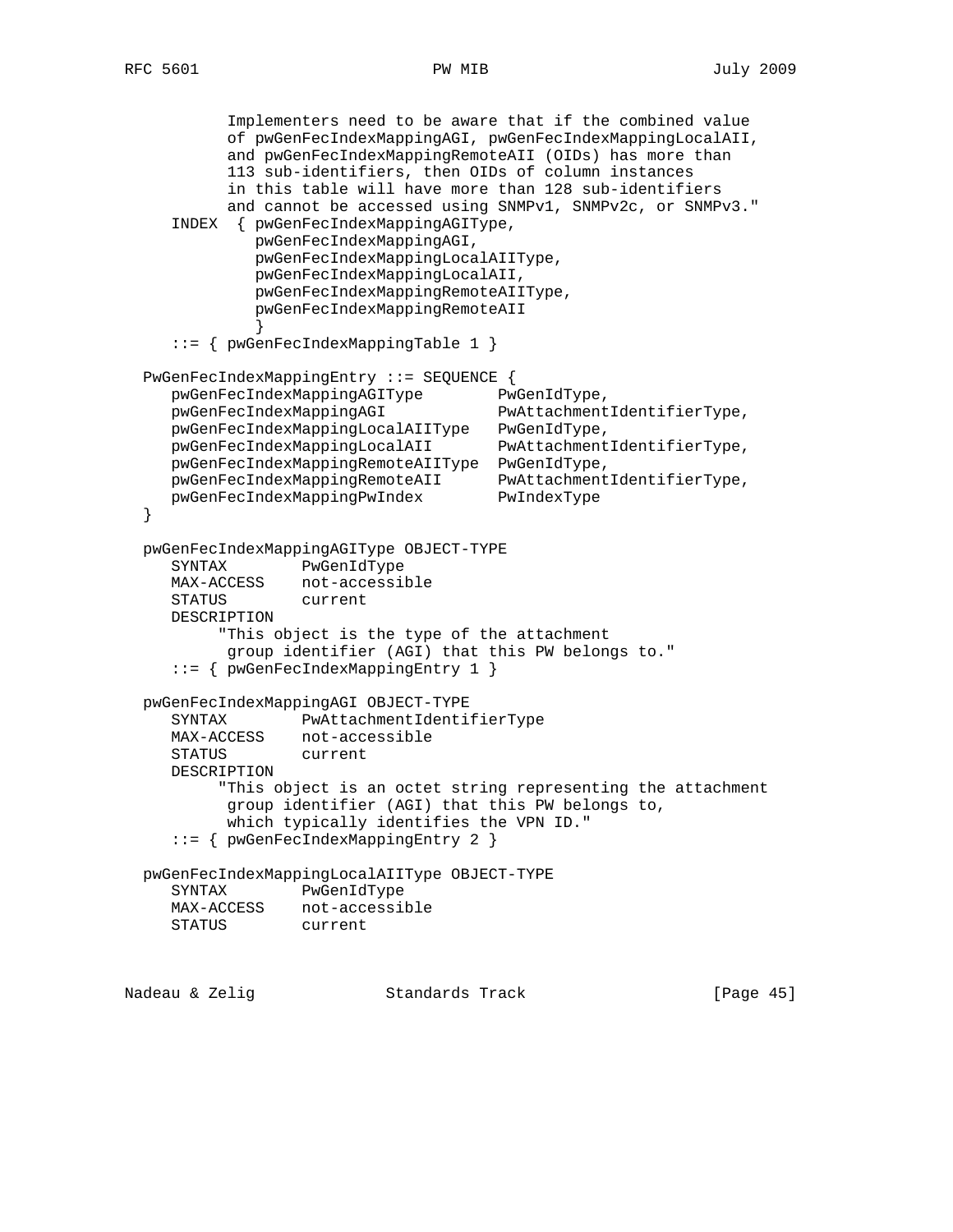```
          Implementers need to be aware that if the combined value
          of pwGenFecIndexMappingAGI, pwGenFecIndexMappingLocalAII,
          and pwGenFecIndexMappingRemoteAII (OIDs) has more than
          113 sub-identifiers, then OIDs of column instances
          in this table will have more than 128 sub-identifiers
          and cannot be accessed using SNMPv1, SNMPv2c, or SNMPv3."
    INDEX  { pwGenFecIndexMappingAGIType,
             pwGenFecIndexMappingAGI,
             pwGenFecIndexMappingLocalAIIType,
             pwGenFecIndexMappingLocalAII,
             pwGenFecIndexMappingRemoteAIIType,
             pwGenFecIndexMappingRemoteAII
             }
    ::= { pwGenFecIndexMappingTable 1 }

 PwGenFecIndexMappingEntry ::= SEQUENCE {
    pwGenFecIndexMappingAGIType        PwGenIdType,
    pwGenFecIndexMappingAGI            PwAttachmentIdentifierType,
    pwGenFecIndexMappingLocalAIIType   PwGenIdType,
    pwGenFecIndexMappingLocalAII       PwAttachmentIdentifierType,
    pwGenFecIndexMappingRemoteAIIType  PwGenIdType,
    pwGenFecIndexMappingRemoteAII      PwAttachmentIdentifierType,
    pwGenFecIndexMappingPwIndex        PwIndexType
 }

 pwGenFecIndexMappingAGIType OBJECT-TYPE
    SYNTAX        PwGenIdType
    MAX-ACCESS    not-accessible
    STATUS        current
    DESCRIPTION
         "This object is the type of the attachment
          group identifier (AGI) that this PW belongs to."
    ::= { pwGenFecIndexMappingEntry 1 }

 pwGenFecIndexMappingAGI OBJECT-TYPE
    SYNTAX        PwAttachmentIdentifierType
    MAX-ACCESS    not-accessible
    STATUS        current
    DESCRIPTION
         "This object is an octet string representing the attachment
          group identifier (AGI) that this PW belongs to,
          which typically identifies the VPN ID."
    ::= { pwGenFecIndexMappingEntry 2 }

 pwGenFecIndexMappingLocalAIIType OBJECT-TYPE
    SYNTAX        PwGenIdType
    MAX-ACCESS    not-accessible
    STATUS        current
```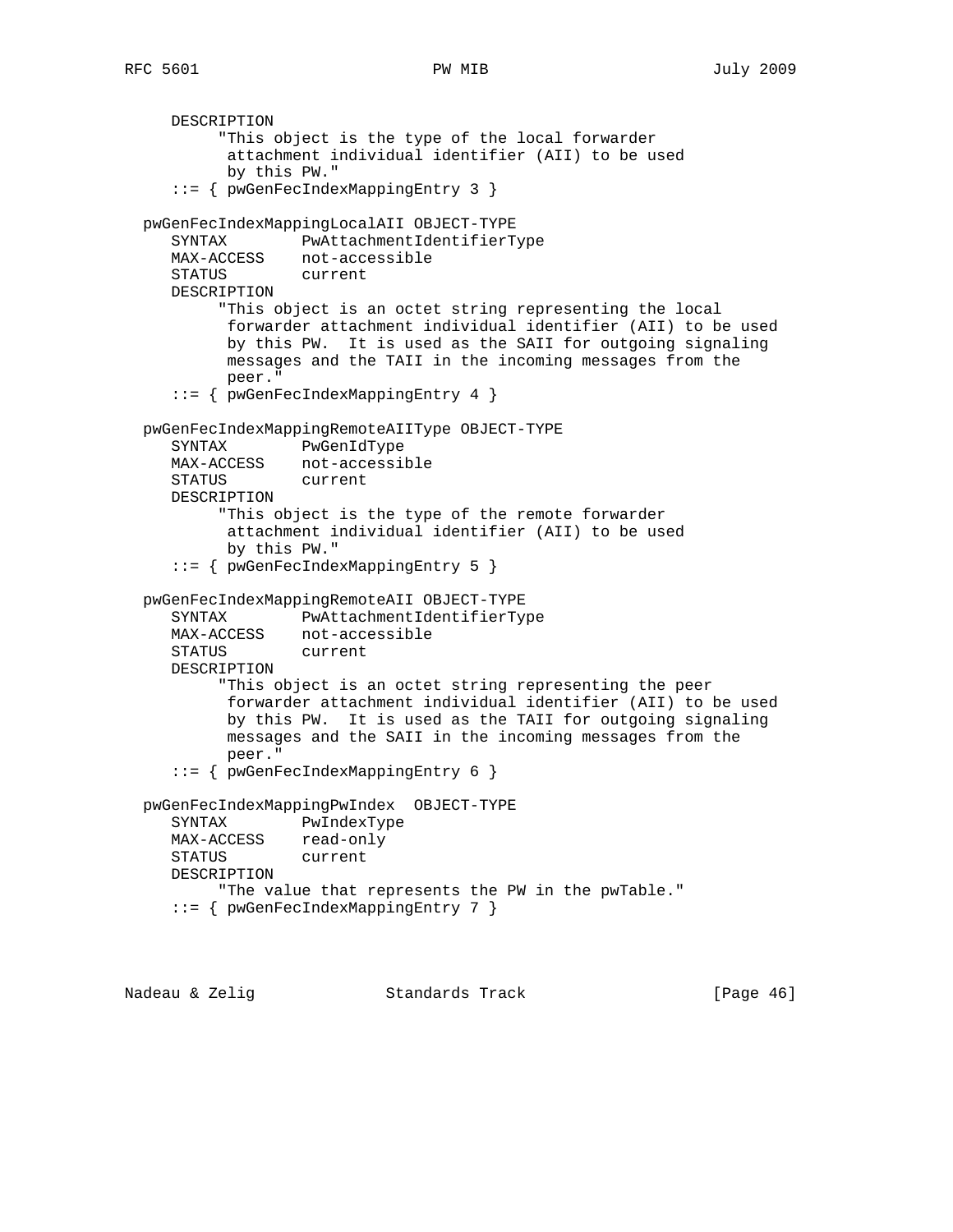```
     DESCRIPTION
          "This object is the type of the local forwarder
           attachment individual identifier (AII) to be used
           by this PW."
     ::= { pwGenFecIndexMappingEntry 3 }

  pwGenFecIndexMappingLocalAII OBJECT-TYPE
     SYNTAX        PwAttachmentIdentifierType
     MAX-ACCESS    not-accessible
     STATUS        current
     DESCRIPTION
          "This object is an octet string representing the local
           forwarder attachment individual identifier (AII) to be used
           by this PW.  It is used as the SAII for outgoing signaling
           messages and the TAII in the incoming messages from the
           peer."
     ::= { pwGenFecIndexMappingEntry 4 }

  pwGenFecIndexMappingRemoteAIIType OBJECT-TYPE
     SYNTAX        PwGenIdType
     MAX-ACCESS    not-accessible
     STATUS        current
     DESCRIPTION
          "This object is the type of the remote forwarder
           attachment individual identifier (AII) to be used
           by this PW."
     ::= { pwGenFecIndexMappingEntry 5 }

  pwGenFecIndexMappingRemoteAII OBJECT-TYPE
     SYNTAX        PwAttachmentIdentifierType
     MAX-ACCESS    not-accessible
     STATUS        current
     DESCRIPTION
          "This object is an octet string representing the peer
           forwarder attachment individual identifier (AII) to be used
           by this PW.  It is used as the TAII for outgoing signaling
           messages and the SAII in the incoming messages from the
           peer."
     ::= { pwGenFecIndexMappingEntry 6 }

  pwGenFecIndexMappingPwIndex  OBJECT-TYPE
     SYNTAX        PwIndexType
     MAX-ACCESS    read-only
     STATUS        current
     DESCRIPTION
          "The value that represents the PW in the pwTable."
     ::= { pwGenFecIndexMappingEntry 7 }
```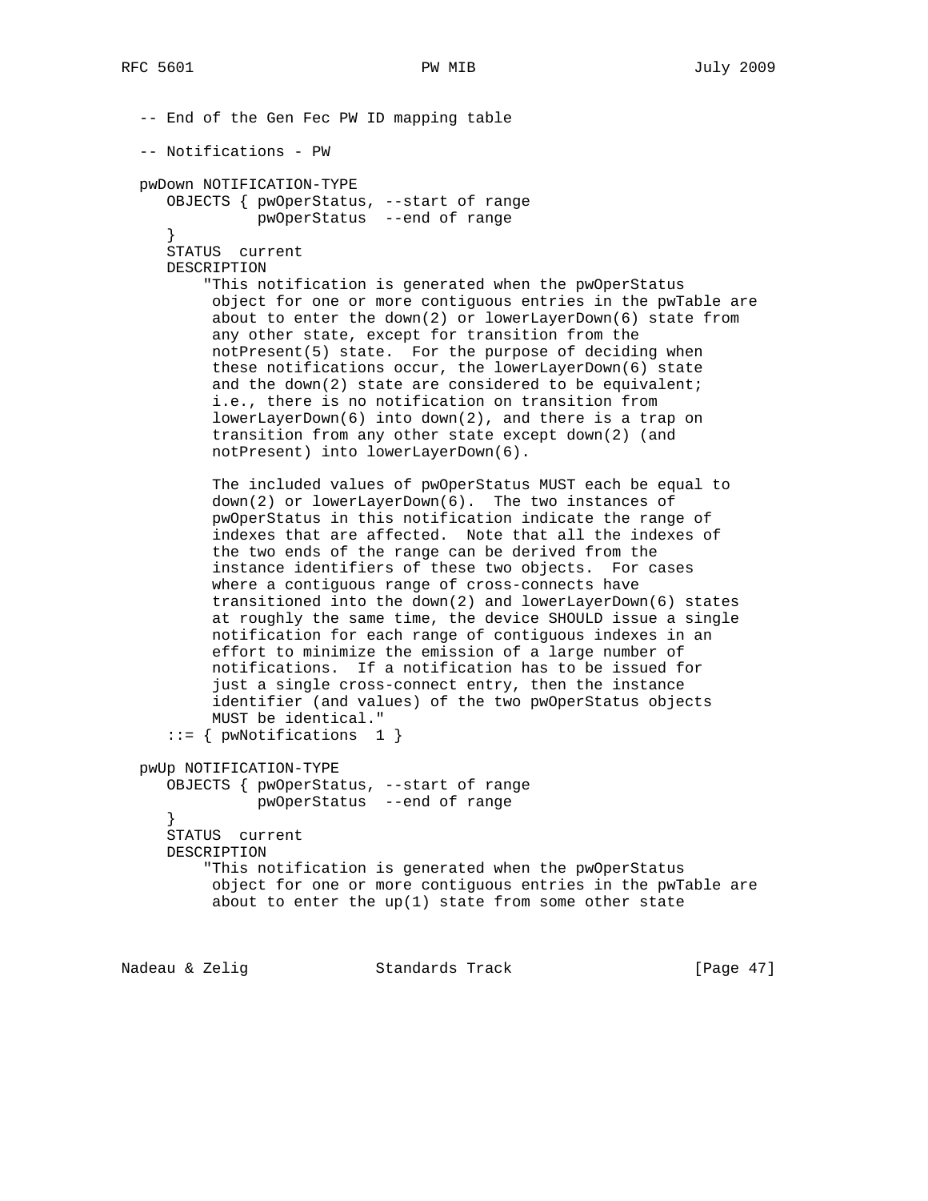```
   -- End of the Gen Fec PW ID mapping table

   -- Notifications - PW

   pwDown NOTIFICATION-TYPE
      OBJECTS { pwOperStatus, --start of range
                pwOperStatus  --end of range
      }
      STATUS  current
      DESCRIPTION
          "This notification is generated when the pwOperStatus
           object for one or more contiguous entries in the pwTable are
           about to enter the down(2) or lowerLayerDown(6) state from
           any other state, except for transition from the
           notPresent(5) state.  For the purpose of deciding when
           these notifications occur, the lowerLayerDown(6) state
           and the down(2) state are considered to be equivalent;
           i.e., there is no notification on transition from
           lowerLayerDown(6) into down(2), and there is a trap on
           transition from any other state except down(2) (and
           notPresent) into lowerLayerDown(6).

           The included values of pwOperStatus MUST each be equal to
           down(2) or lowerLayerDown(6).  The two instances of
           pwOperStatus in this notification indicate the range of
           indexes that are affected.  Note that all the indexes of
           the two ends of the range can be derived from the
           instance identifiers of these two objects.  For cases
           where a contiguous range of cross-connects have
           transitioned into the down(2) and lowerLayerDown(6) states
           at roughly the same time, the device SHOULD issue a single
           notification for each range of contiguous indexes in an
           effort to minimize the emission of a large number of
           notifications.  If a notification has to be issued for
           just a single cross-connect entry, then the instance
           identifier (and values) of the two pwOperStatus objects
           MUST be identical."
      ::= { pwNotifications  1 }

   pwUp NOTIFICATION-TYPE
      OBJECTS { pwOperStatus, --start of range
                pwOperStatus  --end of range
      }
      STATUS  current
      DESCRIPTION
          "This notification is generated when the pwOperStatus
           object for one or more contiguous entries in the pwTable are
           about to enter the up(1) state from some other state
```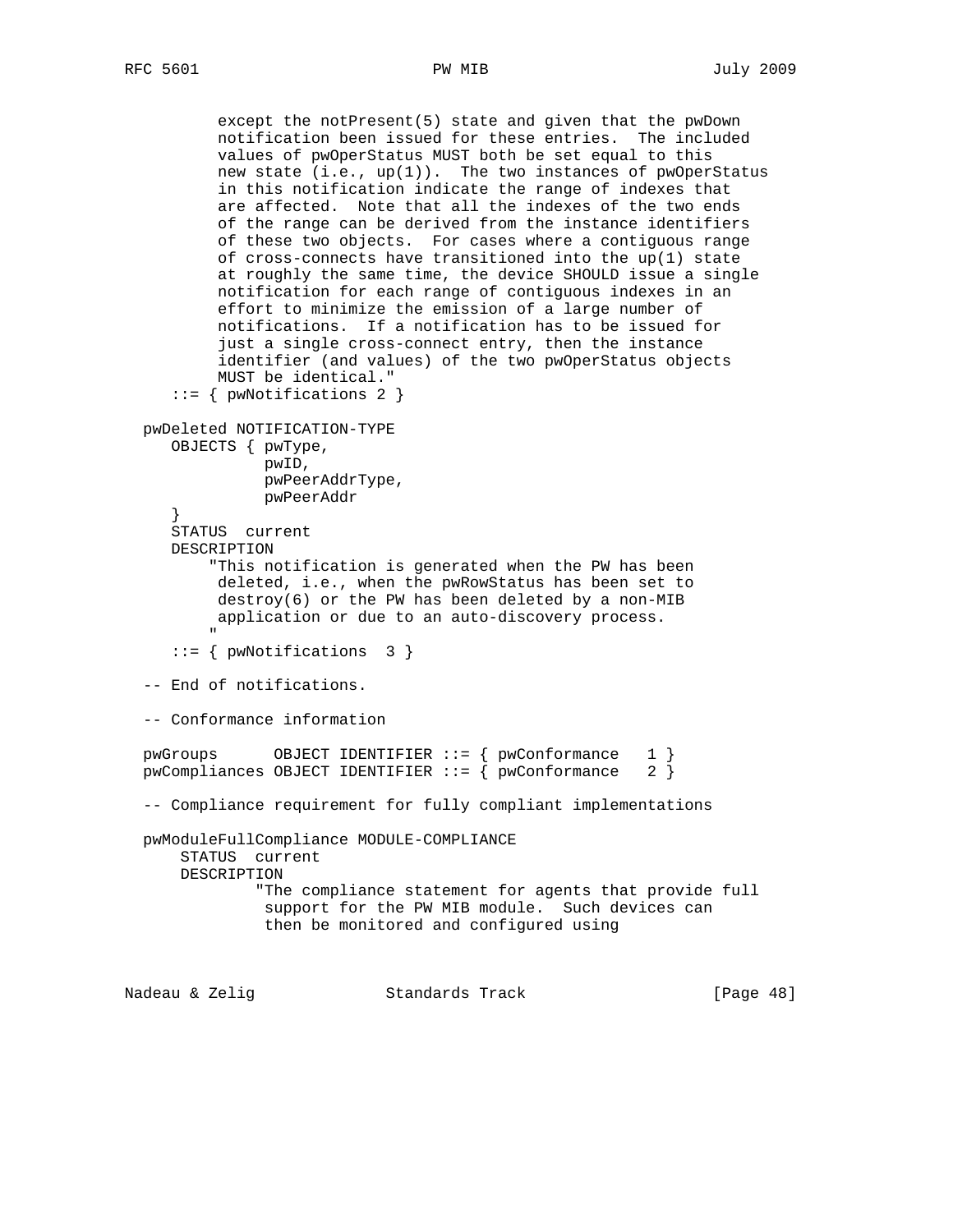```
         except the notPresent(5) state and given that the pwDown
         notification been issued for these entries.  The included
         values of pwOperStatus MUST both be set equal to this
         new state (i.e., up(1)).  The two instances of pwOperStatus
         in this notification indicate the range of indexes that
         are affected.  Note that all the indexes of the two ends
         of the range can be derived from the instance identifiers
         of these two objects.  For cases where a contiguous range
         of cross-connects have transitioned into the up(1) state
         at roughly the same time, the device SHOULD issue a single
         notification for each range of contiguous indexes in an
         effort to minimize the emission of a large number of
         notifications.  If a notification has to be issued for
         just a single cross-connect entry, then the instance
         identifier (and values) of the two pwOperStatus objects
         MUST be identical."
     ::= { pwNotifications 2 }

  pwDeleted NOTIFICATION-TYPE
     OBJECTS { pwType,
               pwID,
               pwPeerAddrType,
               pwPeerAddr
     }
     STATUS  current
     DESCRIPTION
         "This notification is generated when the PW has been
          deleted, i.e., when the pwRowStatus has been set to
          destroy(6) or the PW has been deleted by a non-MIB
          application or due to an auto-discovery process.
         "
     ::= { pwNotifications  3 }

  -- End of notifications.

  -- Conformance information

  pwGroups      OBJECT IDENTIFIER ::= { pwConformance   1 }
  pwCompliances OBJECT IDENTIFIER ::= { pwConformance   2 }

  -- Compliance requirement for fully compliant implementations

  pwModuleFullCompliance MODULE-COMPLIANCE
      STATUS  current
      DESCRIPTION
              "The compliance statement for agents that provide full
               support for the PW MIB module.  Such devices can
               then be monitored and configured using
```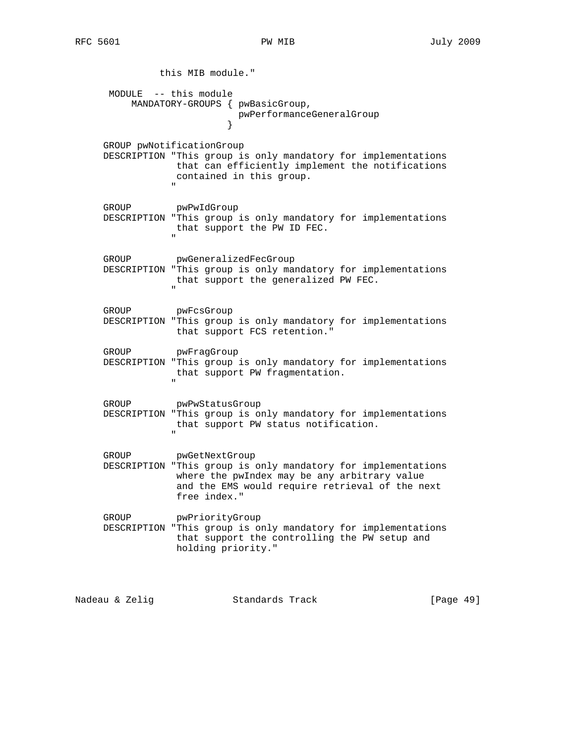```
                this MIB module."

         MODULE  -- this module
             MANDATORY-GROUPS { pwBasicGroup,
                                pwPerformanceGeneralGroup
                              }

        GROUP pwNotificationGroup
        DESCRIPTION "This group is only mandatory for implementations
                     that can efficiently implement the notifications
                     contained in this group.
                    "

        GROUP        pwPwIdGroup
        DESCRIPTION "This group is only mandatory for implementations
                     that support the PW ID FEC.
                    "

        GROUP        pwGeneralizedFecGroup
        DESCRIPTION "This group is only mandatory for implementations
                     that support the generalized PW FEC.
                    "

        GROUP        pwFcsGroup
        DESCRIPTION "This group is only mandatory for implementations
                     that support FCS retention."

        GROUP        pwFragGroup
        DESCRIPTION "This group is only mandatory for implementations
                     that support PW fragmentation.
                    "

        GROUP        pwPwStatusGroup
        DESCRIPTION "This group is only mandatory for implementations
                     that support PW status notification.
                    "

        GROUP        pwGetNextGroup
        DESCRIPTION "This group is only mandatory for implementations
                     where the pwIndex may be any arbitrary value
                     and the EMS would require retrieval of the next
                     free index."

        GROUP        pwPriorityGroup
        DESCRIPTION "This group is only mandatory for implementations
                     that support the controlling the PW setup and
                     holding priority."
```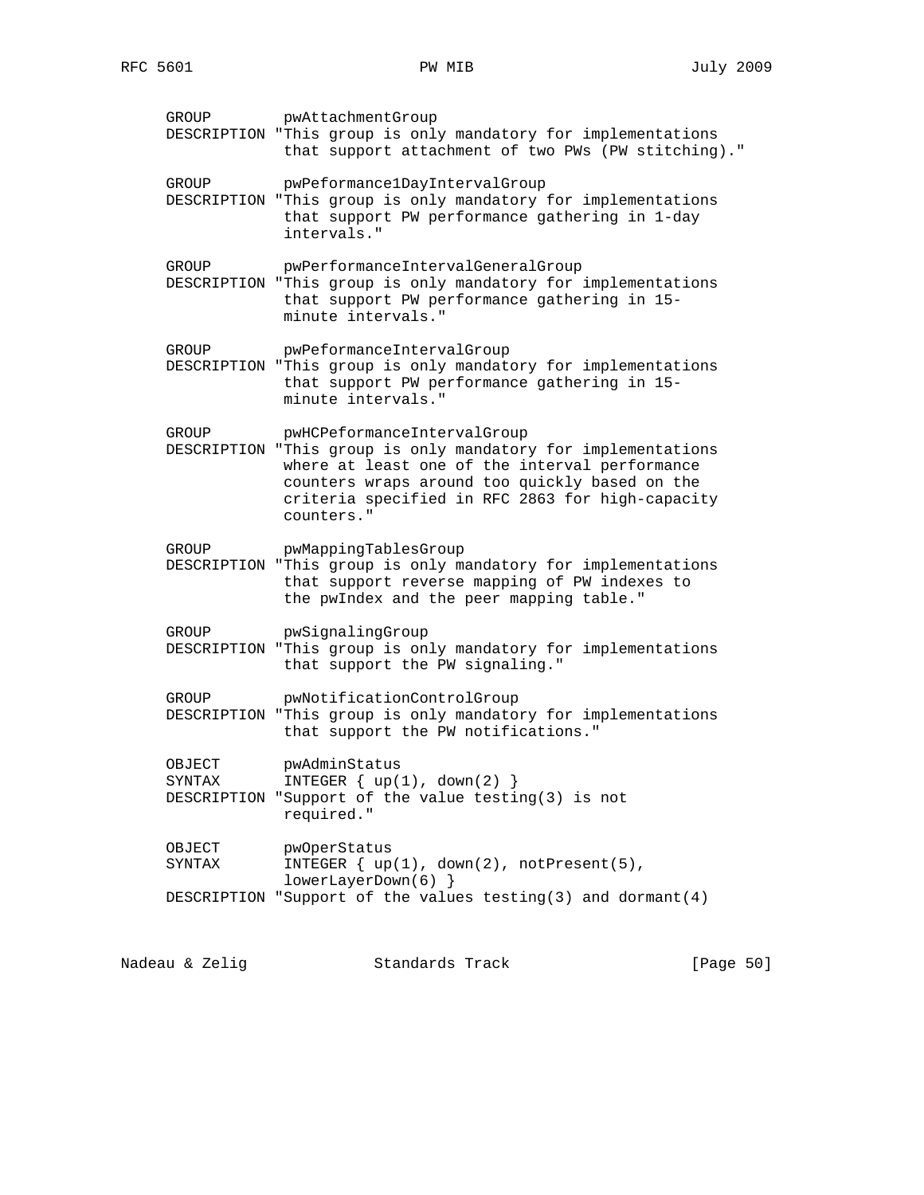```
      GROUP        pwAttachmentGroup
      DESCRIPTION "This group is only mandatory for implementations
                   that support attachment of two PWs (PW stitching)."

      GROUP        pwPeformance1DayIntervalGroup
      DESCRIPTION "This group is only mandatory for implementations
                   that support PW performance gathering in 1-day
                   intervals."

      GROUP        pwPerformanceIntervalGeneralGroup
      DESCRIPTION "This group is only mandatory for implementations
                   that support PW performance gathering in 15-
                   minute intervals."

      GROUP        pwPeformanceIntervalGroup
      DESCRIPTION "This group is only mandatory for implementations
                   that support PW performance gathering in 15-
                   minute intervals."

      GROUP        pwHCPeformanceIntervalGroup
      DESCRIPTION "This group is only mandatory for implementations
                   where at least one of the interval performance
                   counters wraps around too quickly based on the
                   criteria specified in RFC 2863 for high-capacity
                   counters."

      GROUP        pwMappingTablesGroup
      DESCRIPTION "This group is only mandatory for implementations
                   that support reverse mapping of PW indexes to
                   the pwIndex and the peer mapping table."

      GROUP        pwSignalingGroup
      DESCRIPTION "This group is only mandatory for implementations
                   that support the PW signaling."

      GROUP        pwNotificationControlGroup
      DESCRIPTION "This group is only mandatory for implementations
                   that support the PW notifications."

      OBJECT       pwAdminStatus
      SYNTAX       INTEGER { up(1), down(2) }
      DESCRIPTION "Support of the value testing(3) is not
                   required."

      OBJECT       pwOperStatus
      SYNTAX       INTEGER { up(1), down(2), notPresent(5),
                   lowerLayerDown(6) }
      DESCRIPTION "Support of the values testing(3) and dormant(4)
```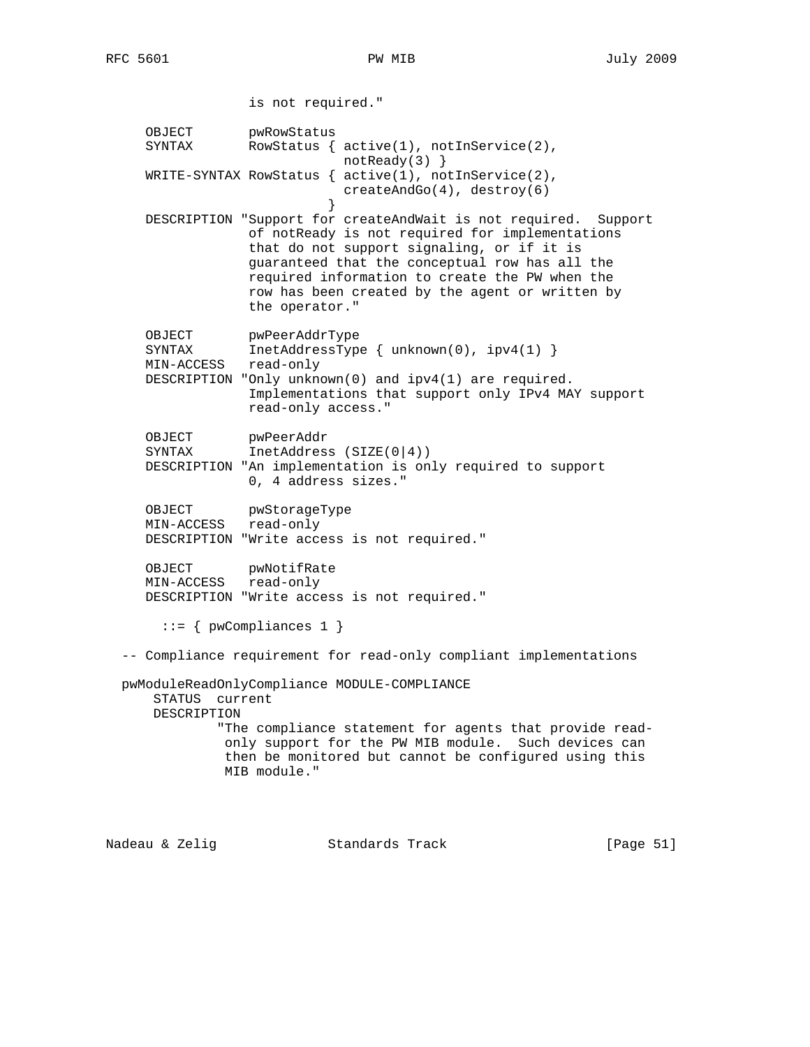```
                 is not required."

     OBJECT       pwRowStatus
     SYNTAX       RowStatus { active(1), notInService(2),
                              notReady(3) }
     WRITE-SYNTAX RowStatus { active(1), notInService(2),
                              createAndGo(4), destroy(6)
                            }
     DESCRIPTION "Support for createAndWait is not required.  Support
                 of notReady is not required for implementations
                 that do not support signaling, or if it is
                 guaranteed that the conceptual row has all the
                 required information to create the PW when the
                 row has been created by the agent or written by
                 the operator."

     OBJECT       pwPeerAddrType
     SYNTAX       InetAddressType { unknown(0), ipv4(1) }
     MIN-ACCESS   read-only
     DESCRIPTION "Only unknown(0) and ipv4(1) are required.
                 Implementations that support only IPv4 MAY support
                 read-only access."

     OBJECT       pwPeerAddr
     SYNTAX       InetAddress (SIZE(0|4))
     DESCRIPTION "An implementation is only required to support
                 0, 4 address sizes."

     OBJECT       pwStorageType
     MIN-ACCESS   read-only
     DESCRIPTION "Write access is not required."

     OBJECT       pwNotifRate
     MIN-ACCESS   read-only
     DESCRIPTION "Write access is not required."

       ::= { pwCompliances 1 }

   -- Compliance requirement for read-only compliant implementations

   pwModuleReadOnlyCompliance MODULE-COMPLIANCE
       STATUS  current
       DESCRIPTION
             "The compliance statement for agents that provide read-
              only support for the PW MIB module.  Such devices can
              then be monitored but cannot be configured using this
              MIB module."
```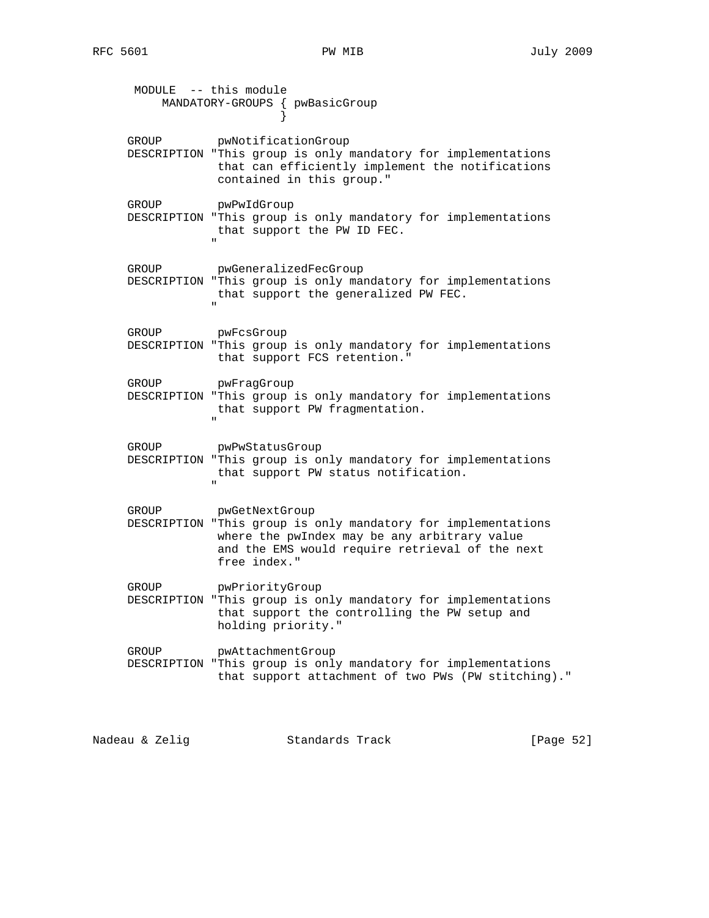```
       MODULE  -- this module
           MANDATORY-GROUPS { pwBasicGroup
                            }

      GROUP        pwNotificationGroup
      DESCRIPTION "This group is only mandatory for implementations
                   that can efficiently implement the notifications
                   contained in this group."

      GROUP        pwPwIdGroup
      DESCRIPTION "This group is only mandatory for implementations
                   that support the PW ID FEC.
                  "

      GROUP        pwGeneralizedFecGroup
      DESCRIPTION "This group is only mandatory for implementations
                   that support the generalized PW FEC.
                  "

      GROUP        pwFcsGroup
      DESCRIPTION "This group is only mandatory for implementations
                   that support FCS retention."

      GROUP        pwFragGroup
      DESCRIPTION "This group is only mandatory for implementations
                   that support PW fragmentation.
                  "

      GROUP        pwPwStatusGroup
      DESCRIPTION "This group is only mandatory for implementations
                   that support PW status notification.
                  "

      GROUP        pwGetNextGroup
      DESCRIPTION "This group is only mandatory for implementations
                   where the pwIndex may be any arbitrary value
                   and the EMS would require retrieval of the next
                   free index."

      GROUP        pwPriorityGroup
      DESCRIPTION "This group is only mandatory for implementations
                   that support the controlling the PW setup and
                   holding priority."

      GROUP        pwAttachmentGroup
      DESCRIPTION "This group is only mandatory for implementations
                   that support attachment of two PWs (PW stitching)."
```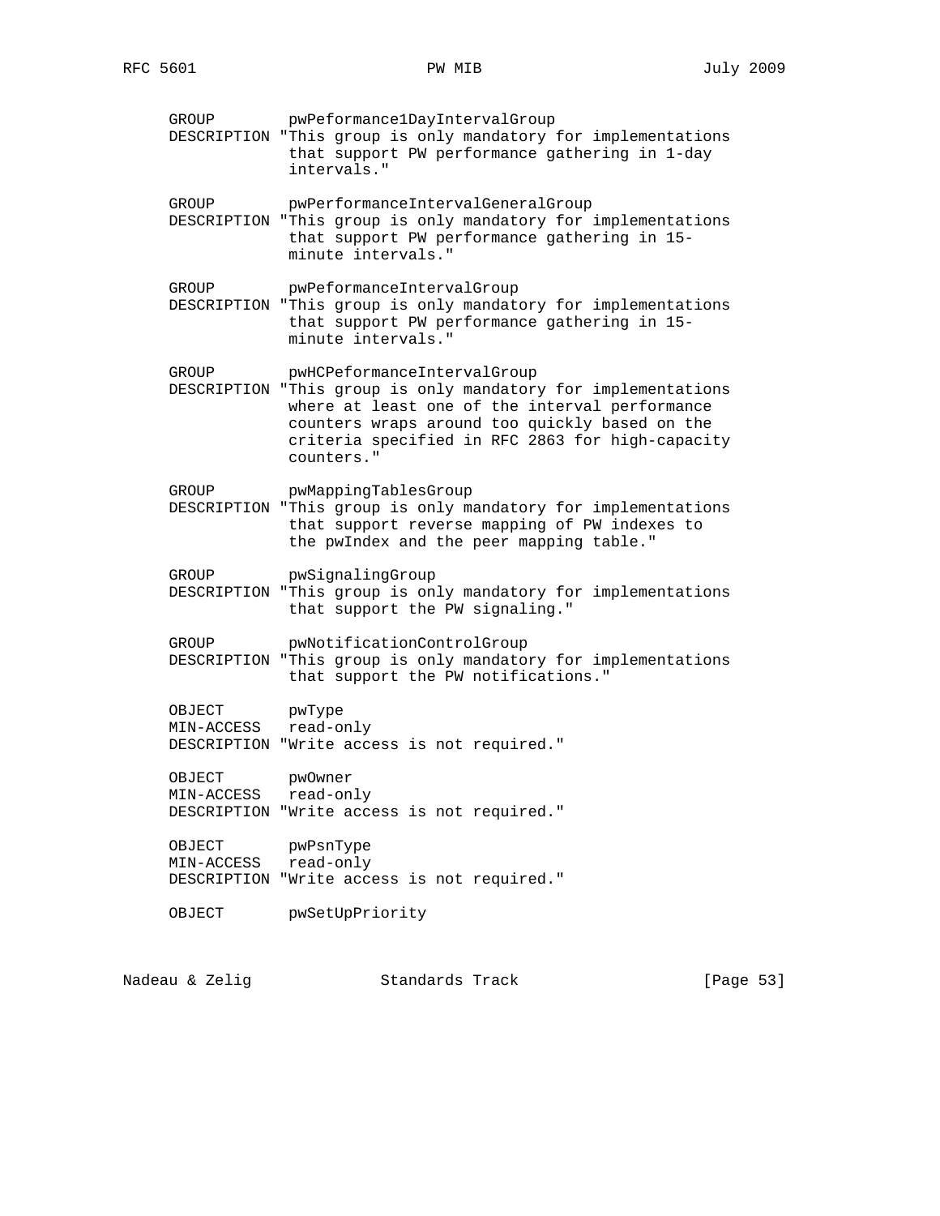```
      GROUP        pwPeformance1DayIntervalGroup
      DESCRIPTION "This group is only mandatory for implementations
                   that support PW performance gathering in 1-day
                   intervals."

      GROUP        pwPerformanceIntervalGeneralGroup
      DESCRIPTION "This group is only mandatory for implementations
                   that support PW performance gathering in 15-
                   minute intervals."

      GROUP        pwPeformanceIntervalGroup
      DESCRIPTION "This group is only mandatory for implementations
                   that support PW performance gathering in 15-
                   minute intervals."

      GROUP        pwHCPeformanceIntervalGroup
      DESCRIPTION "This group is only mandatory for implementations
                   where at least one of the interval performance
                   counters wraps around too quickly based on the
                   criteria specified in RFC 2863 for high-capacity
                   counters."

      GROUP        pwMappingTablesGroup
      DESCRIPTION "This group is only mandatory for implementations
                   that support reverse mapping of PW indexes to
                   the pwIndex and the peer mapping table."

      GROUP        pwSignalingGroup
      DESCRIPTION "This group is only mandatory for implementations
                   that support the PW signaling."

      GROUP        pwNotificationControlGroup
      DESCRIPTION "This group is only mandatory for implementations
                   that support the PW notifications."

      OBJECT       pwType
      MIN-ACCESS   read-only
      DESCRIPTION "Write access is not required."

      OBJECT       pwOwner
      MIN-ACCESS   read-only
      DESCRIPTION "Write access is not required."

      OBJECT       pwPsnType
      MIN-ACCESS   read-only
      DESCRIPTION "Write access is not required."

      OBJECT       pwSetUpPriority
```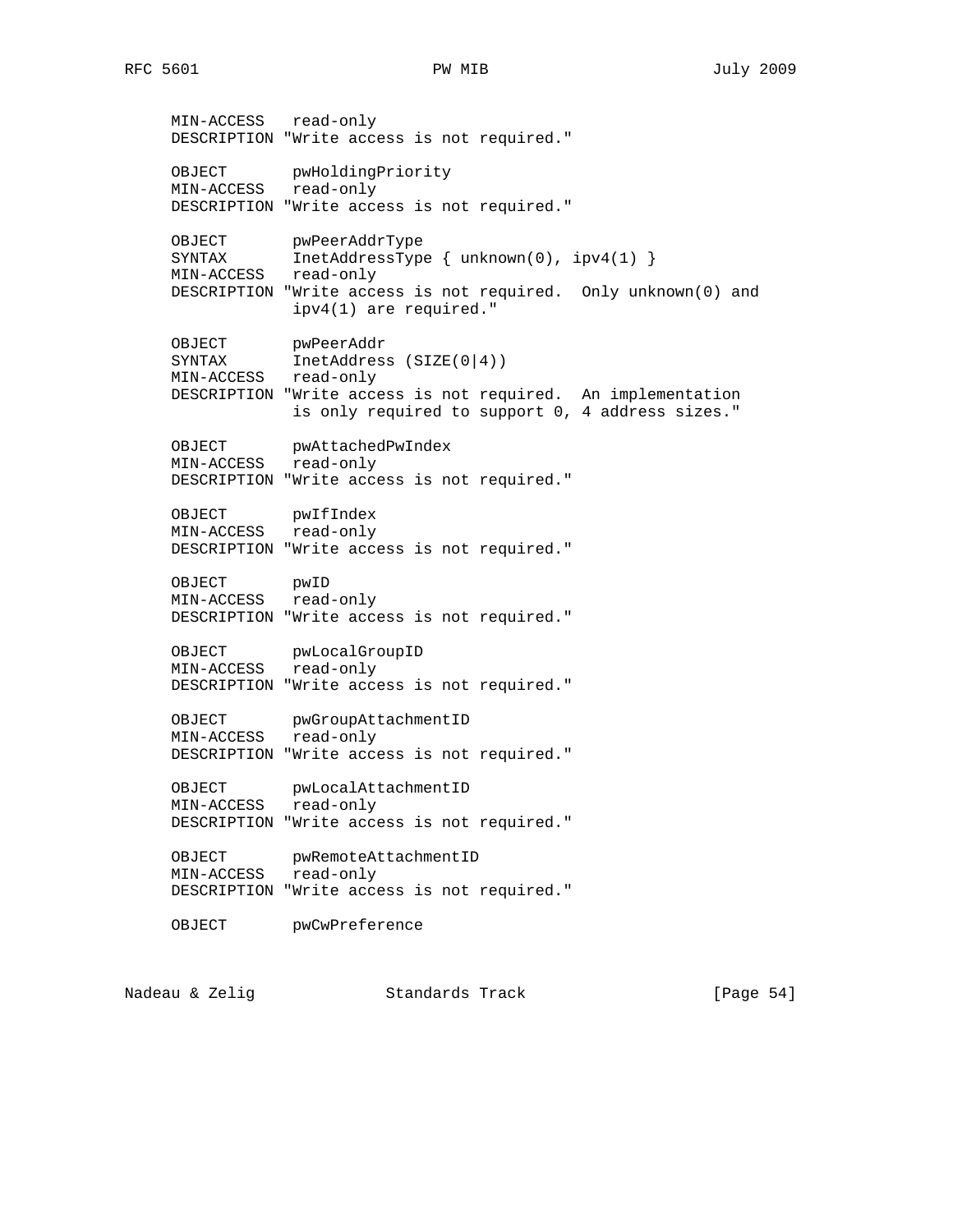```
      MIN-ACCESS   read-only
      DESCRIPTION "Write access is not required."

      OBJECT       pwHoldingPriority
      MIN-ACCESS   read-only
      DESCRIPTION "Write access is not required."

      OBJECT       pwPeerAddrType
      SYNTAX       InetAddressType { unknown(0), ipv4(1) }
      MIN-ACCESS   read-only
      DESCRIPTION "Write access is not required.  Only unknown(0) and
                   ipv4(1) are required."

      OBJECT       pwPeerAddr
      SYNTAX       InetAddress (SIZE(0|4))
      MIN-ACCESS   read-only
      DESCRIPTION "Write access is not required.  An implementation
                   is only required to support 0, 4 address sizes."

      OBJECT       pwAttachedPwIndex
      MIN-ACCESS   read-only
      DESCRIPTION "Write access is not required."

      OBJECT       pwIfIndex
      MIN-ACCESS   read-only
      DESCRIPTION "Write access is not required."

      OBJECT       pwID
      MIN-ACCESS   read-only
      DESCRIPTION "Write access is not required."

      OBJECT       pwLocalGroupID
      MIN-ACCESS   read-only
      DESCRIPTION "Write access is not required."

      OBJECT       pwGroupAttachmentID
      MIN-ACCESS   read-only
      DESCRIPTION "Write access is not required."

      OBJECT       pwLocalAttachmentID
      MIN-ACCESS   read-only
      DESCRIPTION "Write access is not required."

      OBJECT       pwRemoteAttachmentID
      MIN-ACCESS   read-only
      DESCRIPTION "Write access is not required."

      OBJECT       pwCwPreference
```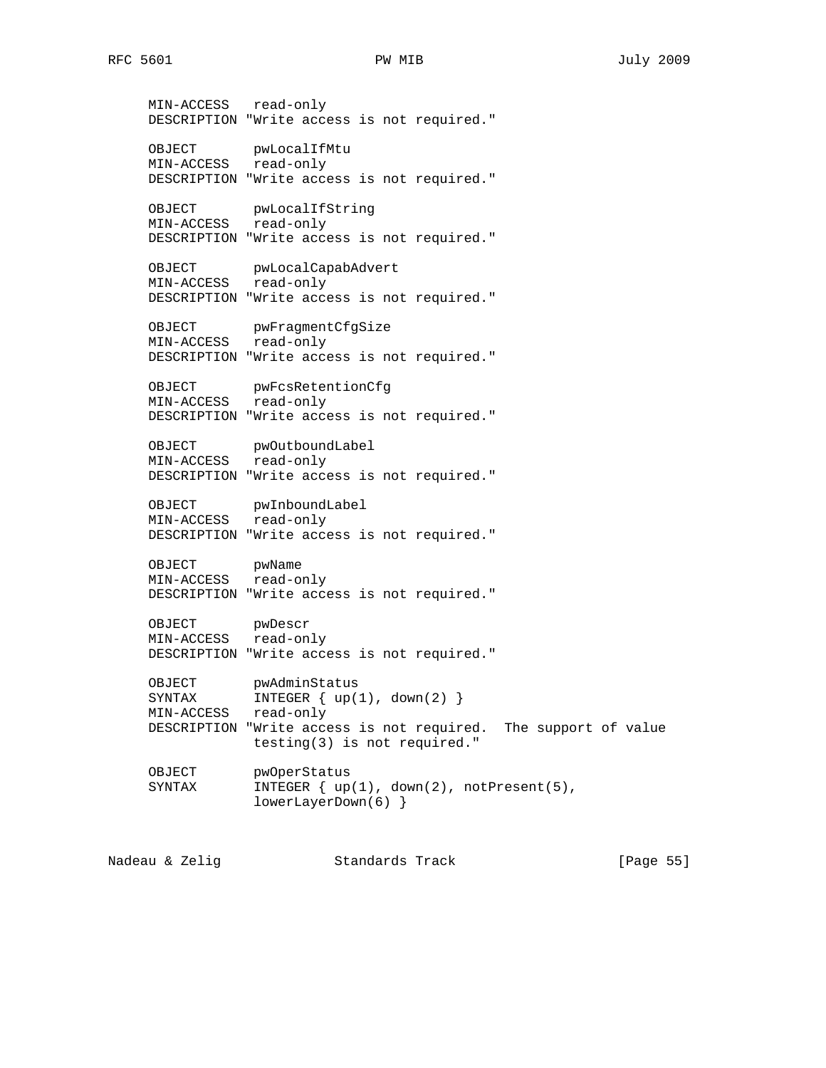```
      MIN-ACCESS   read-only
      DESCRIPTION "Write access is not required."

      OBJECT       pwLocalIfMtu
      MIN-ACCESS   read-only
      DESCRIPTION "Write access is not required."

      OBJECT       pwLocalIfString
      MIN-ACCESS   read-only
      DESCRIPTION "Write access is not required."

      OBJECT       pwLocalCapabAdvert
      MIN-ACCESS   read-only
      DESCRIPTION "Write access is not required."

      OBJECT       pwFragmentCfgSize
      MIN-ACCESS   read-only
      DESCRIPTION "Write access is not required."

      OBJECT       pwFcsRetentionCfg
      MIN-ACCESS   read-only
      DESCRIPTION "Write access is not required."

      OBJECT       pwOutboundLabel
      MIN-ACCESS   read-only
      DESCRIPTION "Write access is not required."

      OBJECT       pwInboundLabel
      MIN-ACCESS   read-only
      DESCRIPTION "Write access is not required."

      OBJECT       pwName
      MIN-ACCESS   read-only
      DESCRIPTION "Write access is not required."

      OBJECT       pwDescr
      MIN-ACCESS   read-only
      DESCRIPTION "Write access is not required."

      OBJECT       pwAdminStatus
      SYNTAX       INTEGER { up(1), down(2) }
      MIN-ACCESS   read-only
      DESCRIPTION "Write access is not required.  The support of value
                   testing(3) is not required."

      OBJECT       pwOperStatus
      SYNTAX       INTEGER { up(1), down(2), notPresent(5),
                   lowerLayerDown(6) }
```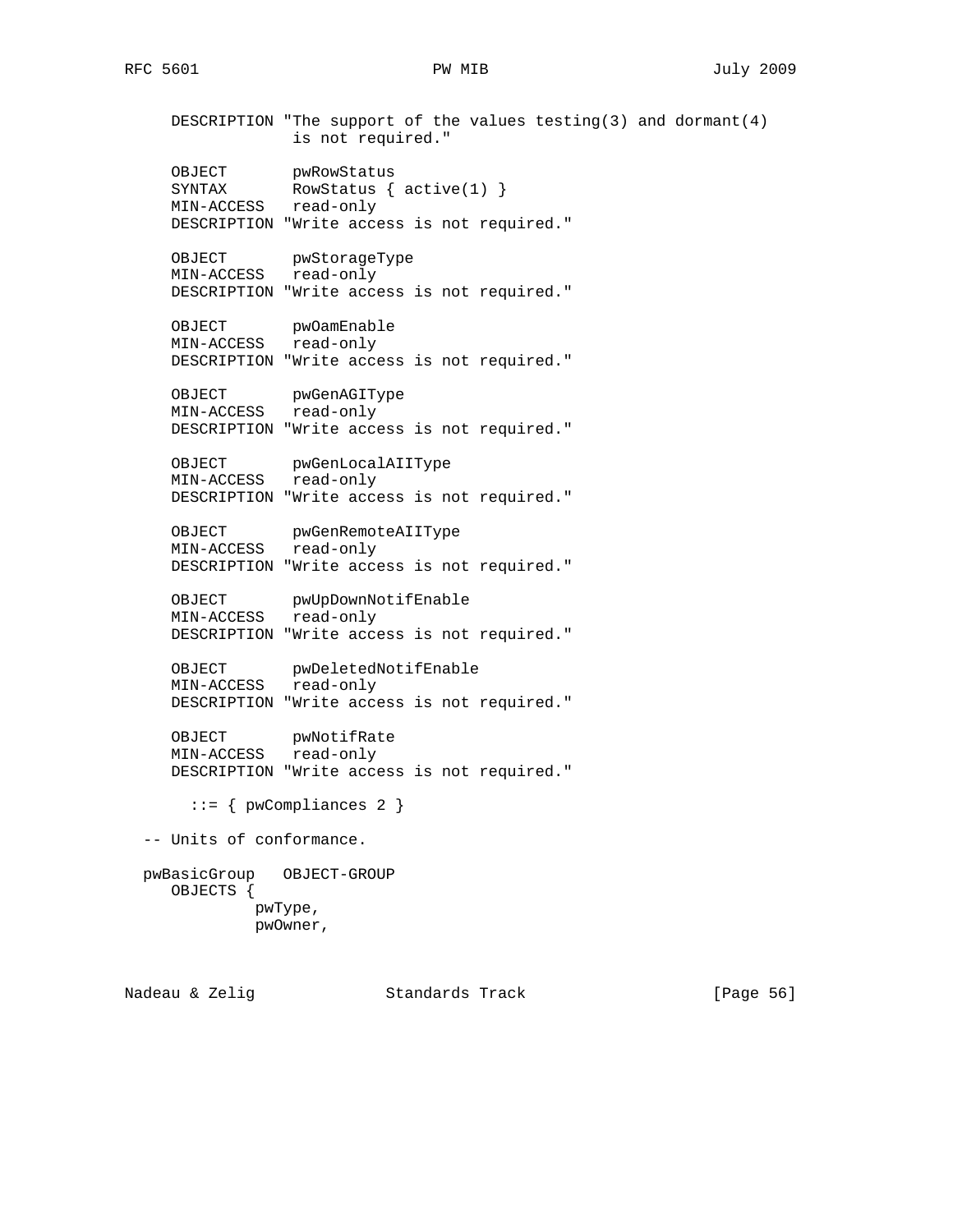```
     DESCRIPTION "The support of the values testing(3) and dormant(4)
                  is not required."

     OBJECT       pwRowStatus
     SYNTAX       RowStatus { active(1) }
     MIN-ACCESS   read-only
     DESCRIPTION "Write access is not required."

     OBJECT       pwStorageType
     MIN-ACCESS   read-only
     DESCRIPTION "Write access is not required."

     OBJECT       pwOamEnable
     MIN-ACCESS   read-only
     DESCRIPTION "Write access is not required."

     OBJECT       pwGenAGIType
     MIN-ACCESS   read-only
     DESCRIPTION "Write access is not required."

     OBJECT       pwGenLocalAIIType
     MIN-ACCESS   read-only
     DESCRIPTION "Write access is not required."

     OBJECT       pwGenRemoteAIIType
     MIN-ACCESS   read-only
     DESCRIPTION "Write access is not required."

     OBJECT       pwUpDownNotifEnable
     MIN-ACCESS   read-only
     DESCRIPTION "Write access is not required."

     OBJECT       pwDeletedNotifEnable
     MIN-ACCESS   read-only
     DESCRIPTION "Write access is not required."

     OBJECT       pwNotifRate
     MIN-ACCESS   read-only
     DESCRIPTION "Write access is not required."

       ::= { pwCompliances 2 }

  -- Units of conformance.

  pwBasicGroup   OBJECT-GROUP
     OBJECTS {
              pwType,
              pwOwner,
```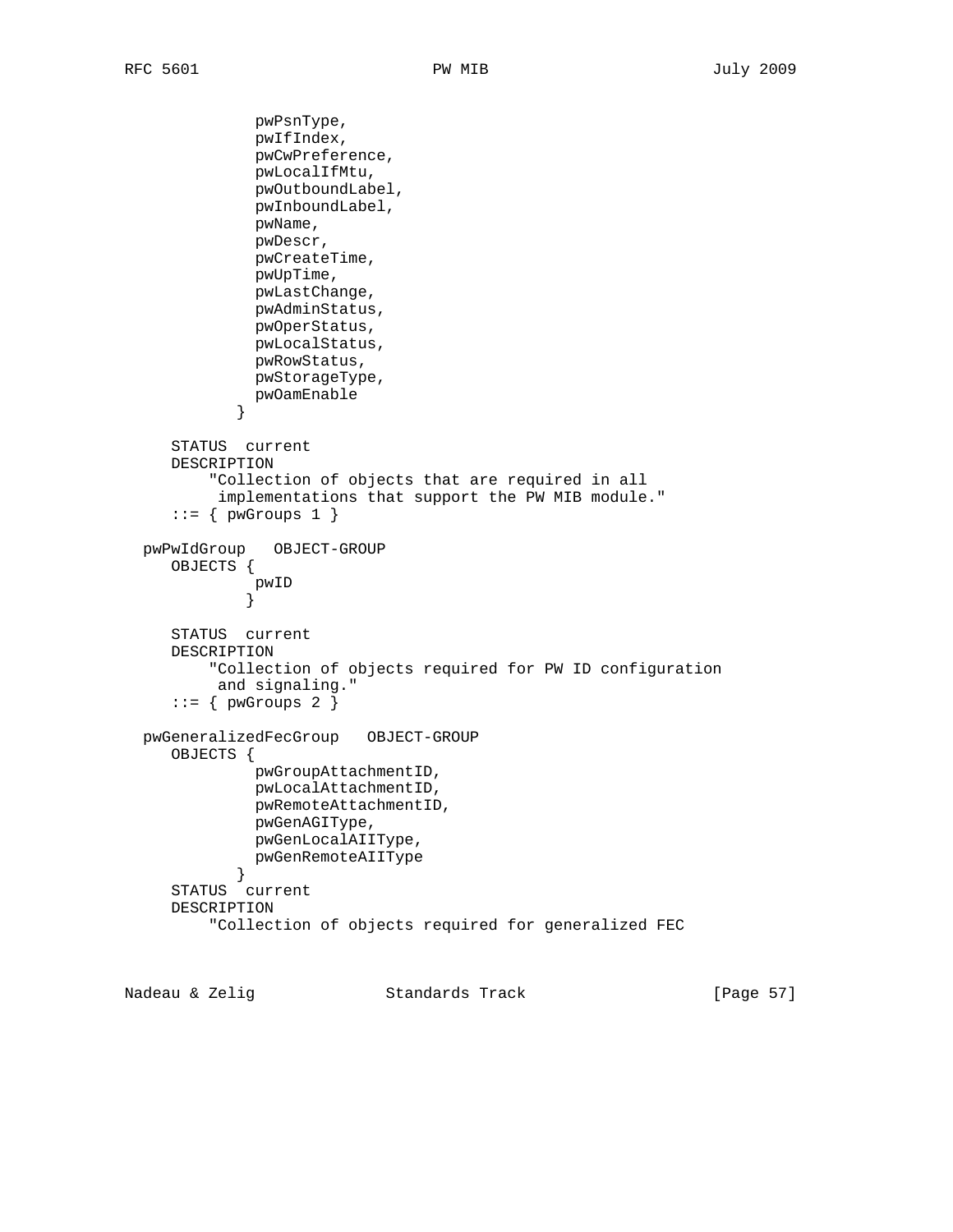```
             pwPsnType,
             pwIfIndex,
             pwCwPreference,
             pwLocalIfMtu,
             pwOutboundLabel,
             pwInboundLabel,
             pwName,
             pwDescr,
             pwCreateTime,
             pwUpTime,
             pwLastChange,
             pwAdminStatus,
             pwOperStatus,
             pwLocalStatus,
             pwRowStatus,
             pwStorageType,
             pwOamEnable
           }

    STATUS  current
    DESCRIPTION
        "Collection of objects that are required in all
         implementations that support the PW MIB module."
    ::= { pwGroups 1 }

 pwPwIdGroup   OBJECT-GROUP
    OBJECTS {
             pwID
            }

    STATUS  current
    DESCRIPTION
        "Collection of objects required for PW ID configuration
         and signaling."
    ::= { pwGroups 2 }

 pwGeneralizedFecGroup   OBJECT-GROUP
    OBJECTS {
             pwGroupAttachmentID,
             pwLocalAttachmentID,
             pwRemoteAttachmentID,
             pwGenAGIType,
             pwGenLocalAIIType,
             pwGenRemoteAIIType
           }
    STATUS  current
    DESCRIPTION
        "Collection of objects required for generalized FEC
```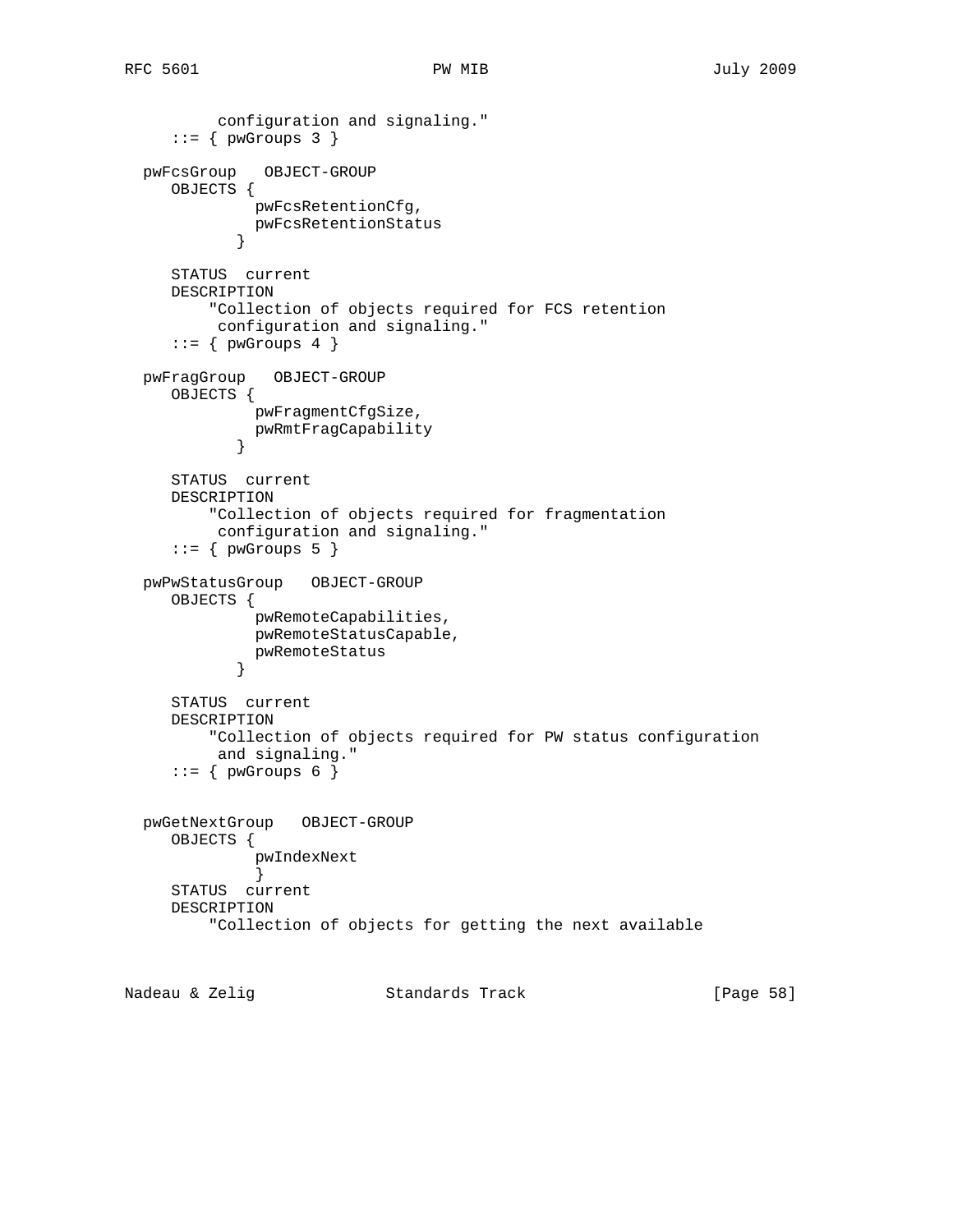```
          configuration and signaling."
     ::= { pwGroups 3 }

  pwFcsGroup   OBJECT-GROUP
     OBJECTS {
              pwFcsRetentionCfg,
              pwFcsRetentionStatus
            }

     STATUS  current
     DESCRIPTION
         "Collection of objects required for FCS retention
          configuration and signaling."
     ::= { pwGroups 4 }

  pwFragGroup   OBJECT-GROUP
     OBJECTS {
              pwFragmentCfgSize,
              pwRmtFragCapability
            }

     STATUS  current
     DESCRIPTION
         "Collection of objects required for fragmentation
          configuration and signaling."
     ::= { pwGroups 5 }

  pwPwStatusGroup   OBJECT-GROUP
     OBJECTS {
              pwRemoteCapabilities,
              pwRemoteStatusCapable,
              pwRemoteStatus
            }

     STATUS  current
     DESCRIPTION
         "Collection of objects required for PW status configuration
          and signaling."
     ::= { pwGroups 6 }


  pwGetNextGroup   OBJECT-GROUP
     OBJECTS {
              pwIndexNext
              }
     STATUS  current
     DESCRIPTION
         "Collection of objects for getting the next available
```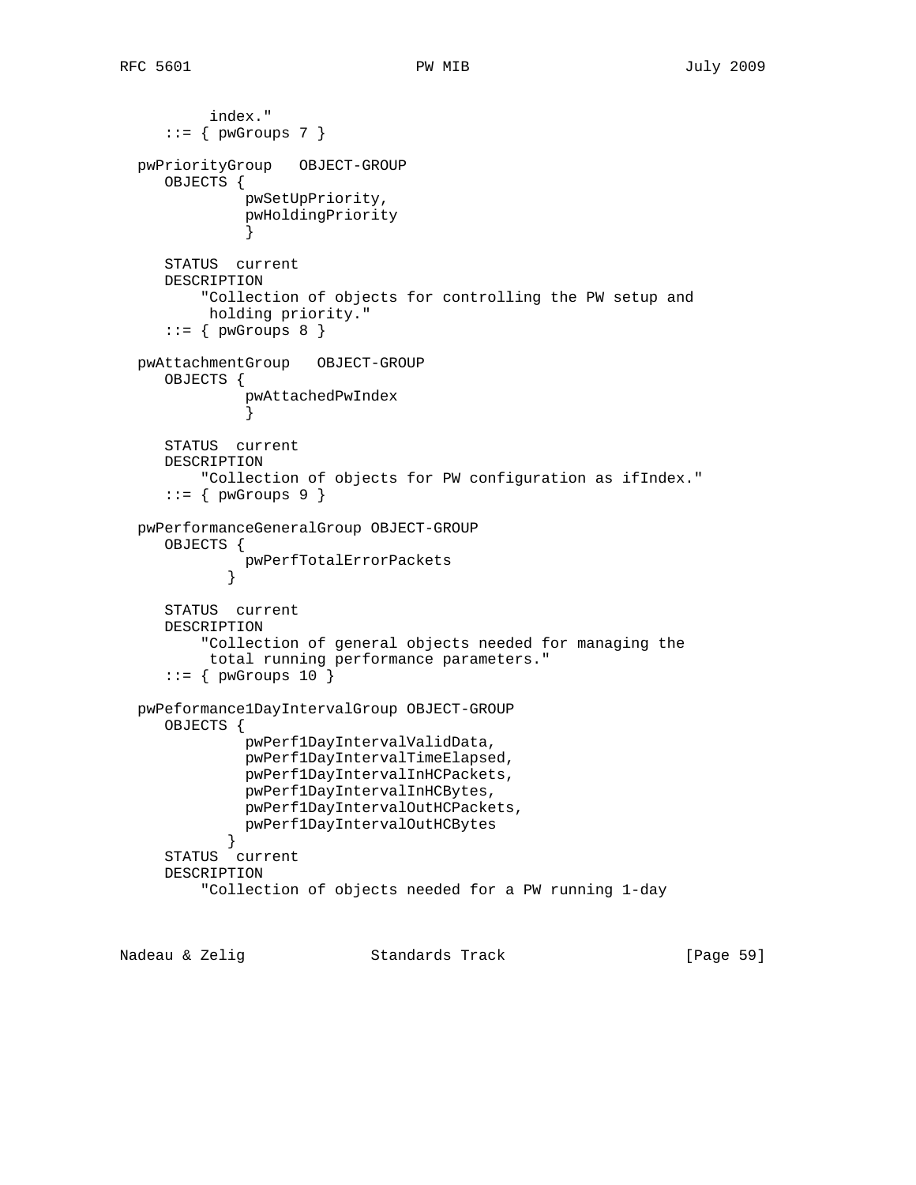```
          index."
      ::= { pwGroups 7 }

   pwPriorityGroup   OBJECT-GROUP
      OBJECTS {
               pwSetUpPriority,
               pwHoldingPriority
               }

      STATUS  current
      DESCRIPTION
          "Collection of objects for controlling the PW setup and
           holding priority."
      ::= { pwGroups 8 }

   pwAttachmentGroup   OBJECT-GROUP
      OBJECTS {
               pwAttachedPwIndex
               }

      STATUS  current
      DESCRIPTION
          "Collection of objects for PW configuration as ifIndex."
      ::= { pwGroups 9 }

   pwPerformanceGeneralGroup OBJECT-GROUP
      OBJECTS {
               pwPerfTotalErrorPackets
             }

      STATUS  current
      DESCRIPTION
          "Collection of general objects needed for managing the
           total running performance parameters."
      ::= { pwGroups 10 }

   pwPeformance1DayIntervalGroup OBJECT-GROUP
      OBJECTS {
               pwPerf1DayIntervalValidData,
               pwPerf1DayIntervalTimeElapsed,
               pwPerf1DayIntervalInHCPackets,
               pwPerf1DayIntervalInHCBytes,
               pwPerf1DayIntervalOutHCPackets,
               pwPerf1DayIntervalOutHCBytes
             }
      STATUS  current
      DESCRIPTION
          "Collection of objects needed for a PW running 1-day
```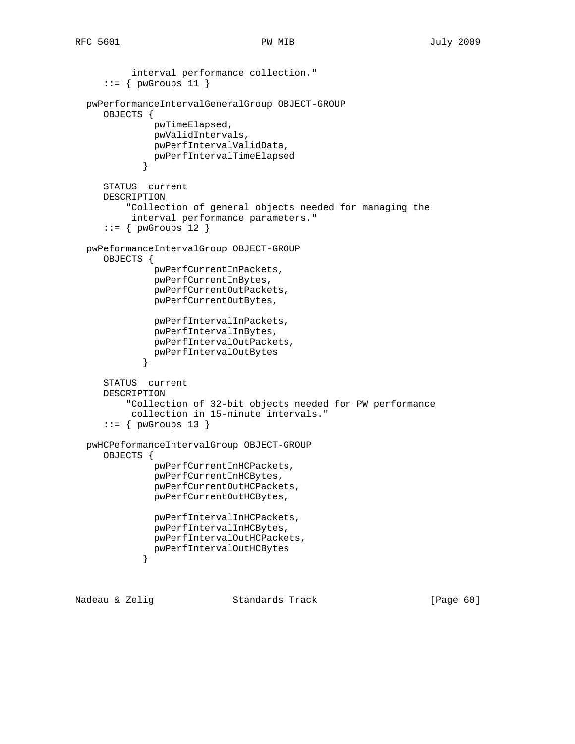```
          interval performance collection."
     ::= { pwGroups 11 }

  pwPerformanceIntervalGeneralGroup OBJECT-GROUP
     OBJECTS {
              pwTimeElapsed,
              pwValidIntervals,
              pwPerfIntervalValidData,
              pwPerfIntervalTimeElapsed
            }

     STATUS  current
     DESCRIPTION
         "Collection of general objects needed for managing the
          interval performance parameters."
     ::= { pwGroups 12 }

  pwPeformanceIntervalGroup OBJECT-GROUP
     OBJECTS {
              pwPerfCurrentInPackets,
              pwPerfCurrentInBytes,
              pwPerfCurrentOutPackets,
              pwPerfCurrentOutBytes,

              pwPerfIntervalInPackets,
              pwPerfIntervalInBytes,
              pwPerfIntervalOutPackets,
              pwPerfIntervalOutBytes
            }

     STATUS  current
     DESCRIPTION
         "Collection of 32-bit objects needed for PW performance
          collection in 15-minute intervals."
     ::= { pwGroups 13 }

  pwHCPeformanceIntervalGroup OBJECT-GROUP
     OBJECTS {
              pwPerfCurrentInHCPackets,
              pwPerfCurrentInHCBytes,
              pwPerfCurrentOutHCPackets,
              pwPerfCurrentOutHCBytes,

              pwPerfIntervalInHCPackets,
              pwPerfIntervalInHCBytes,
              pwPerfIntervalOutHCPackets,
              pwPerfIntervalOutHCBytes
            }
```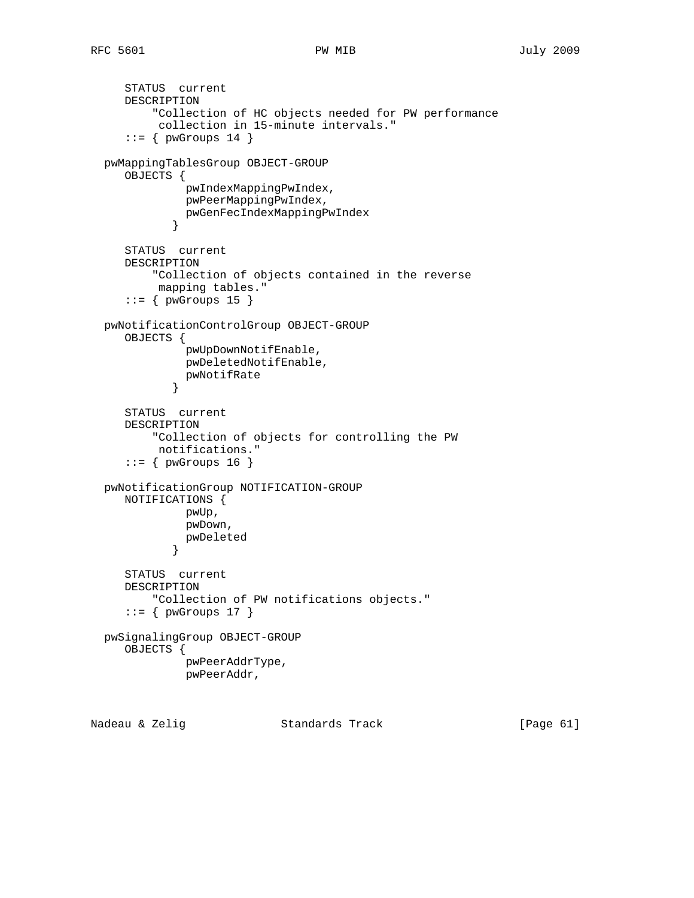```
      STATUS  current
      DESCRIPTION
          "Collection of HC objects needed for PW performance
           collection in 15-minute intervals."
      ::= { pwGroups 14 }

   pwMappingTablesGroup OBJECT-GROUP
      OBJECTS {
               pwIndexMappingPwIndex,
               pwPeerMappingPwIndex,
               pwGenFecIndexMappingPwIndex
             }

      STATUS  current
      DESCRIPTION
          "Collection of objects contained in the reverse
           mapping tables."
      ::= { pwGroups 15 }

   pwNotificationControlGroup OBJECT-GROUP
      OBJECTS {
               pwUpDownNotifEnable,
               pwDeletedNotifEnable,
               pwNotifRate
             }

      STATUS  current
      DESCRIPTION
          "Collection of objects for controlling the PW
           notifications."
      ::= { pwGroups 16 }

   pwNotificationGroup NOTIFICATION-GROUP
      NOTIFICATIONS {
               pwUp,
               pwDown,
               pwDeleted
             }

      STATUS  current
      DESCRIPTION
          "Collection of PW notifications objects."
      ::= { pwGroups 17 }

   pwSignalingGroup OBJECT-GROUP
      OBJECTS {
               pwPeerAddrType,
               pwPeerAddr,
```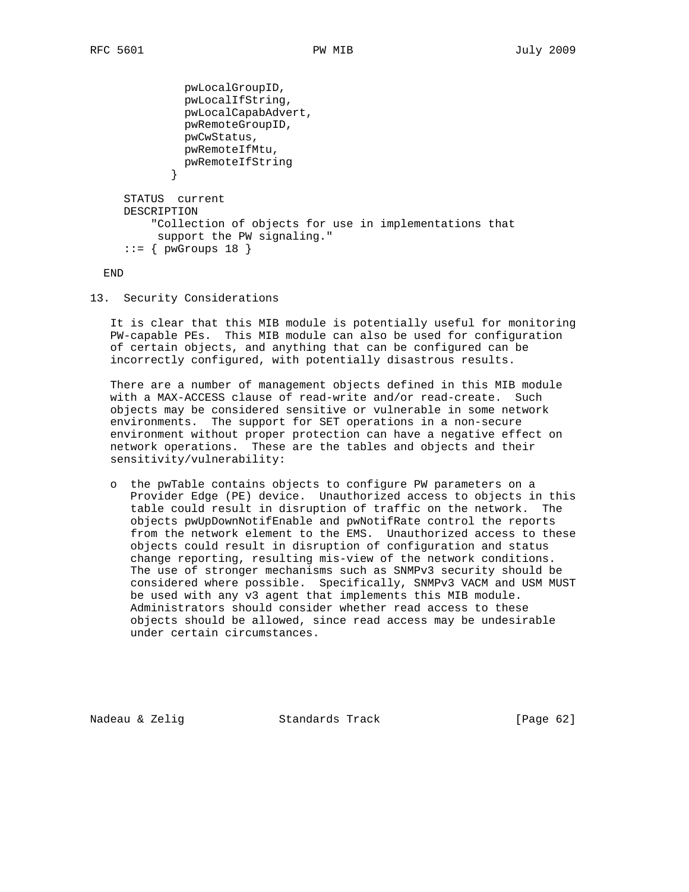```
              pwLocalGroupID,
              pwLocalIfString,
              pwLocalCapabAdvert,
              pwRemoteGroupID,
              pwCwStatus,
              pwRemoteIfMtu,
              pwRemoteIfString
            }

      STATUS  current
      DESCRIPTION
          "Collection of objects for use in implementations that
           support the PW signaling."
      ::= { pwGroups 18 }

   END
```

## 13. Security Considerations

It is clear that this MIB module is potentially useful for monitoring PW-capable PEs. This MIB module can also be used for configuration of certain objects, and anything that can be configured can be incorrectly configured, with potentially disastrous results.

There are a number of management objects defined in this MIB module with a MAX-ACCESS clause of read-write and/or read-create. Such objects may be considered sensitive or vulnerable in some network environments. The support for SET operations in a non-secure environment without proper protection can have a negative effect on network operations. These are the tables and objects and their sensitivity/vulnerability:

- the pwTable contains objects to configure PW parameters on a Provider Edge (PE) device. Unauthorized access to objects in this table could result in disruption of traffic on the network. The objects pwUpDownNotifEnable and pwNotifRate control the reports from the network element to the EMS. Unauthorized access to these objects could result in disruption of configuration and status change reporting, resulting mis-view of the network conditions. The use of stronger mechanisms such as SNMPv3 security should be considered where possible. Specifically, SNMPv3 VACM and USM MUST be used with any v3 agent that implements this MIB module. Administrators should consider whether read access to these objects should be allowed, since read access may be undesirable under certain circumstances.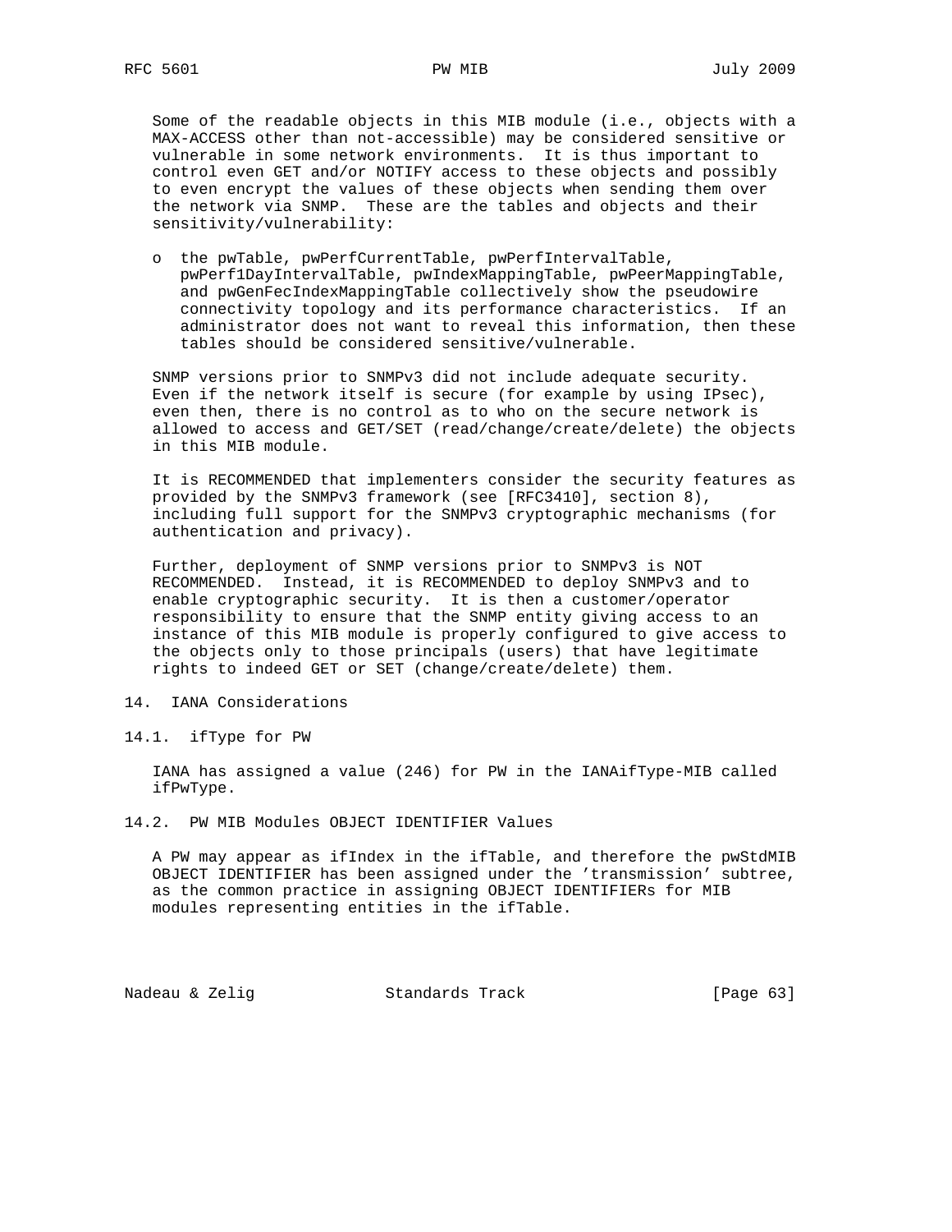Some of the readable objects in this MIB module (i.e., objects with a MAX-ACCESS other than not-accessible) may be considered sensitive or vulnerable in some network environments. It is thus important to control even GET and/or NOTIFY access to these objects and possibly to even encrypt the values of these objects when sending them over the network via SNMP. These are the tables and objects and their sensitivity/vulnerability:

- the pwTable, pwPerfCurrentTable, pwPerfIntervalTable, pwPerf1DayIntervalTable, pwIndexMappingTable, pwPeerMappingTable, and pwGenFecIndexMappingTable collectively show the pseudowire connectivity topology and its performance characteristics. If an administrator does not want to reveal this information, then these tables should be considered sensitive/vulnerable.

SNMP versions prior to SNMPv3 did not include adequate security. Even if the network itself is secure (for example by using IPsec), even then, there is no control as to who on the secure network is allowed to access and GET/SET (read/change/create/delete) the objects in this MIB module.

It is RECOMMENDED that implementers consider the security features as provided by the SNMPv3 framework (see [RFC3410], section 8), including full support for the SNMPv3 cryptographic mechanisms (for authentication and privacy).

Further, deployment of SNMP versions prior to SNMPv3 is NOT RECOMMENDED. Instead, it is RECOMMENDED to deploy SNMPv3 and to enable cryptographic security. It is then a customer/operator responsibility to ensure that the SNMP entity giving access to an instance of this MIB module is properly configured to give access to the objects only to those principals (users) that have legitimate rights to indeed GET or SET (change/create/delete) them.

# 14. IANA Considerations

## 14.1. ifType for PW

IANA has assigned a value (246) for PW in the IANAifType-MIB called ifPwType.

## 14.2. PW MIB Modules OBJECT IDENTIFIER Values

A PW may appear as ifIndex in the ifTable, and therefore the pwStdMIB OBJECT IDENTIFIER has been assigned under the 'transmission' subtree, as the common practice in assigning OBJECT IDENTIFIERs for MIB modules representing entities in the ifTable.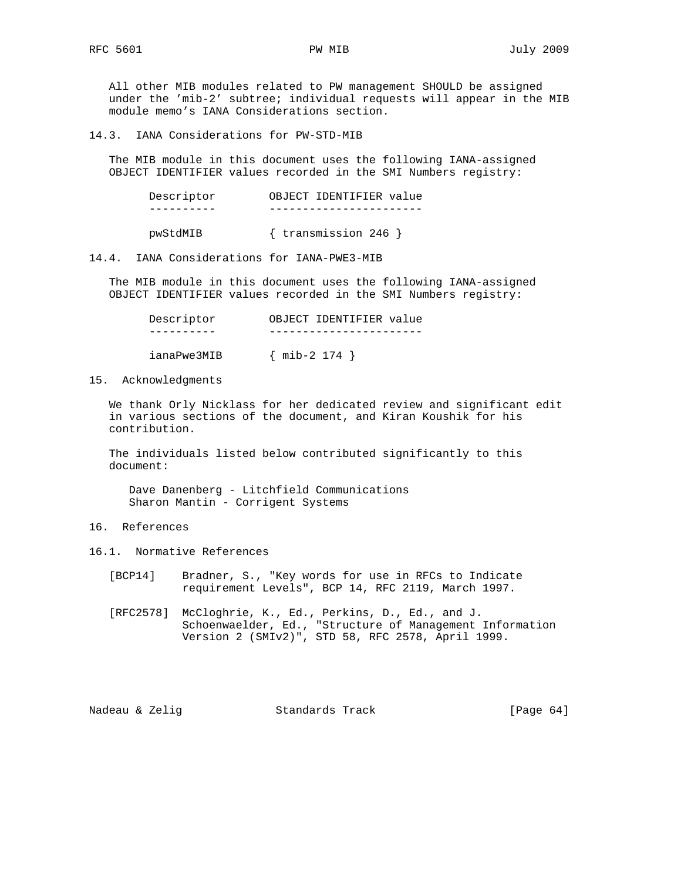All other MIB modules related to PW management SHOULD be assigned under the 'mib-2' subtree; individual requests will appear in the MIB module memo's IANA Considerations section.

### 14.3. IANA Considerations for PW-STD-MIB

The MIB module in this document uses the following IANA-assigned OBJECT IDENTIFIER values recorded in the SMI Numbers registry:

| Descriptor | OBJECT IDENTIFIER value |
|---|---|
| pwStdMIB | { transmission 246 } |

### 14.4. IANA Considerations for IANA-PWE3-MIB

The MIB module in this document uses the following IANA-assigned OBJECT IDENTIFIER values recorded in the SMI Numbers registry:

| Descriptor | OBJECT IDENTIFIER value |
|---|---|
| ianaPwe3MIB | { mib-2 174 } |

## 15. Acknowledgments

We thank Orly Nicklass for her dedicated review and significant edit in various sections of the document, and Kiran Koushik for his contribution.

The individuals listed below contributed significantly to this document:

Dave Danenberg - Litchfield Communications
Sharon Mantin - Corrigent Systems

## 16. References

### 16.1. Normative References

[BCP14] Bradner, S., "Key words for use in RFCs to Indicate requirement Levels", BCP 14, RFC 2119, March 1997.

[RFC2578] McCloghrie, K., Ed., Perkins, D., Ed., and J. Schoenwaelder, Ed., "Structure of Management Information Version 2 (SMIv2)", STD 58, RFC 2578, April 1999.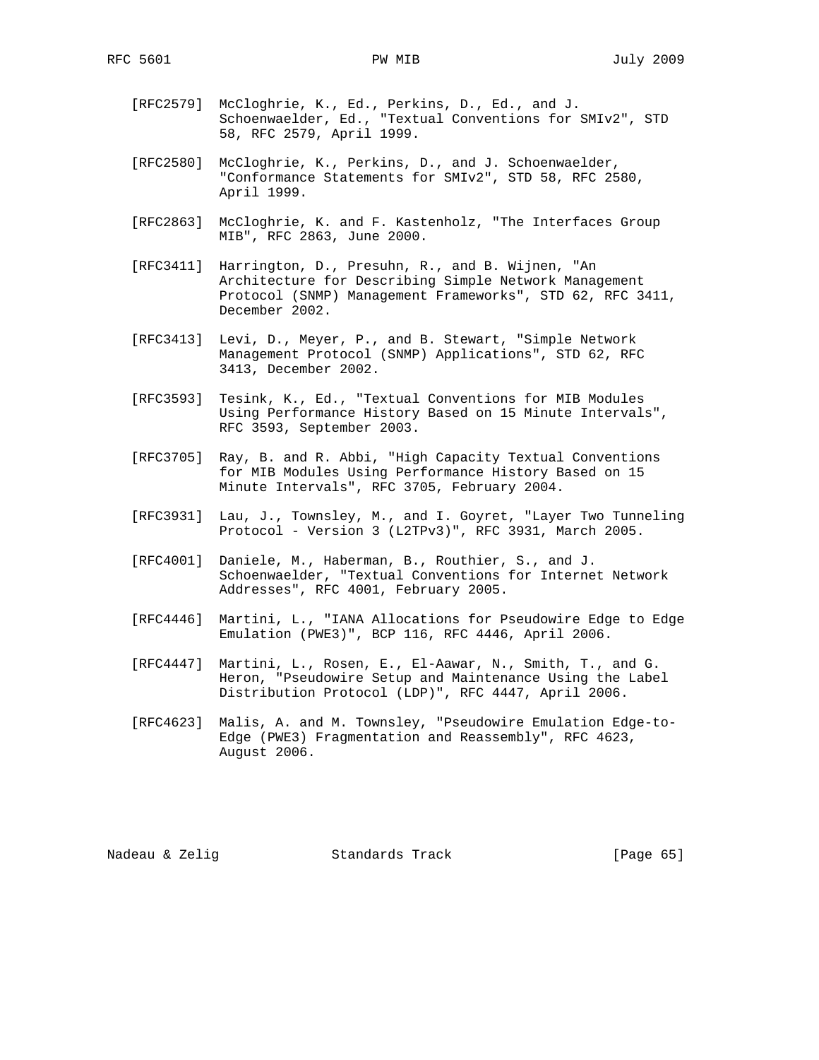[RFC2579] McCloghrie, K., Ed., Perkins, D., Ed., and J. Schoenwaelder, Ed., "Textual Conventions for SMIv2", STD 58, RFC 2579, April 1999.

[RFC2580] McCloghrie, K., Perkins, D., and J. Schoenwaelder, "Conformance Statements for SMIv2", STD 58, RFC 2580, April 1999.

[RFC2863] McCloghrie, K. and F. Kastenholz, "The Interfaces Group MIB", RFC 2863, June 2000.

[RFC3411] Harrington, D., Presuhn, R., and B. Wijnen, "An Architecture for Describing Simple Network Management Protocol (SNMP) Management Frameworks", STD 62, RFC 3411, December 2002.

[RFC3413] Levi, D., Meyer, P., and B. Stewart, "Simple Network Management Protocol (SNMP) Applications", STD 62, RFC 3413, December 2002.

[RFC3593] Tesink, K., Ed., "Textual Conventions for MIB Modules Using Performance History Based on 15 Minute Intervals", RFC 3593, September 2003.

[RFC3705] Ray, B. and R. Abbi, "High Capacity Textual Conventions for MIB Modules Using Performance History Based on 15 Minute Intervals", RFC 3705, February 2004.

[RFC3931] Lau, J., Townsley, M., and I. Goyret, "Layer Two Tunneling Protocol - Version 3 (L2TPv3)", RFC 3931, March 2005.

[RFC4001] Daniele, M., Haberman, B., Routhier, S., and J. Schoenwaelder, "Textual Conventions for Internet Network Addresses", RFC 4001, February 2005.

[RFC4446] Martini, L., "IANA Allocations for Pseudowire Edge to Edge Emulation (PWE3)", BCP 116, RFC 4446, April 2006.

[RFC4447] Martini, L., Rosen, E., El-Aawar, N., Smith, T., and G. Heron, "Pseudowire Setup and Maintenance Using the Label Distribution Protocol (LDP)", RFC 4447, April 2006.

[RFC4623] Malis, A. and M. Townsley, "Pseudowire Emulation Edge-to-Edge (PWE3) Fragmentation and Reassembly", RFC 4623, August 2006.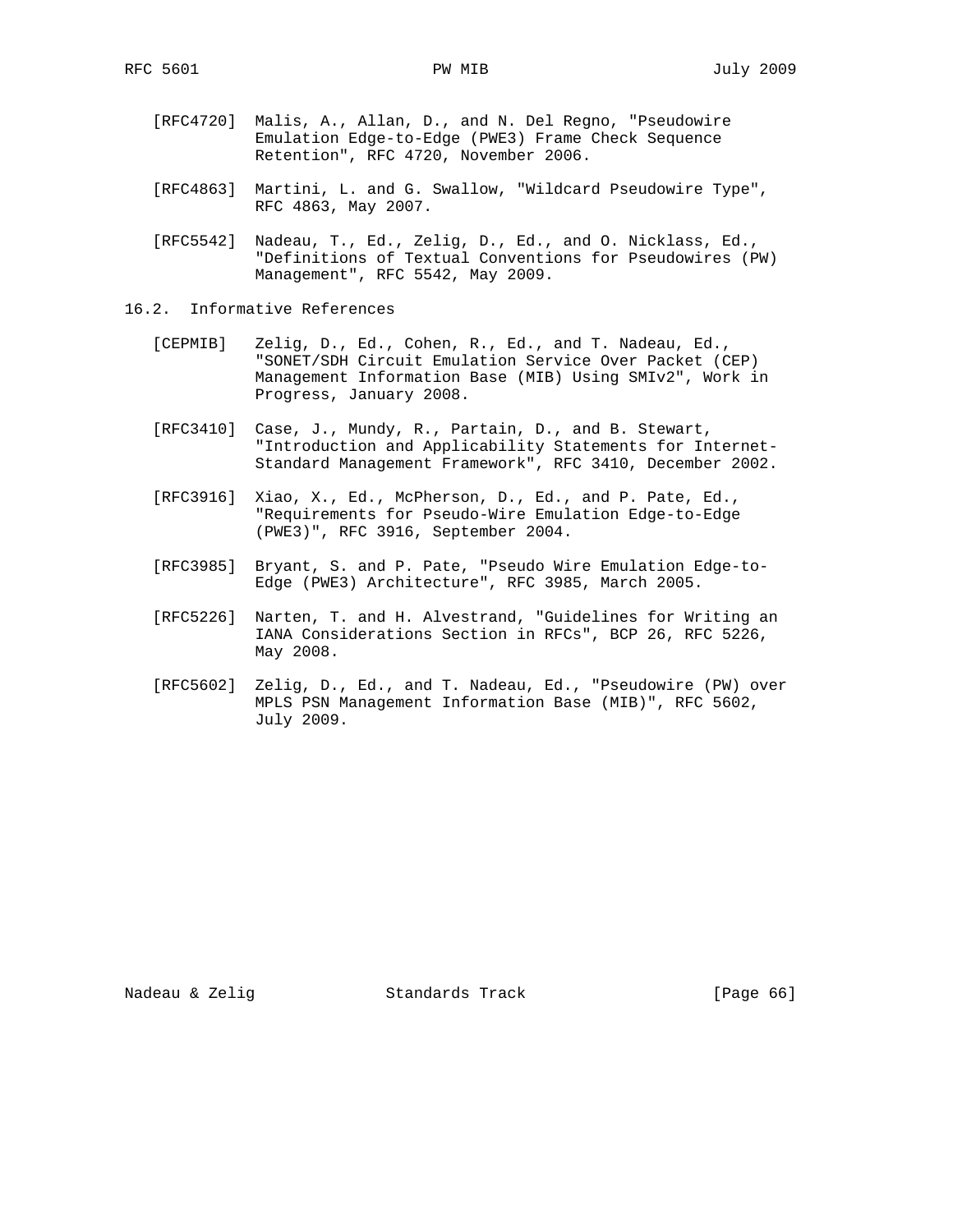[RFC4720] Malis, A., Allan, D., and N. Del Regno, "Pseudowire Emulation Edge-to-Edge (PWE3) Frame Check Sequence Retention", RFC 4720, November 2006.

[RFC4863] Martini, L. and G. Swallow, "Wildcard Pseudowire Type", RFC 4863, May 2007.

[RFC5542] Nadeau, T., Ed., Zelig, D., Ed., and O. Nicklass, Ed., "Definitions of Textual Conventions for Pseudowires (PW) Management", RFC 5542, May 2009.

### 16.2. Informative References

[CEPMIB] Zelig, D., Ed., Cohen, R., Ed., and T. Nadeau, Ed., "SONET/SDH Circuit Emulation Service Over Packet (CEP) Management Information Base (MIB) Using SMIv2", Work in Progress, January 2008.

[RFC3410] Case, J., Mundy, R., Partain, D., and B. Stewart, "Introduction and Applicability Statements for Internet-Standard Management Framework", RFC 3410, December 2002.

[RFC3916] Xiao, X., Ed., McPherson, D., Ed., and P. Pate, Ed., "Requirements for Pseudo-Wire Emulation Edge-to-Edge (PWE3)", RFC 3916, September 2004.

[RFC3985] Bryant, S. and P. Pate, "Pseudo Wire Emulation Edge-to-Edge (PWE3) Architecture", RFC 3985, March 2005.

[RFC5226] Narten, T. and H. Alvestrand, "Guidelines for Writing an IANA Considerations Section in RFCs", BCP 26, RFC 5226, May 2008.

[RFC5602] Zelig, D., Ed., and T. Nadeau, Ed., "Pseudowire (PW) over MPLS PSN Management Information Base (MIB)", RFC 5602, July 2009.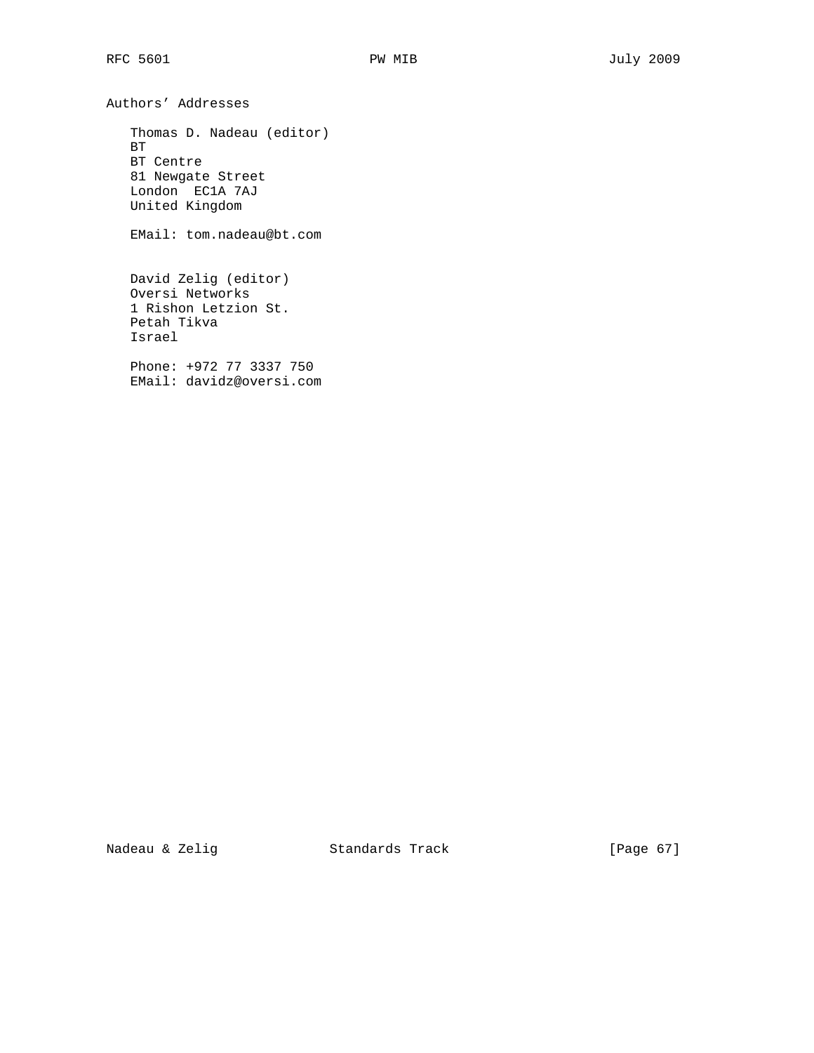## Authors' Addresses

Thomas D. Nadeau (editor)
BT
BT Centre
81 Newgate Street
London  EC1A 7AJ
United Kingdom

EMail: tom.nadeau@bt.com

David Zelig (editor)
Oversi Networks
1 Rishon Letzion St.
Petah Tikva
Israel

Phone: +972 77 3337 750
EMail: davidz@oversi.com